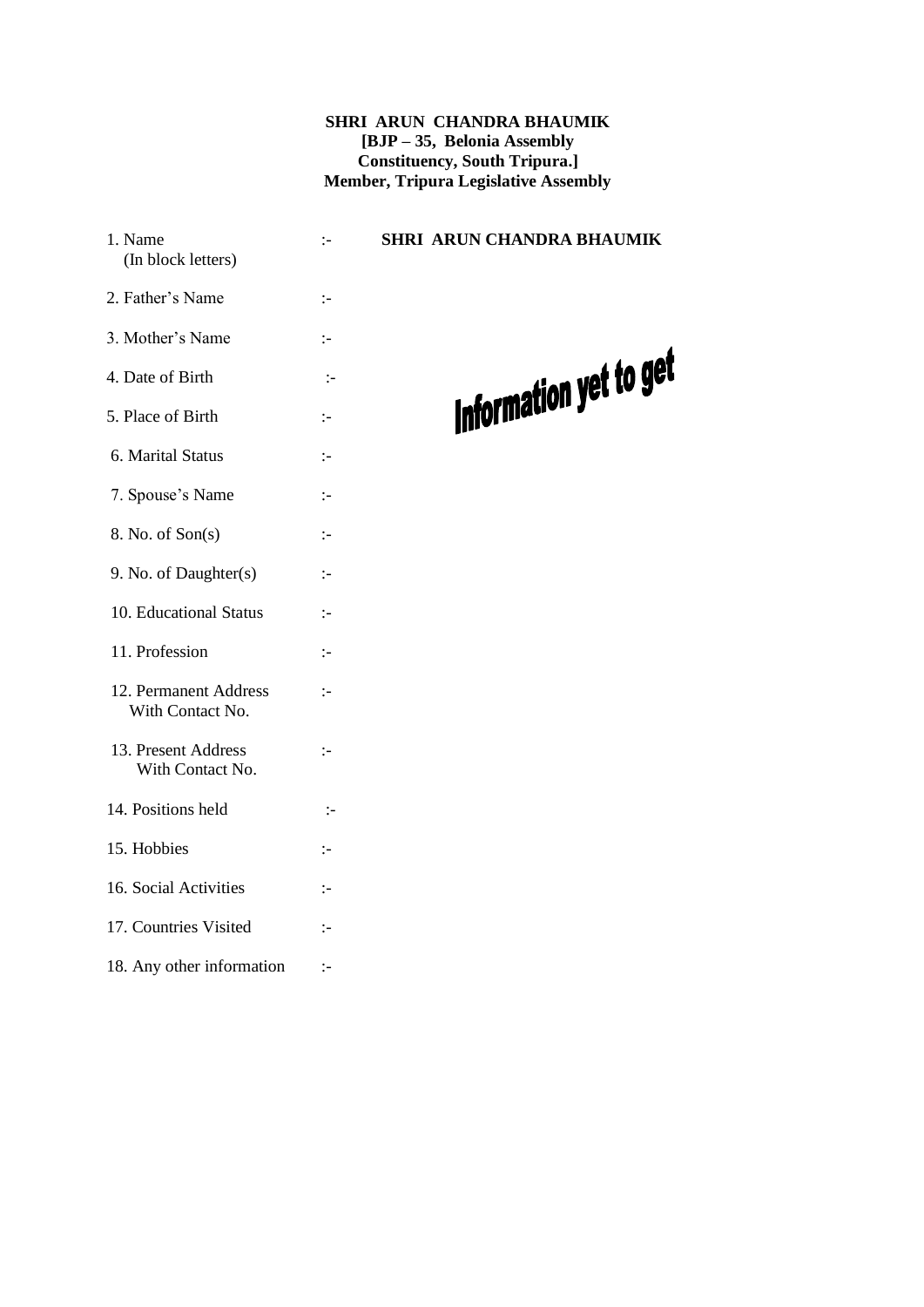**SHRI ARUN CHANDRA BHAUMIK**
**[BJP – 35, Belonia Assembly Constituency, South Tripura.]**
**Member, Tripura Legislative Assembly**

| | | |
|---|---|---|
| 1. Name (In block letters) | :- | **SHRI ARUN CHANDRA BHAUMIK** |
| 2. Father's Name | :- | |
| 3. Mother's Name | :- | |
| 4. Date of Birth | :- | Information yet to get |
| 5. Place of Birth | :- | |
| 6. Marital Status | :- | |
| 7. Spouse's Name | :- | |
| 8. No. of Son(s) | :- | |
| 9. No. of Daughter(s) | :- | |
| 10. Educational Status | :- | |
| 11. Profession | :- | |
| 12. Permanent Address With Contact No. | :- | |
| 13. Present Address With Contact No. | :- | |
| 14. Positions held | :- | |
| 15. Hobbies | :- | |
| 16. Social Activities | :- | |
| 17. Countries Visited | :- | |
| 18. Any other information | :- | |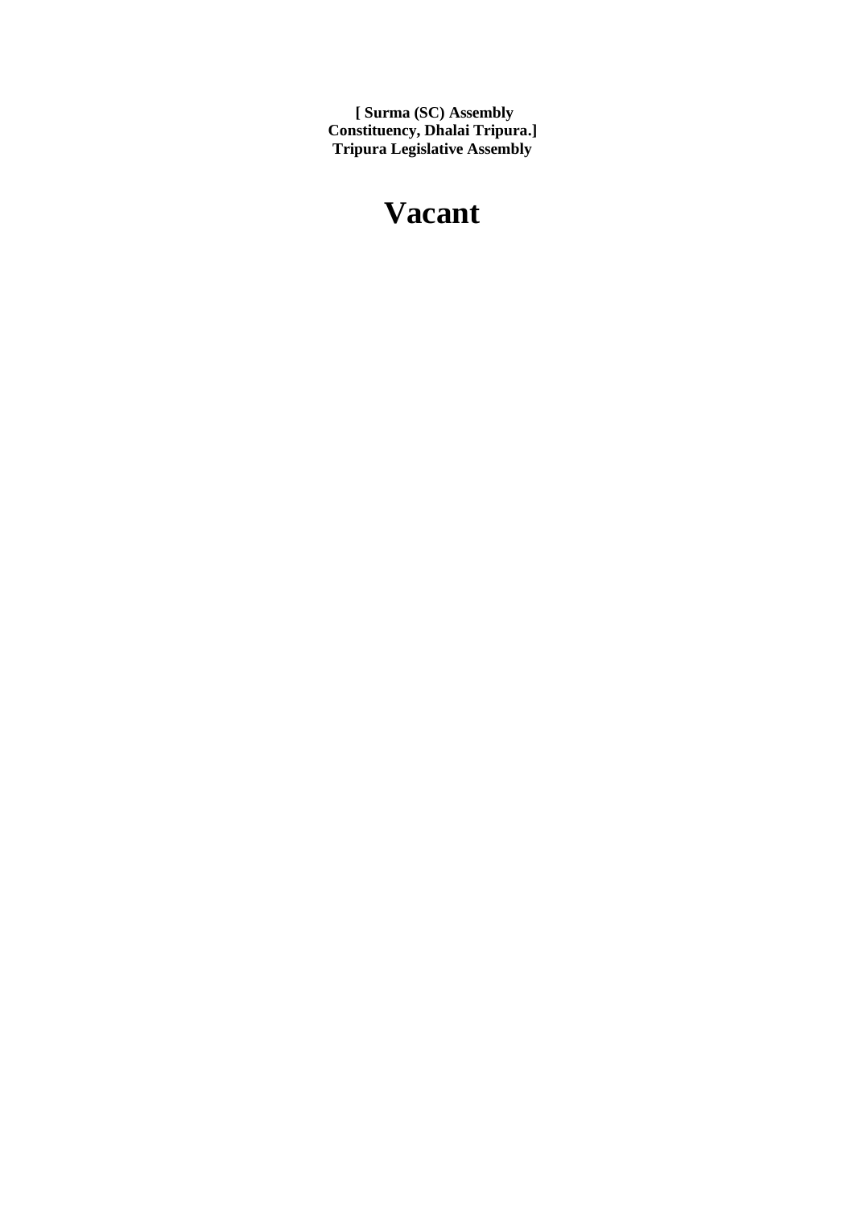**[ Surma (SC) Assembly Constituency, Dhalai Tripura.]**
**Tripura Legislative Assembly**

# Vacant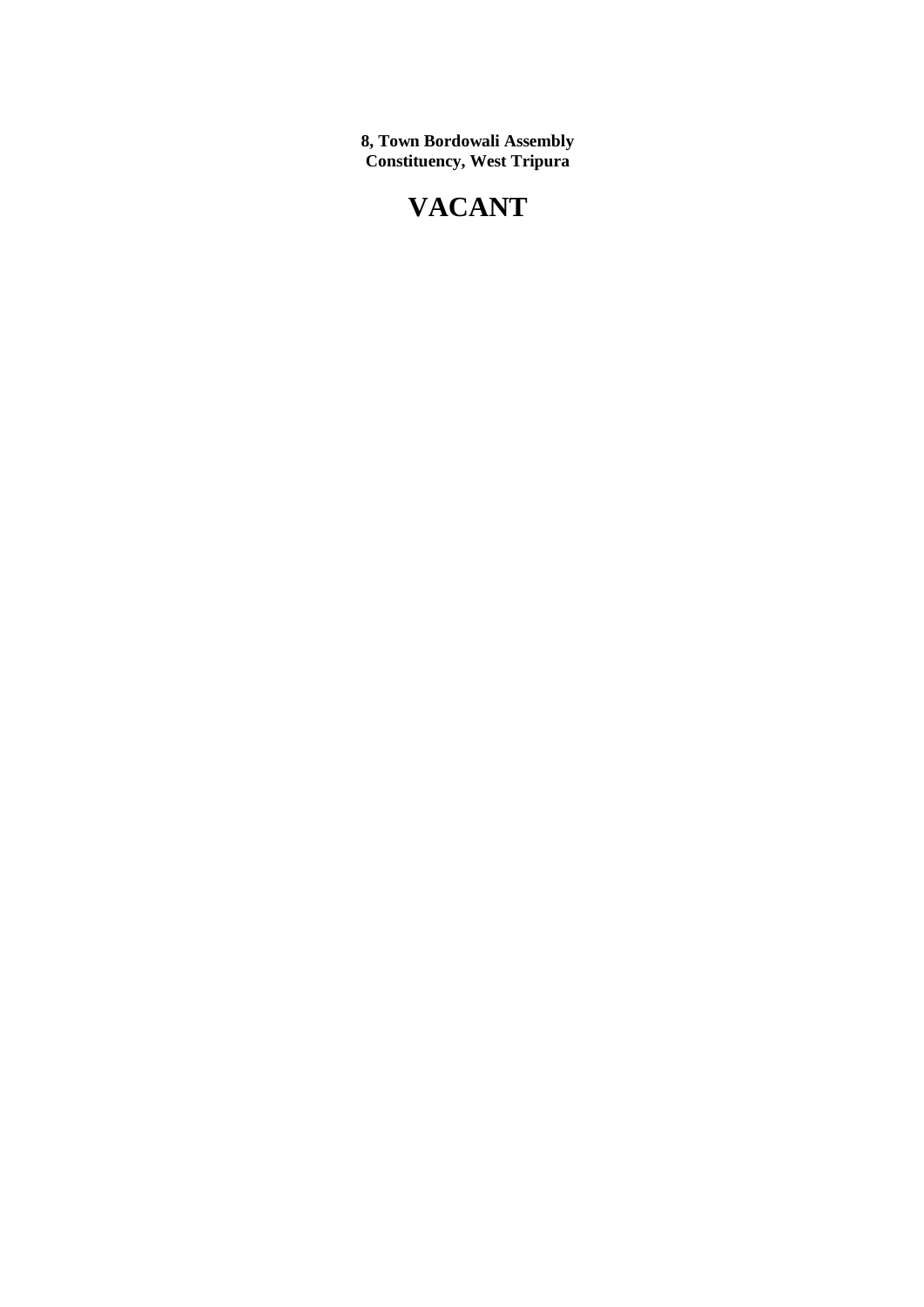**8, Town Bordowali Assembly Constituency, West Tripura**

# VACANT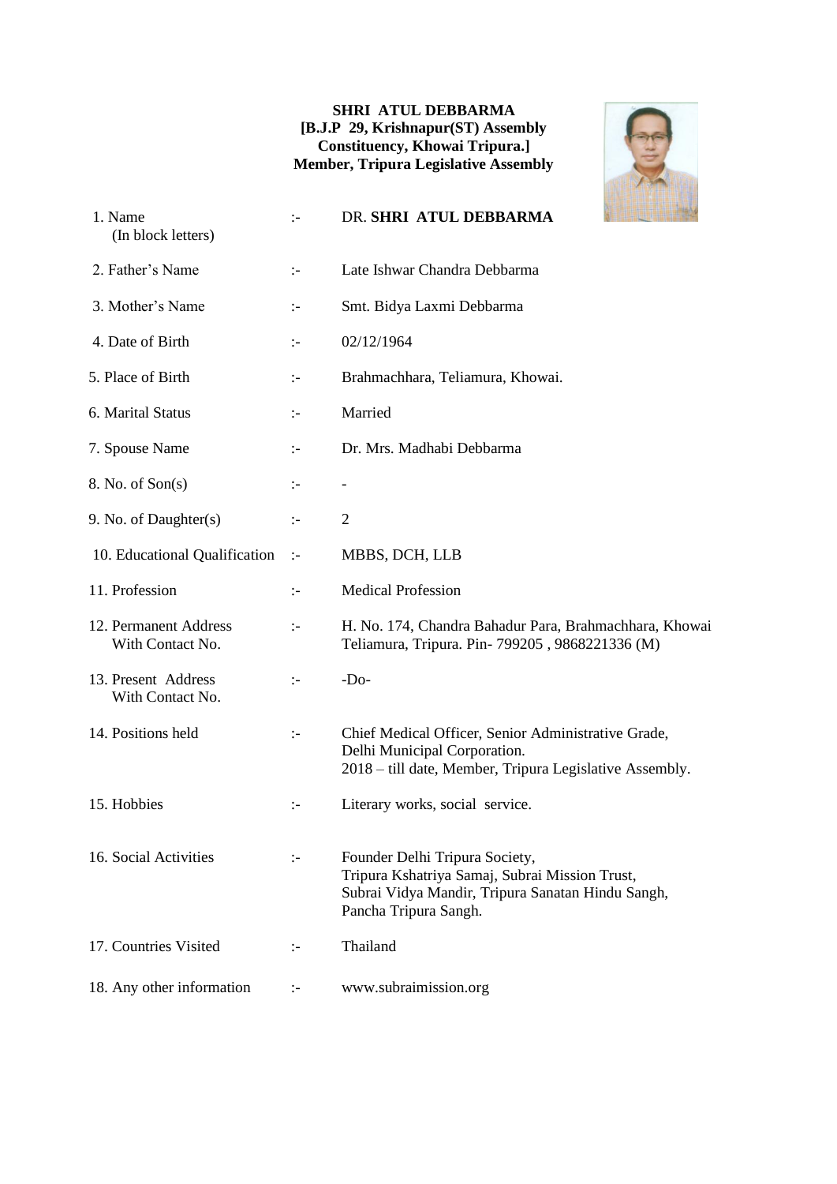**SHRI ATUL DEBBARMA**
**[B.J.P 29, Krishnapur(ST) Assembly Constituency, Khowai Tripura.]**
**Member, Tripura Legislative Assembly**

| | | |
|---|---|---|
| 1. Name (In block letters) | :- | DR. **SHRI ATUL DEBBARMA** |
| 2. Father's Name | :- | Late Ishwar Chandra Debbarma |
| 3. Mother's Name | :- | Smt. Bidya Laxmi Debbarma |
| 4. Date of Birth | :- | 02/12/1964 |
| 5. Place of Birth | :- | Brahmachhara, Teliamura, Khowai. |
| 6. Marital Status | :- | Married |
| 7. Spouse Name | :- | Dr. Mrs. Madhabi Debbarma |
| 8. No. of Son(s) | :- | - |
| 9. No. of Daughter(s) | :- | 2 |
| 10. Educational Qualification | :- | MBBS, DCH, LLB |
| 11. Profession | :- | Medical Profession |
| 12. Permanent Address With Contact No. | :- | H. No. 174, Chandra Bahadur Para, Brahmachhara, Khowai Teliamura, Tripura. Pin- 799205 , 9868221336 (M) |
| 13. Present Address With Contact No. | :- | -Do- |
| 14. Positions held | :- | Chief Medical Officer, Senior Administrative Grade, Delhi Municipal Corporation. 2018 – till date, Member, Tripura Legislative Assembly. |
| 15. Hobbies | :- | Literary works, social service. |
| 16. Social Activities | :- | Founder Delhi Tripura Society, Tripura Kshatriya Samaj, Subrai Mission Trust, Subrai Vidya Mandir, Tripura Sanatan Hindu Sangh, Pancha Tripura Sangh. |
| 17. Countries Visited | :- | Thailand |
| 18. Any other information | :- | www.subraimission.org |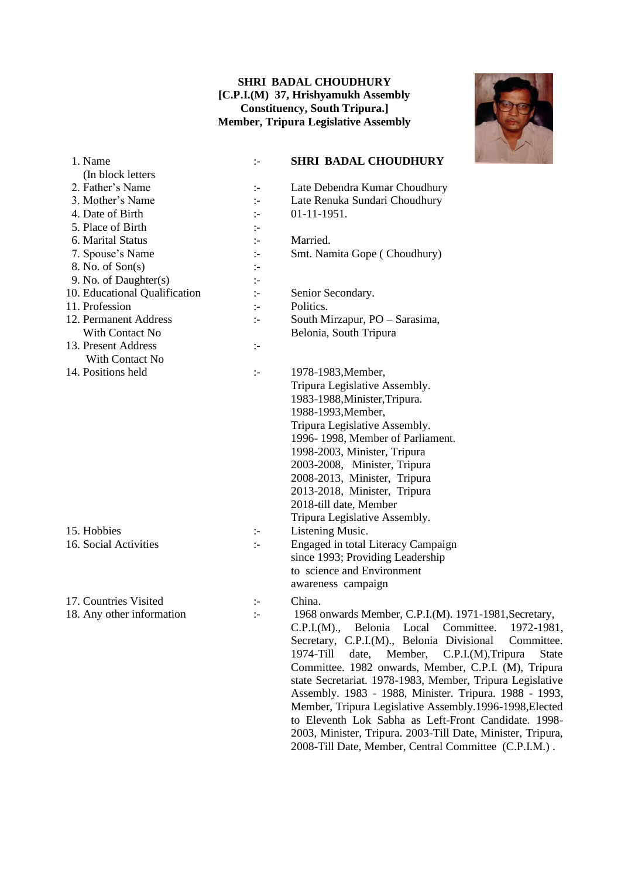**SHRI BADAL CHOUDHURY**
**[C.P.I.(M) 37, Hrishyamukh Assembly Constituency, South Tripura.]**
**Member, Tripura Legislative Assembly**

| | | |
|---|---|---|
| 1. Name (In block letters | :- | **SHRI BADAL CHOUDHURY** |
| 2. Father's Name | :- | Late Debendra Kumar Choudhury |
| 3. Mother's Name | :- | Late Renuka Sundari Choudhury |
| 4. Date of Birth | :- | 01-11-1951. |
| 5. Place of Birth | :- | |
| 6. Marital Status | :- | Married. |
| 7. Spouse's Name | :- | Smt. Namita Gope ( Choudhury) |
| 8. No. of Son(s) | :- | |
| 9. No. of Daughter(s) | :- | |
| 10. Educational Qualification | :- | Senior Secondary. |
| 11. Profession | :- | Politics. |
| 12. Permanent Address With Contact No | :- | South Mirzapur, PO – Sarasima, Belonia, South Tripura |
| 13. Present Address With Contact No | :- | |
| 14. Positions held | :- | 1978-1983,Member, Tripura Legislative Assembly. 1983-1988,Minister,Tripura. 1988-1993,Member, Tripura Legislative Assembly. 1996- 1998, Member of Parliament. 1998-2003, Minister, Tripura 2003-2008, Minister, Tripura 2008-2013, Minister, Tripura 2013-2018, Minister, Tripura 2018-till date, Member Tripura Legislative Assembly. |
| 15. Hobbies | :- | Listening Music. |
| 16. Social Activities | :- | Engaged in total Literacy Campaign since 1993; Providing Leadership to science and Environment awareness campaign |
| 17. Countries Visited | :- | China. |
| 18. Any other information | :- | 1968 onwards Member, C.P.I.(M). 1971-1981,Secretary, C.P.I.(M)., Belonia Local Committee. 1972-1981, Secretary, C.P.I.(M)., Belonia Divisional Committee. 1974-Till date, Member, C.P.I.(M),Tripura State Committee. 1982 onwards, Member, C.P.I. (M), Tripura state Secretariat. 1978-1983, Member, Tripura Legislative Assembly. 1983 - 1988, Minister. Tripura. 1988 - 1993, Member, Tripura Legislative Assembly.1996-1998,Elected to Eleventh Lok Sabha as Left-Front Candidate. 1998-2003, Minister, Tripura. 2003-Till Date, Minister, Tripura, 2008-Till Date, Member, Central Committee (C.P.I.M.) . |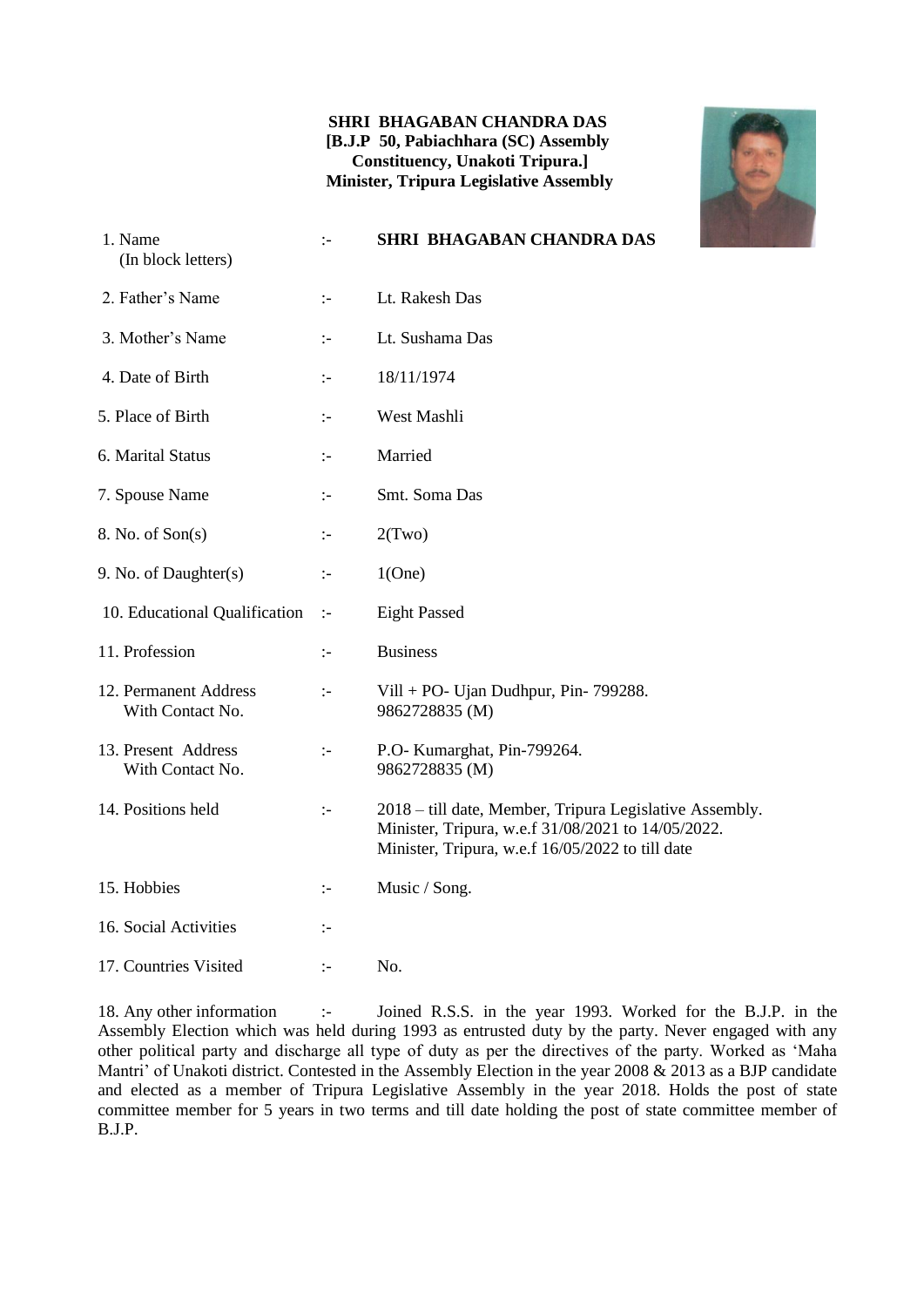**SHRI BHAGABAN CHANDRA DAS**
**[B.J.P 50, Pabiachhara (SC) Assembly Constituency, Unakoti Tripura.]**
**Minister, Tripura Legislative Assembly**

| | | |
|---|---|---|
| 1. Name (In block letters) | :- | **SHRI BHAGABAN CHANDRA DAS** |
| 2. Father's Name | :- | Lt. Rakesh Das |
| 3. Mother's Name | :- | Lt. Sushama Das |
| 4. Date of Birth | :- | 18/11/1974 |
| 5. Place of Birth | :- | West Mashli |
| 6. Marital Status | :- | Married |
| 7. Spouse Name | :- | Smt. Soma Das |
| 8. No. of Son(s) | :- | 2(Two) |
| 9. No. of Daughter(s) | :- | 1(One) |
| 10. Educational Qualification | :- | Eight Passed |
| 11. Profession | :- | Business |
| 12. Permanent Address With Contact No. | :- | Vill + PO- Ujan Dudhpur, Pin- 799288. 9862728835 (M) |
| 13. Present Address With Contact No. | :- | P.O- Kumarghat, Pin-799264. 9862728835 (M) |
| 14. Positions held | :- | 2018 – till date, Member, Tripura Legislative Assembly. Minister, Tripura, w.e.f 31/08/2021 to 14/05/2022. Minister, Tripura, w.e.f 16/05/2022 to till date |
| 15. Hobbies | :- | Music / Song. |
| 16. Social Activities | :- | |
| 17. Countries Visited | :- | No. |

18. Any other information :- Joined R.S.S. in the year 1993. Worked for the B.J.P. in the Assembly Election which was held during 1993 as entrusted duty by the party. Never engaged with any other political party and discharge all type of duty as per the directives of the party. Worked as 'Maha Mantri' of Unakoti district. Contested in the Assembly Election in the year 2008 & 2013 as a BJP candidate and elected as a member of Tripura Legislative Assembly in the year 2018. Holds the post of state committee member for 5 years in two terms and till date holding the post of state committee member of B.J.P.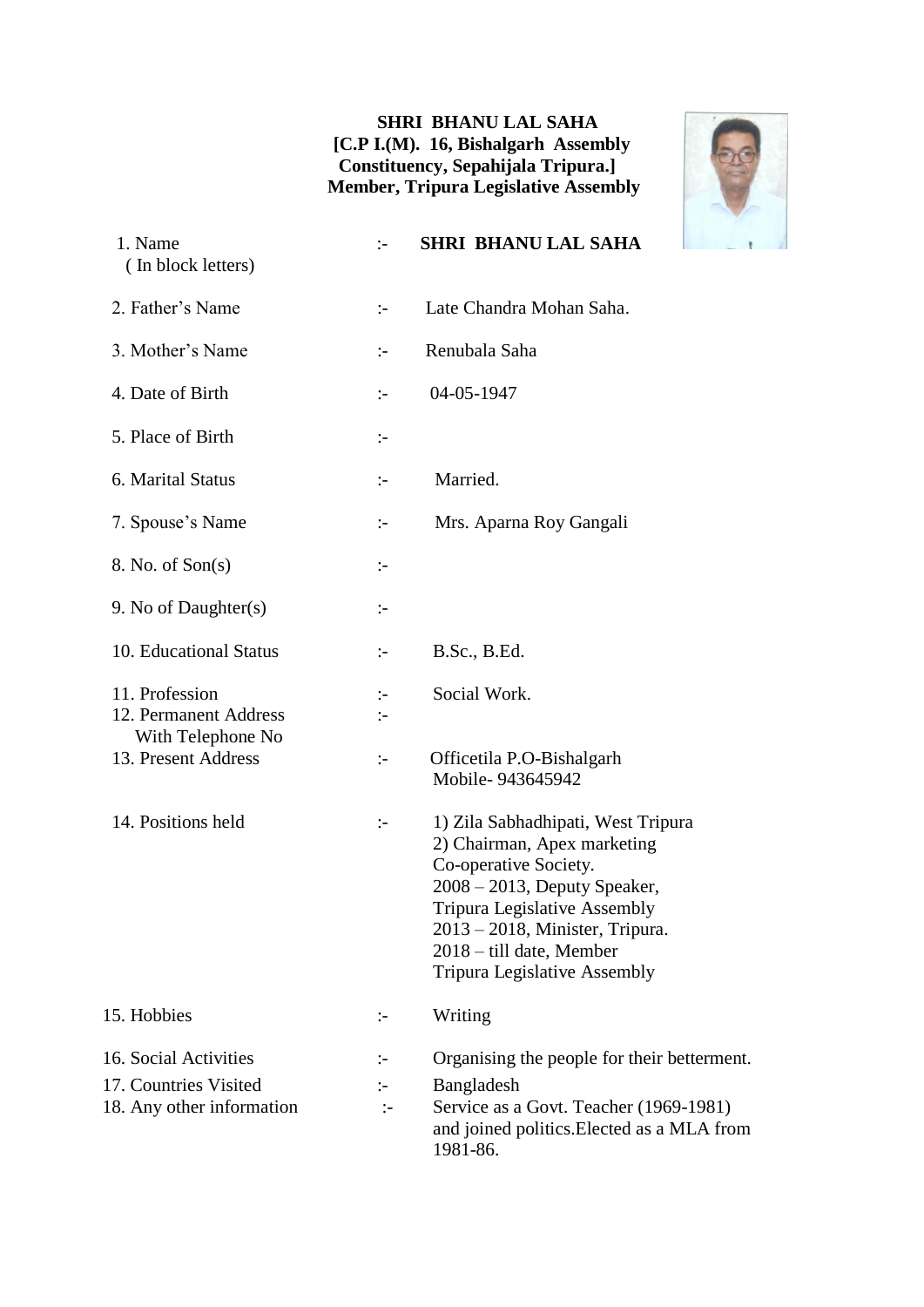**SHRI BHANU LAL SAHA**
**[C.P I.(M). 16, Bishalgarh Assembly Constituency, Sepahijala Tripura.]**
**Member, Tripura Legislative Assembly**

| | | |
|---|---|---|
| 1. Name ( In block letters) | :- | **SHRI BHANU LAL SAHA** |
| 2. Father's Name | :- | Late Chandra Mohan Saha. |
| 3. Mother's Name | :- | Renubala Saha |
| 4. Date of Birth | :- | 04-05-1947 |
| 5. Place of Birth | :- | |
| 6. Marital Status | :- | Married. |
| 7. Spouse's Name | :- | Mrs. Aparna Roy Gangali |
| 8. No. of Son(s) | :- | |
| 9. No of Daughter(s) | :- | |
| 10. Educational Status | :- | B.Sc., B.Ed. |
| 11. Profession | :- | Social Work. |
| 12. Permanent Address With Telephone No | :- | |
| 13. Present Address | :- | Officetila P.O-Bishalgarh Mobile- 943645942 |
| 14. Positions held | :- | 1) Zila Sabhadhipati, West Tripura 2) Chairman, Apex marketing Co-operative Society. 2008 – 2013, Deputy Speaker, Tripura Legislative Assembly 2013 – 2018, Minister, Tripura. 2018 – till date, Member Tripura Legislative Assembly |
| 15. Hobbies | :- | Writing |
| 16. Social Activities | :- | Organising the people for their betterment. |
| 17. Countries Visited | :- | Bangladesh |
| 18. Any other information | :- | Service as a Govt. Teacher (1969-1981) and joined politics.Elected as a MLA from 1981-86. |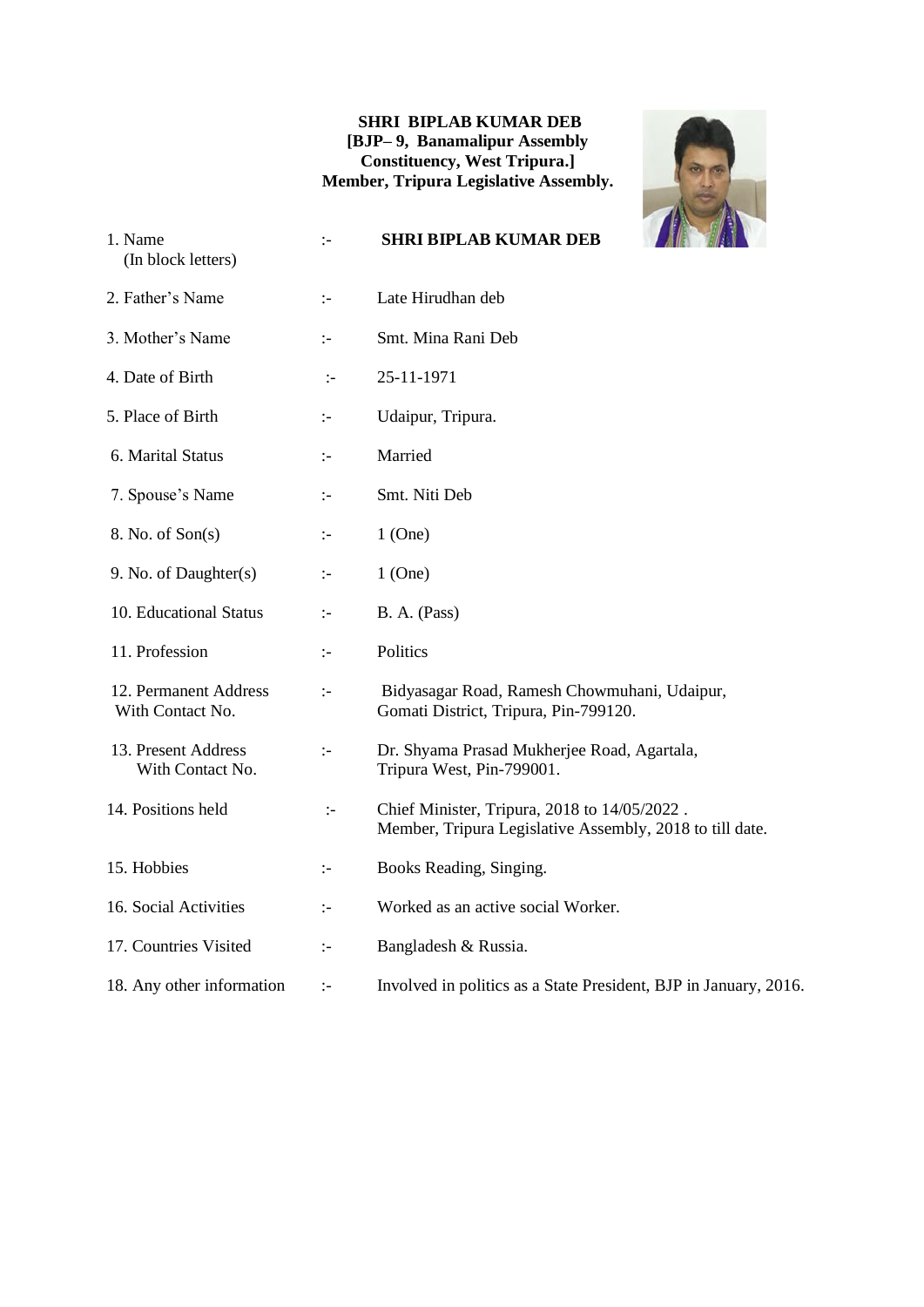**SHRI BIPLAB KUMAR DEB**
**[BJP– 9, Banamalipur Assembly Constituency, West Tripura.]**
**Member, Tripura Legislative Assembly.**

| | | |
|---|---|---|
| 1. Name (In block letters) | :- | **SHRI BIPLAB KUMAR DEB** |
| 2. Father's Name | :- | Late Hirudhan deb |
| 3. Mother's Name | :- | Smt. Mina Rani Deb |
| 4. Date of Birth | :- | 25-11-1971 |
| 5. Place of Birth | :- | Udaipur, Tripura. |
| 6. Marital Status | :- | Married |
| 7. Spouse's Name | :- | Smt. Niti Deb |
| 8. No. of Son(s) | :- | 1 (One) |
| 9. No. of Daughter(s) | :- | 1 (One) |
| 10. Educational Status | :- | B. A. (Pass) |
| 11. Profession | :- | Politics |
| 12. Permanent Address With Contact No. | :- | Bidyasagar Road, Ramesh Chowmuhani, Udaipur, Gomati District, Tripura, Pin-799120. |
| 13. Present Address With Contact No. | :- | Dr. Shyama Prasad Mukherjee Road, Agartala, Tripura West, Pin-799001. |
| 14. Positions held | :- | Chief Minister, Tripura, 2018 to 14/05/2022 . Member, Tripura Legislative Assembly, 2018 to till date. |
| 15. Hobbies | :- | Books Reading, Singing. |
| 16. Social Activities | :- | Worked as an active social Worker. |
| 17. Countries Visited | :- | Bangladesh & Russia. |
| 18. Any other information | :- | Involved in politics as a State President, BJP in January, 2016. |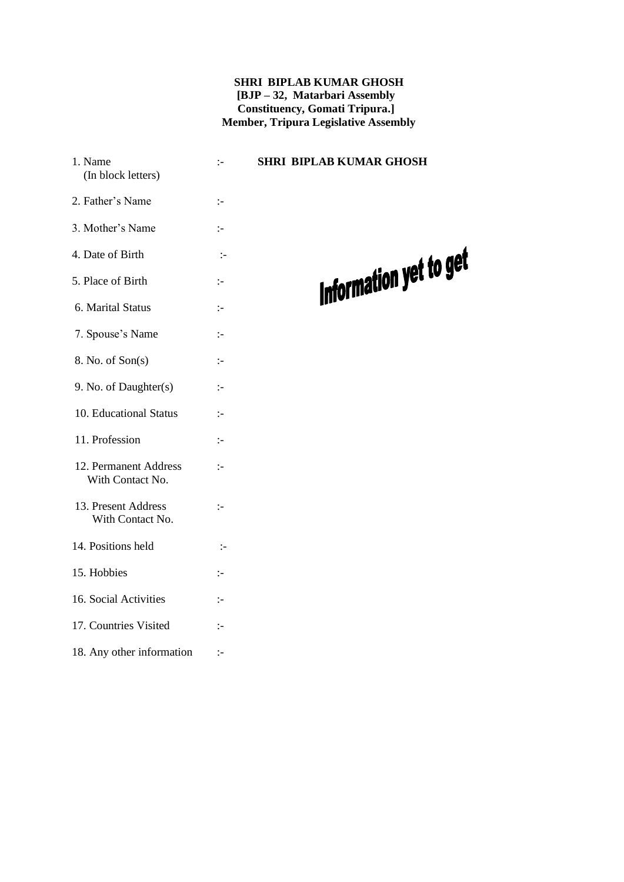**SHRI BIPLAB KUMAR GHOSH**
**[BJP – 32, Matarbari Assembly Constituency, Gomati Tripura.]**
**Member, Tripura Legislative Assembly**

| | | |
|---|---|---|
| 1. Name (In block letters) | :- | **SHRI BIPLAB KUMAR GHOSH** |
| 2. Father's Name | :- | |
| 3. Mother's Name | :- | |
| 4. Date of Birth | :- | |
| 5. Place of Birth | :- | **Information yet to get** |
| 6. Marital Status | :- | |
| 7. Spouse's Name | :- | |
| 8. No. of Son(s) | :- | |
| 9. No. of Daughter(s) | :- | |
| 10. Educational Status | :- | |
| 11. Profession | :- | |
| 12. Permanent Address With Contact No. | :- | |
| 13. Present Address With Contact No. | :- | |
| 14. Positions held | :- | |
| 15. Hobbies | :- | |
| 16. Social Activities | :- | |
| 17. Countries Visited | :- | |
| 18. Any other information | :- | |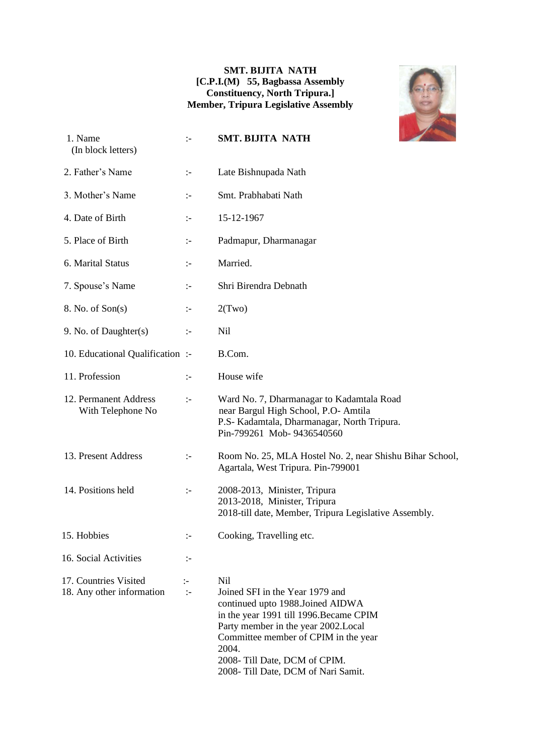**SMT. BIJITA NATH**
**[C.P.I.(M) 55, Bagbassa Assembly Constituency, North Tripura.]**
**Member, Tripura Legislative Assembly**

| | | |
|---|---|---|
| 1. Name (In block letters) | :- | **SMT. BIJITA NATH** |
| 2. Father's Name | :- | Late Bishnupada Nath |
| 3. Mother's Name | :- | Smt. Prabhabati Nath |
| 4. Date of Birth | :- | 15-12-1967 |
| 5. Place of Birth | :- | Padmapur, Dharmanagar |
| 6. Marital Status | :- | Married. |
| 7. Spouse's Name | :- | Shri Birendra Debnath |
| 8. No. of Son(s) | :- | 2(Two) |
| 9. No. of Daughter(s) | :- | Nil |
| 10. Educational Qualification | :- | B.Com. |
| 11. Profession | :- | House wife |
| 12. Permanent Address With Telephone No | :- | Ward No. 7, Dharmanagar to Kadamtala Road near Bargul High School, P.O- Amtila P.S- Kadamtala, Dharmanagar, North Tripura. Pin-799261 Mob- 9436540560 |
| 13. Present Address | :- | Room No. 25, MLA Hostel No. 2, near Shishu Bihar School, Agartala, West Tripura. Pin-799001 |
| 14. Positions held | :- | 2008-2013, Minister, Tripura<br>2013-2018, Minister, Tripura<br>2018-till date, Member, Tripura Legislative Assembly. |
| 15. Hobbies | :- | Cooking, Travelling etc. |
| 16. Social Activities | :- | |
| 17. Countries Visited | :- | Nil |
| 18. Any other information | :- | Joined SFI in the Year 1979 and continued upto 1988.Joined AIDWA in the year 1991 till 1996.Became CPIM Party member in the year 2002.Local Committee member of CPIM in the year 2004.<br>2008- Till Date, DCM of CPIM.<br>2008- Till Date, DCM of Nari Samit. |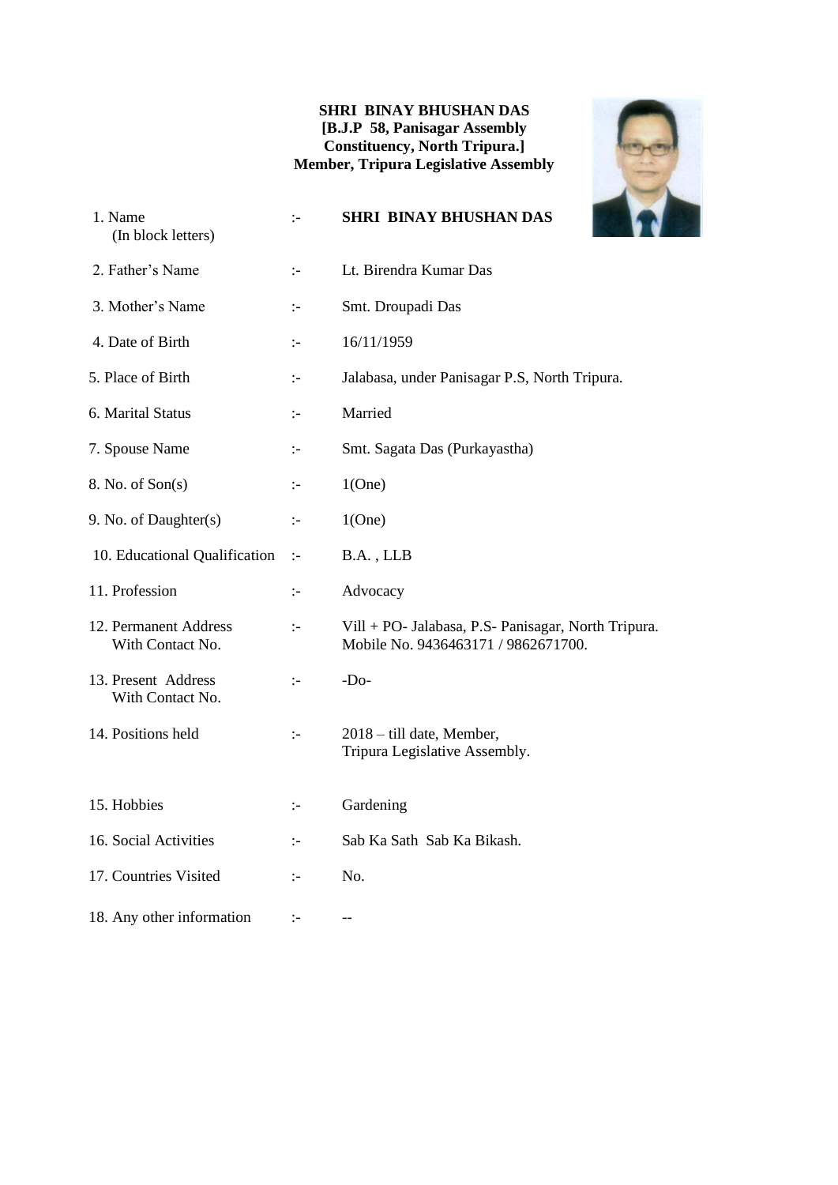**SHRI BINAY BHUSHAN DAS**
**[B.J.P 58, Panisagar Assembly Constituency, North Tripura.]**
**Member, Tripura Legislative Assembly**

| | | |
|---|---|---|
| 1. Name (In block letters) | :- | **SHRI BINAY BHUSHAN DAS** |
| 2. Father's Name | :- | Lt. Birendra Kumar Das |
| 3. Mother's Name | :- | Smt. Droupadi Das |
| 4. Date of Birth | :- | 16/11/1959 |
| 5. Place of Birth | :- | Jalabasa, under Panisagar P.S, North Tripura. |
| 6. Marital Status | :- | Married |
| 7. Spouse Name | :- | Smt. Sagata Das (Purkayastha) |
| 8. No. of Son(s) | :- | 1(One) |
| 9. No. of Daughter(s) | :- | 1(One) |
| 10. Educational Qualification | :- | B.A. , LLB |
| 11. Profession | :- | Advocacy |
| 12. Permanent Address With Contact No. | :- | Vill + PO- Jalabasa, P.S- Panisagar, North Tripura. Mobile No. 9436463171 / 9862671700. |
| 13. Present Address With Contact No. | :- | -Do- |
| 14. Positions held | :- | 2018 – till date, Member, Tripura Legislative Assembly. |
| 15. Hobbies | :- | Gardening |
| 16. Social Activities | :- | Sab Ka Sath Sab Ka Bikash. |
| 17. Countries Visited | :- | No. |
| 18. Any other information | :- | -- |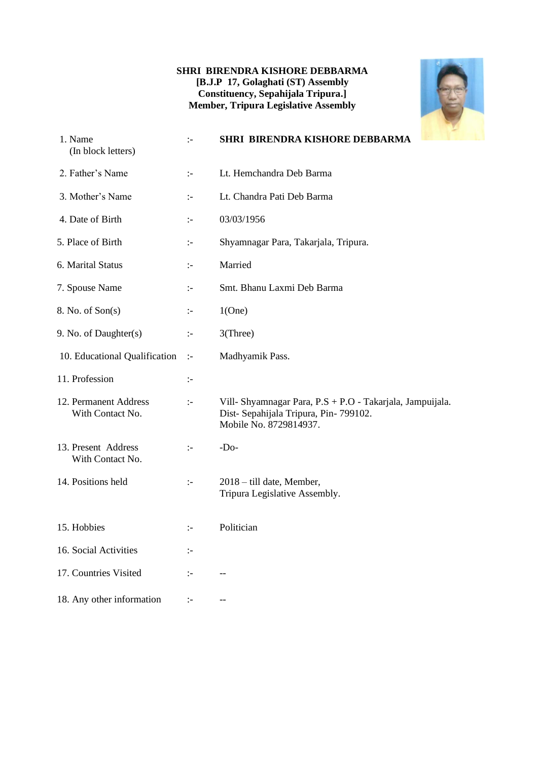**SHRI BIRENDRA KISHORE DEBBARMA**
**[B.J.P 17, Golaghati (ST) Assembly Constituency, Sepahijala Tripura.]**
**Member, Tripura Legislative Assembly**

| | | |
|---|---|---|
| 1. Name (In block letters) | :- | **SHRI BIRENDRA KISHORE DEBBARMA** |
| 2. Father's Name | :- | Lt. Hemchandra Deb Barma |
| 3. Mother's Name | :- | Lt. Chandra Pati Deb Barma |
| 4. Date of Birth | :- | 03/03/1956 |
| 5. Place of Birth | :- | Shyamnagar Para, Takarjala, Tripura. |
| 6. Marital Status | :- | Married |
| 7. Spouse Name | :- | Smt. Bhanu Laxmi Deb Barma |
| 8. No. of Son(s) | :- | 1(One) |
| 9. No. of Daughter(s) | :- | 3(Three) |
| 10. Educational Qualification | :- | Madhyamik Pass. |
| 11. Profession | :- | |
| 12. Permanent Address With Contact No. | :- | Vill- Shyamnagar Para, P.S + P.O - Takarjala, Jampuijala. Dist- Sepahijala Tripura, Pin- 799102. Mobile No. 8729814937. |
| 13. Present Address With Contact No. | :- | -Do- |
| 14. Positions held | :- | 2018 – till date, Member, Tripura Legislative Assembly. |
| 15. Hobbies | :- | Politician |
| 16. Social Activities | :- | |
| 17. Countries Visited | :- | -- |
| 18. Any other information | :- | -- |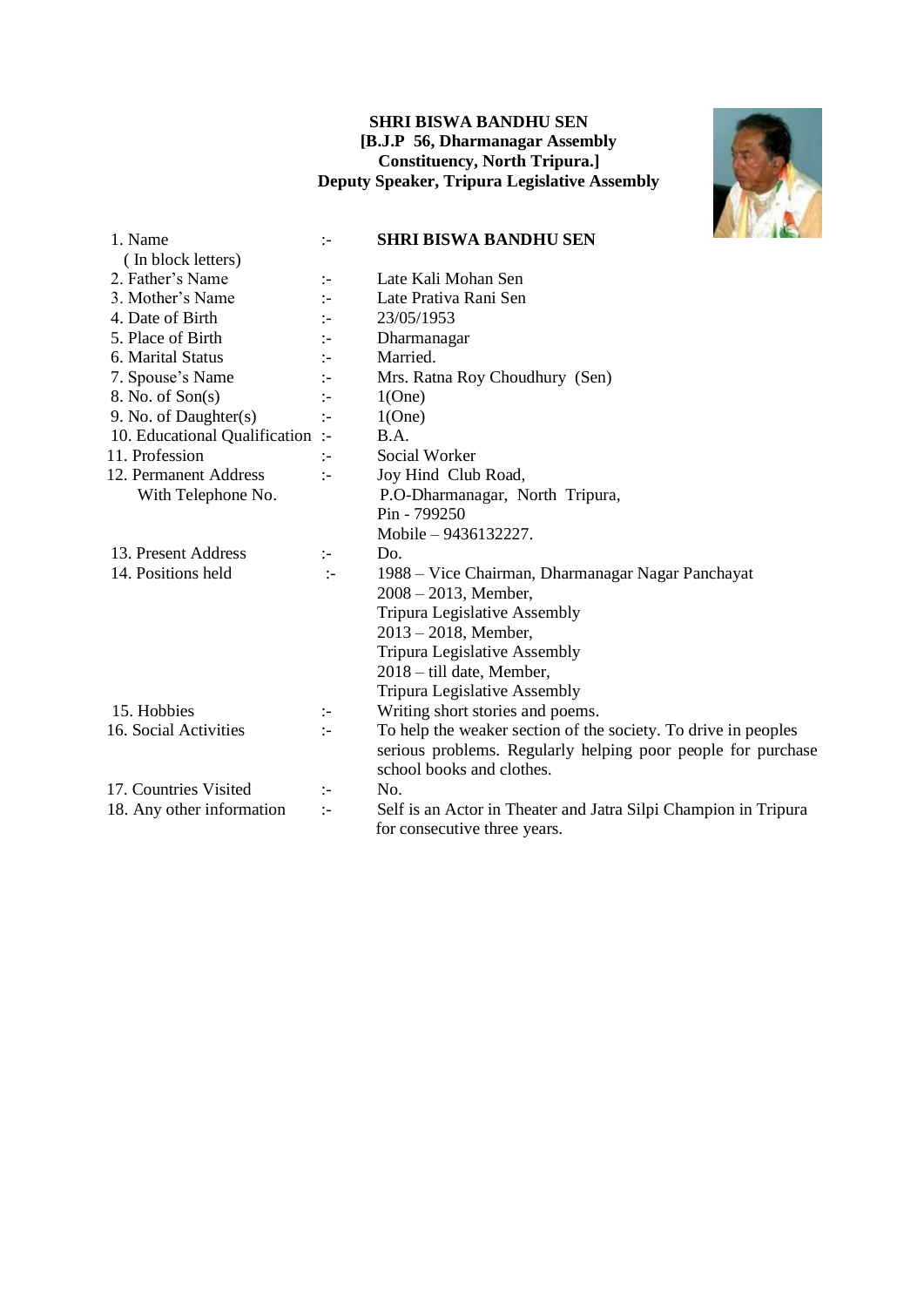**SHRI BISWA BANDHU SEN**
**[B.J.P 56, Dharmanagar Assembly Constituency, North Tripura.]**
**Deputy Speaker, Tripura Legislative Assembly**

| | | |
|---|---|---|
| 1. Name ( In block letters) | :- | **SHRI BISWA BANDHU SEN** |
| 2. Father's Name | :- | Late Kali Mohan Sen |
| 3. Mother's Name | :- | Late Prativa Rani Sen |
| 4. Date of Birth | :- | 23/05/1953 |
| 5. Place of Birth | :- | Dharmanagar |
| 6. Marital Status | :- | Married. |
| 7. Spouse's Name | :- | Mrs. Ratna Roy Choudhury (Sen) |
| 8. No. of Son(s) | :- | 1(One) |
| 9. No. of Daughter(s) | :- | 1(One) |
| 10. Educational Qualification | :- | B.A. |
| 11. Profession | :- | Social Worker |
| 12. Permanent Address With Telephone No. | :- | Joy Hind Club Road, P.O-Dharmanagar, North Tripura, Pin - 799250 Mobile – 9436132227. |
| 13. Present Address | :- | Do. |
| 14. Positions held | :- | 1988 – Vice Chairman, Dharmanagar Nagar Panchayat<br>2008 – 2013, Member, Tripura Legislative Assembly<br>2013 – 2018, Member, Tripura Legislative Assembly<br>2018 – till date, Member, Tripura Legislative Assembly |
| 15. Hobbies | :- | Writing short stories and poems. |
| 16. Social Activities | :- | To help the weaker section of the society. To drive in peoples serious problems. Regularly helping poor people for purchase school books and clothes. |
| 17. Countries Visited | :- | No. |
| 18. Any other information | :- | Self is an Actor in Theater and Jatra Silpi Champion in Tripura for consecutive three years. |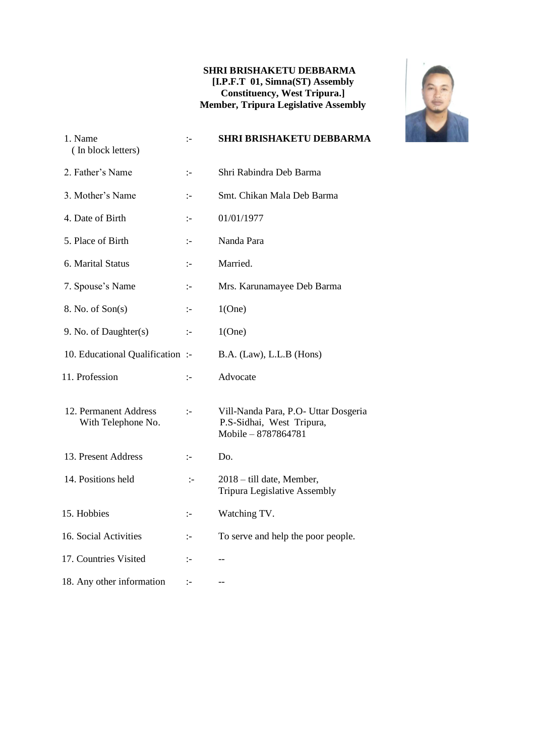**SHRI BRISHAKETU DEBBARMA**
**[I.P.F.T 01, Simna(ST) Assembly Constituency, West Tripura.]**
**Member, Tripura Legislative Assembly**

| | | |
|---|---|---|
| 1. Name ( In block letters) | :- | **SHRI BRISHAKETU DEBBARMA** |
| 2. Father's Name | :- | Shri Rabindra Deb Barma |
| 3. Mother's Name | :- | Smt. Chikan Mala Deb Barma |
| 4. Date of Birth | :- | 01/01/1977 |
| 5. Place of Birth | :- | Nanda Para |
| 6. Marital Status | :- | Married. |
| 7. Spouse's Name | :- | Mrs. Karunamayee Deb Barma |
| 8. No. of Son(s) | :- | 1(One) |
| 9. No. of Daughter(s) | :- | 1(One) |
| 10. Educational Qualification | :- | B.A. (Law), L.L.B (Hons) |
| 11. Profession | :- | Advocate |
| 12. Permanent Address With Telephone No. | :- | Vill-Nanda Para, P.O- Uttar Dosgeria P.S-Sidhai, West Tripura, Mobile – 8787864781 |
| 13. Present Address | :- | Do. |
| 14. Positions held | :- | 2018 – till date, Member, Tripura Legislative Assembly |
| 15. Hobbies | :- | Watching TV. |
| 16. Social Activities | :- | To serve and help the poor people. |
| 17. Countries Visited | :- | -- |
| 18. Any other information | :- | -- |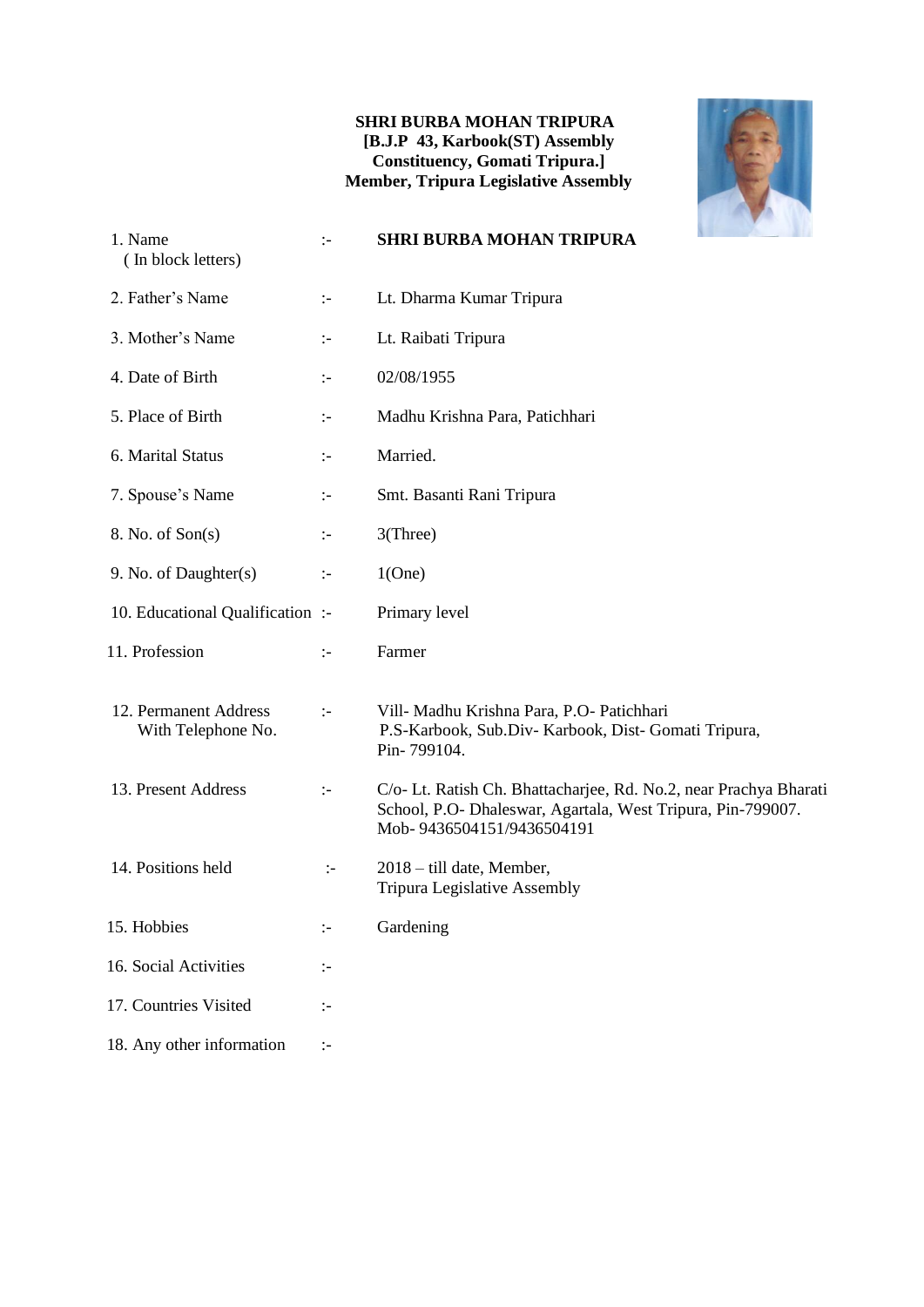**SHRI BURBA MOHAN TRIPURA**
**[B.J.P 43, Karbook(ST) Assembly Constituency, Gomati Tripura.]**
**Member, Tripura Legislative Assembly**

| | | |
|---|---|---|
| 1. Name ( In block letters) | :- | **SHRI BURBA MOHAN TRIPURA** |
| 2. Father's Name | :- | Lt. Dharma Kumar Tripura |
| 3. Mother's Name | :- | Lt. Raibati Tripura |
| 4. Date of Birth | :- | 02/08/1955 |
| 5. Place of Birth | :- | Madhu Krishna Para, Patichhari |
| 6. Marital Status | :- | Married. |
| 7. Spouse's Name | :- | Smt. Basanti Rani Tripura |
| 8. No. of Son(s) | :- | 3(Three) |
| 9. No. of Daughter(s) | :- | 1(One) |
| 10. Educational Qualification | :- | Primary level |
| 11. Profession | :- | Farmer |
| 12. Permanent Address With Telephone No. | :- | Vill- Madhu Krishna Para, P.O- Patichhari P.S-Karbook, Sub.Div- Karbook, Dist- Gomati Tripura, Pin- 799104. |
| 13. Present Address | :- | C/o- Lt. Ratish Ch. Bhattacharjee, Rd. No.2, near Prachya Bharati School, P.O- Dhaleswar, Agartala, West Tripura, Pin-799007. Mob- 9436504151/9436504191 |
| 14. Positions held | :- | 2018 – till date, Member, Tripura Legislative Assembly |
| 15. Hobbies | :- | Gardening |
| 16. Social Activities | :- | |
| 17. Countries Visited | :- | |
| 18. Any other information | :- | |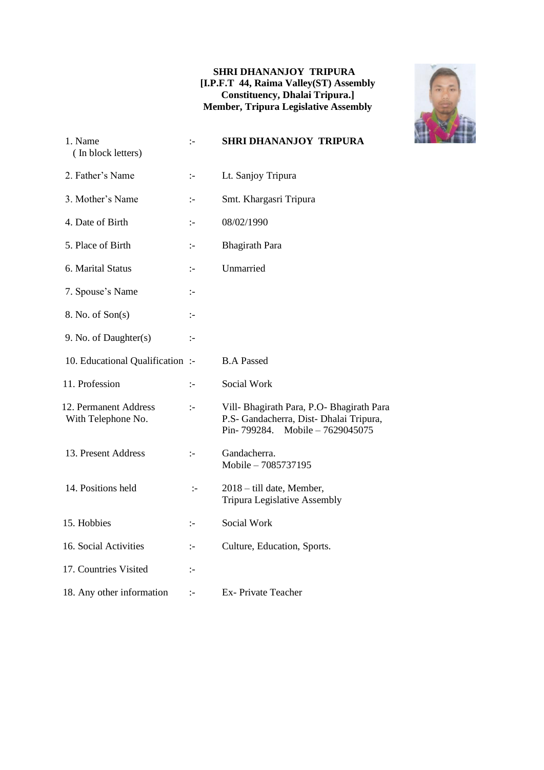**SHRI DHANANJOY TRIPURA**
**[I.P.F.T 44, Raima Valley(ST) Assembly Constituency, Dhalai Tripura.]**
**Member, Tripura Legislative Assembly**

| | | |
|---|---|---|
| 1. Name (In block letters) | :- | **SHRI DHANANJOY TRIPURA** |
| 2. Father's Name | :- | Lt. Sanjoy Tripura |
| 3. Mother's Name | :- | Smt. Khargasri Tripura |
| 4. Date of Birth | :- | 08/02/1990 |
| 5. Place of Birth | :- | Bhagirath Para |
| 6. Marital Status | :- | Unmarried |
| 7. Spouse's Name | :- | |
| 8. No. of Son(s) | :- | |
| 9. No. of Daughter(s) | :- | |
| 10. Educational Qualification | :- | B.A Passed |
| 11. Profession | :- | Social Work |
| 12. Permanent Address With Telephone No. | :- | Vill- Bhagirath Para, P.O- Bhagirath Para P.S- Gandacherra, Dist- Dhalai Tripura, Pin- 799284. Mobile – 7629045075 |
| 13. Present Address | :- | Gandacherra. Mobile – 7085737195 |
| 14. Positions held | :- | 2018 – till date, Member, Tripura Legislative Assembly |
| 15. Hobbies | :- | Social Work |
| 16. Social Activities | :- | Culture, Education, Sports. |
| 17. Countries Visited | :- | |
| 18. Any other information | :- | Ex- Private Teacher |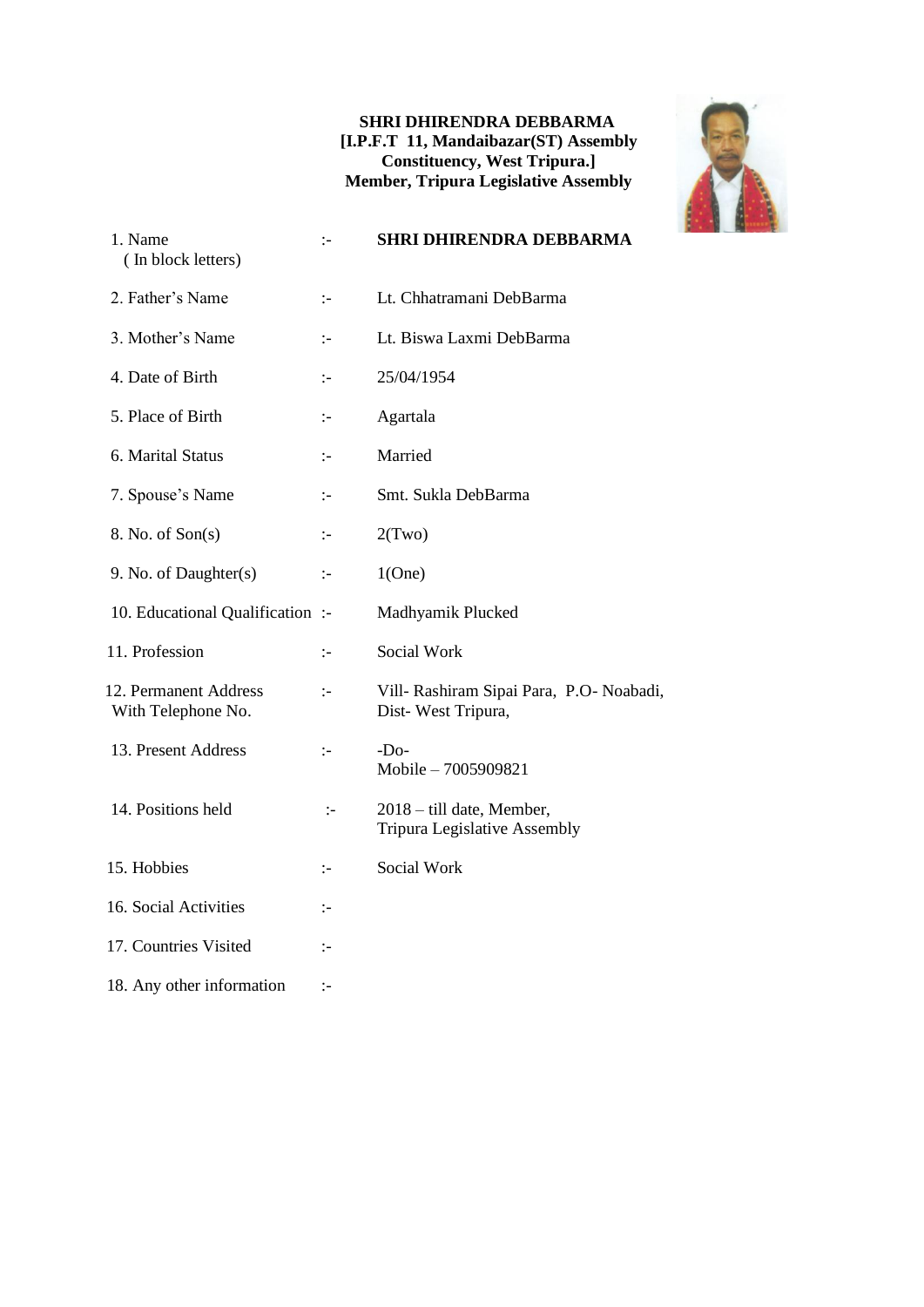**SHRI DHIRENDRA DEBBARMA**
**[I.P.F.T 11, Mandaibazar(ST) Assembly Constituency, West Tripura.]**
**Member, Tripura Legislative Assembly**

| | | |
|---|---|---|
| 1. Name ( In block letters) | :- | **SHRI DHIRENDRA DEBBARMA** |
| 2. Father's Name | :- | Lt. Chhatramani DebBarma |
| 3. Mother's Name | :- | Lt. Biswa Laxmi DebBarma |
| 4. Date of Birth | :- | 25/04/1954 |
| 5. Place of Birth | :- | Agartala |
| 6. Marital Status | :- | Married |
| 7. Spouse's Name | :- | Smt. Sukla DebBarma |
| 8. No. of Son(s) | :- | 2(Two) |
| 9. No. of Daughter(s) | :- | 1(One) |
| 10. Educational Qualification | :- | Madhyamik Plucked |
| 11. Profession | :- | Social Work |
| 12. Permanent Address With Telephone No. | :- | Vill- Rashiram Sipai Para, P.O- Noabadi, Dist- West Tripura, |
| 13. Present Address | :- | -Do- Mobile – 7005909821 |
| 14. Positions held | :- | 2018 – till date, Member, Tripura Legislative Assembly |
| 15. Hobbies | :- | Social Work |
| 16. Social Activities | :- | |
| 17. Countries Visited | :- | |
| 18. Any other information | :- | |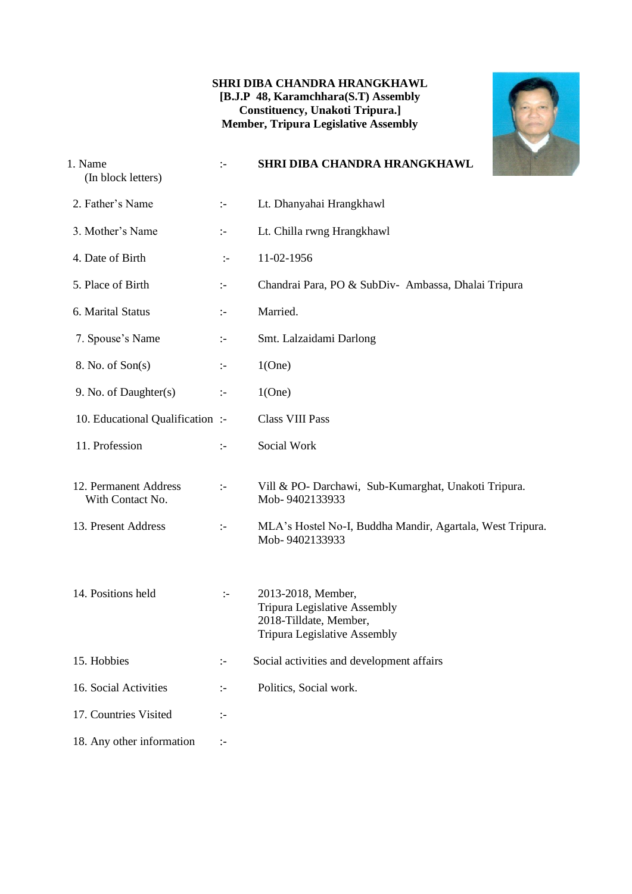**SHRI DIBA CHANDRA HRANGKHAWL**
**[B.J.P 48, Karamchhara(S.T) Assembly Constituency, Unakoti Tripura.]**
**Member, Tripura Legislative Assembly**

| | | |
|---|---|---|
| 1. Name (In block letters) | :- | **SHRI DIBA CHANDRA HRANGKHAWL** |
| 2. Father's Name | :- | Lt. Dhanyahai Hrangkhawl |
| 3. Mother's Name | :- | Lt. Chilla rwng Hrangkhawl |
| 4. Date of Birth | :- | 11-02-1956 |
| 5. Place of Birth | :- | Chandrai Para, PO & SubDiv- Ambassa, Dhalai Tripura |
| 6. Marital Status | :- | Married. |
| 7. Spouse's Name | :- | Smt. Lalzaidami Darlong |
| 8. No. of Son(s) | :- | 1(One) |
| 9. No. of Daughter(s) | :- | 1(One) |
| 10. Educational Qualification | :- | Class VIII Pass |
| 11. Profession | :- | Social Work |
| 12. Permanent Address With Contact No. | :- | Vill & PO- Darchawi, Sub-Kumarghat, Unakoti Tripura. Mob- 9402133933 |
| 13. Present Address | :- | MLA's Hostel No-I, Buddha Mandir, Agartala, West Tripura. Mob- 9402133933 |
| 14. Positions held | :- | 2013-2018, Member, Tripura Legislative Assembly<br>2018-Tilldate, Member, Tripura Legislative Assembly |
| 15. Hobbies | :- | Social activities and development affairs |
| 16. Social Activities | :- | Politics, Social work. |
| 17. Countries Visited | :- | |
| 18. Any other information | :- | |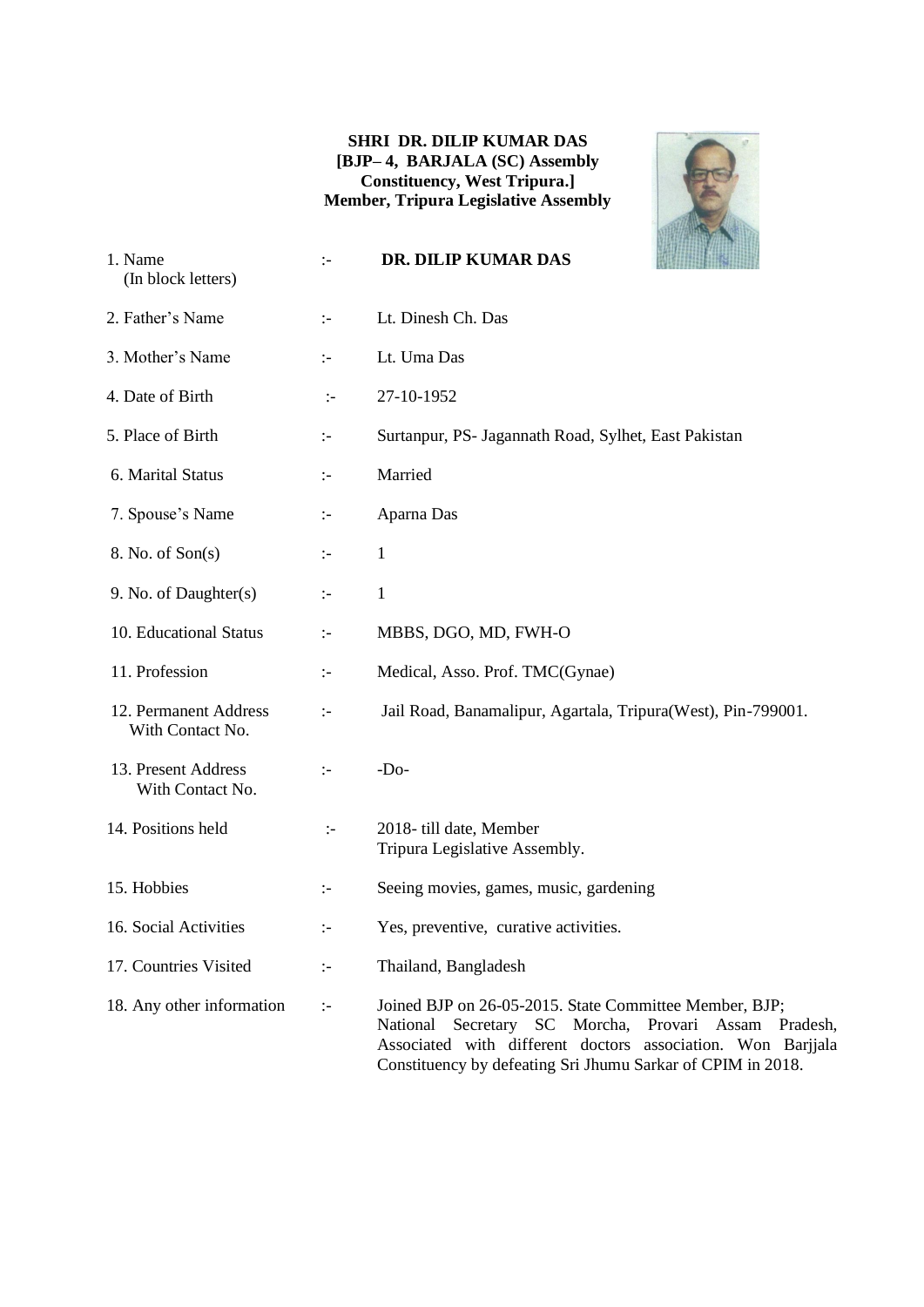**SHRI DR. DILIP KUMAR DAS**
**[BJP– 4, BARJALA (SC) Assembly Constituency, West Tripura.]**
**Member, Tripura Legislative Assembly**

| | | |
|---|---|---|
| 1. Name (In block letters) | :- | **DR. DILIP KUMAR DAS** |
| 2. Father's Name | :- | Lt. Dinesh Ch. Das |
| 3. Mother's Name | :- | Lt. Uma Das |
| 4. Date of Birth | :- | 27-10-1952 |
| 5. Place of Birth | :- | Surtanpur, PS- Jagannath Road, Sylhet, East Pakistan |
| 6. Marital Status | :- | Married |
| 7. Spouse's Name | :- | Aparna Das |
| 8. No. of Son(s) | :- | 1 |
| 9. No. of Daughter(s) | :- | 1 |
| 10. Educational Status | :- | MBBS, DGO, MD, FWH-O |
| 11. Profession | :- | Medical, Asso. Prof. TMC(Gynae) |
| 12. Permanent Address With Contact No. | :- | Jail Road, Banamalipur, Agartala, Tripura(West), Pin-799001. |
| 13. Present Address With Contact No. | :- | -Do- |
| 14. Positions held | :- | 2018- till date, Member Tripura Legislative Assembly. |
| 15. Hobbies | :- | Seeing movies, games, music, gardening |
| 16. Social Activities | :- | Yes, preventive, curative activities. |
| 17. Countries Visited | :- | Thailand, Bangladesh |
| 18. Any other information | :- | Joined BJP on 26-05-2015. State Committee Member, BJP; National Secretary SC Morcha, Provari Assam Pradesh, Associated with different doctors association. Won Barjjala Constituency by defeating Sri Jhumu Sarkar of CPIM in 2018. |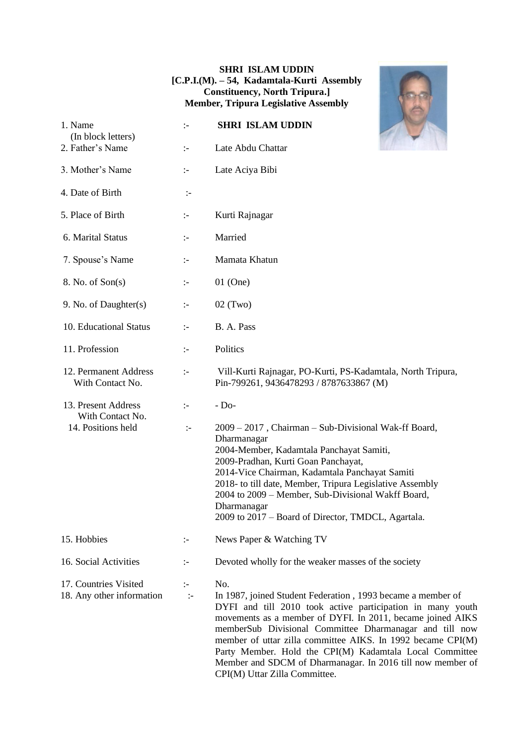**SHRI ISLAM UDDIN**
**[C.P.I.(M). – 54, Kadamtala-Kurti Assembly Constituency, North Tripura.]**
**Member, Tripura Legislative Assembly**

| | | |
|---|---|---|
| 1. Name (In block letters) | :- | **SHRI ISLAM UDDIN** |
| 2. Father's Name | :- | Late Abdu Chattar |
| 3. Mother's Name | :- | Late Aciya Bibi |
| 4. Date of Birth | :- | |
| 5. Place of Birth | :- | Kurti Rajnagar |
| 6. Marital Status | :- | Married |
| 7. Spouse's Name | :- | Mamata Khatun |
| 8. No. of Son(s) | :- | 01 (One) |
| 9. No. of Daughter(s) | :- | 02 (Two) |
| 10. Educational Status | :- | B. A. Pass |
| 11. Profession | :- | Politics |
| 12. Permanent Address With Contact No. | :- | Vill-Kurti Rajnagar, PO-Kurti, PS-Kadamtala, North Tripura, Pin-799261, 9436478293 / 8787633867 (M) |
| 13. Present Address With Contact No. | :- | - Do- |
| 14. Positions held | :- | 2009 – 2017 , Chairman – Sub-Divisional Wak-ff Board, Dharmanagar<br>2004-Member, Kadamtala Panchayat Samiti,<br>2009-Pradhan, Kurti Goan Panchayat,<br>2014-Vice Chairman, Kadamtala Panchayat Samiti<br>2018- to till date, Member, Tripura Legislative Assembly<br>2004 to 2009 – Member, Sub-Divisional Wakff Board, Dharmanagar<br>2009 to 2017 – Board of Director, TMDCL, Agartala. |
| 15. Hobbies | :- | News Paper & Watching TV |
| 16. Social Activities | :- | Devoted wholly for the weaker masses of the society |
| 17. Countries Visited | :- | No. |
| 18. Any other information | :- | In 1987, joined Student Federation , 1993 became a member of DYFI and till 2010 took active participation in many youth movements as a member of DYFI. In 2011, became joined AIKS memberSub Divisional Committee Dharmanagar and till now member of uttar zilla committee AIKS. In 1992 became CPI(M) Party Member. Hold the CPI(M) Kadamtala Local Committee Member and SDCM of Dharmanagar. In 2016 till now member of CPI(M) Uttar Zilla Committee. |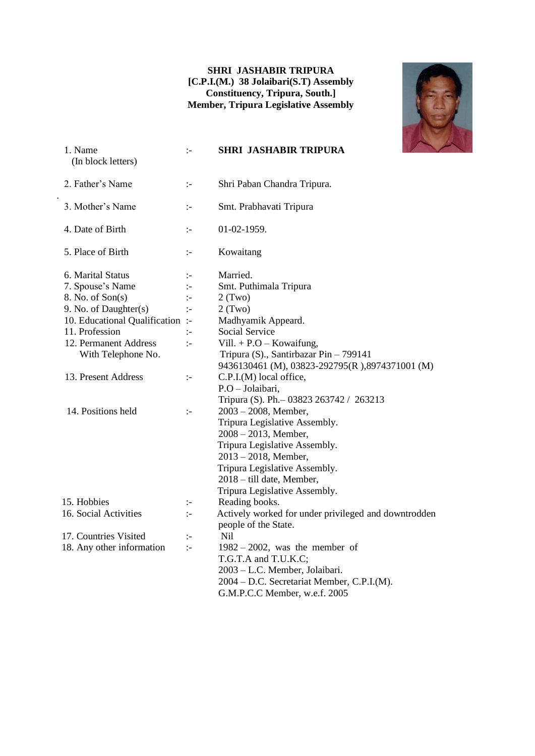**SHRI JASHABIR TRIPURA**
**[C.P.I.(M.) 38 Jolaibari(S.T) Assembly Constituency, Tripura, South.]**
**Member, Tripura Legislative Assembly**

| | | |
|---|---|---|
| 1. Name (In block letters) | :- | **SHRI JASHABIR TRIPURA** |
| 2. Father's Name | :- | Shri Paban Chandra Tripura. |
| 3. Mother's Name | :- | Smt. Prabhavati Tripura |
| 4. Date of Birth | :- | 01-02-1959. |
| 5. Place of Birth | :- | Kowaitang |
| 6. Marital Status | :- | Married. |
| 7. Spouse's Name | :- | Smt. Puthimala Tripura |
| 8. No. of Son(s) | :- | 2 (Two) |
| 9. No. of Daughter(s) | :- | 2 (Two) |
| 10. Educational Qualification | :- | Madhyamik Appeard. |
| 11. Profession | :- | Social Service |
| 12. Permanent Address With Telephone No. | :- | Vill. + P.O – Kowaifung, Tripura (S)., Santirbazar Pin – 799141 9436130461 (M), 03823-292795(R ),8974371001 (M) |
| 13. Present Address | :- | C.P.I.(M) local office, P.O – Jolaibari, Tripura (S). Ph.– 03823 263742 / 263213 |
| 14. Positions held | :- | 2003 – 2008, Member, Tripura Legislative Assembly. 2008 – 2013, Member, Tripura Legislative Assembly. 2013 – 2018, Member, Tripura Legislative Assembly. 2018 – till date, Member, Tripura Legislative Assembly. |
| 15. Hobbies | :- | Reading books. |
| 16. Social Activities | :- | Actively worked for under privileged and downtrodden people of the State. |
| 17. Countries Visited | :- | Nil |
| 18. Any other information | :- | 1982 – 2002, was the member of T.G.T.A and T.U.K.C; 2003 – L.C. Member, Jolaibari. 2004 – D.C. Secretariat Member, C.P.I.(M). G.M.P.C.C Member, w.e.f. 2005 |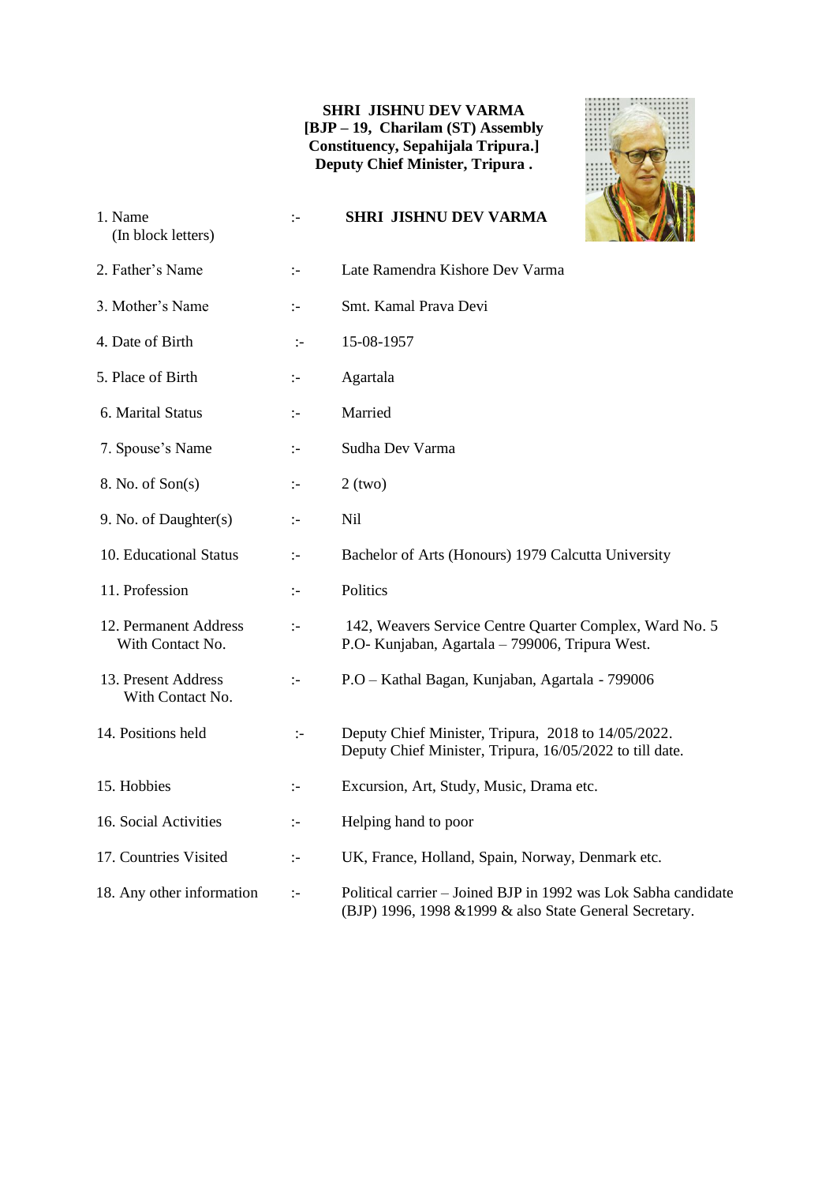**SHRI JISHNU DEV VARMA**
**[BJP – 19, Charilam (ST) Assembly Constituency, Sepahijala Tripura.]**
**Deputy Chief Minister, Tripura .**

| | | |
|---|---|---|
| 1. Name (In block letters) | :- | **SHRI JISHNU DEV VARMA** |
| 2. Father's Name | :- | Late Ramendra Kishore Dev Varma |
| 3. Mother's Name | :- | Smt. Kamal Prava Devi |
| 4. Date of Birth | :- | 15-08-1957 |
| 5. Place of Birth | :- | Agartala |
| 6. Marital Status | :- | Married |
| 7. Spouse's Name | :- | Sudha Dev Varma |
| 8. No. of Son(s) | :- | 2 (two) |
| 9. No. of Daughter(s) | :- | Nil |
| 10. Educational Status | :- | Bachelor of Arts (Honours) 1979 Calcutta University |
| 11. Profession | :- | Politics |
| 12. Permanent Address With Contact No. | :- | 142, Weavers Service Centre Quarter Complex, Ward No. 5 P.O- Kunjaban, Agartala – 799006, Tripura West. |
| 13. Present Address With Contact No. | :- | P.O – Kathal Bagan, Kunjaban, Agartala - 799006 |
| 14. Positions held | :- | Deputy Chief Minister, Tripura, 2018 to 14/05/2022. Deputy Chief Minister, Tripura, 16/05/2022 to till date. |
| 15. Hobbies | :- | Excursion, Art, Study, Music, Drama etc. |
| 16. Social Activities | :- | Helping hand to poor |
| 17. Countries Visited | :- | UK, France, Holland, Spain, Norway, Denmark etc. |
| 18. Any other information | :- | Political carrier – Joined BJP in 1992 was Lok Sabha candidate (BJP) 1996, 1998 &1999 & also State General Secretary. |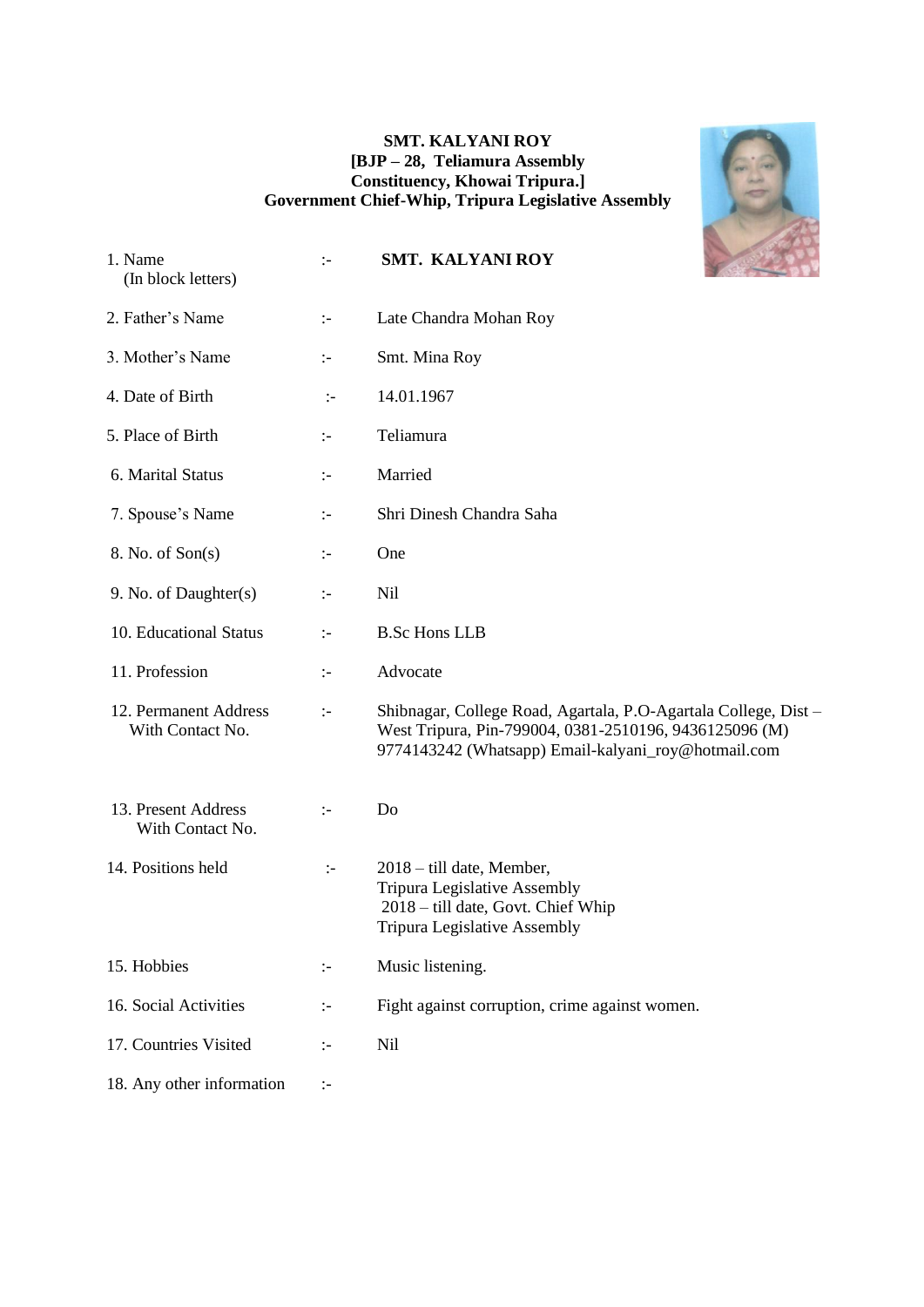**SMT. KALYANI ROY**
**[BJP – 28, Teliamura Assembly Constituency, Khowai Tripura.]**
**Government Chief-Whip, Tripura Legislative Assembly**

| | | |
|---|---|---|
| 1. Name (In block letters) | :- | **SMT. KALYANI ROY** |
| 2. Father's Name | :- | Late Chandra Mohan Roy |
| 3. Mother's Name | :- | Smt. Mina Roy |
| 4. Date of Birth | :- | 14.01.1967 |
| 5. Place of Birth | :- | Teliamura |
| 6. Marital Status | :- | Married |
| 7. Spouse's Name | :- | Shri Dinesh Chandra Saha |
| 8. No. of Son(s) | :- | One |
| 9. No. of Daughter(s) | :- | Nil |
| 10. Educational Status | :- | B.Sc Hons LLB |
| 11. Profession | :- | Advocate |
| 12. Permanent Address With Contact No. | :- | Shibnagar, College Road, Agartala, P.O-Agartala College, Dist – West Tripura, Pin-799004, 0381-2510196, 9436125096 (M) 9774143242 (Whatsapp) Email-kalyani_roy@hotmail.com |
| 13. Present Address With Contact No. | :- | Do |
| 14. Positions held | :- | 2018 – till date, Member, Tripura Legislative Assembly<br>2018 – till date, Govt. Chief Whip Tripura Legislative Assembly |
| 15. Hobbies | :- | Music listening. |
| 16. Social Activities | :- | Fight against corruption, crime against women. |
| 17. Countries Visited | :- | Nil |
| 18. Any other information | :- | |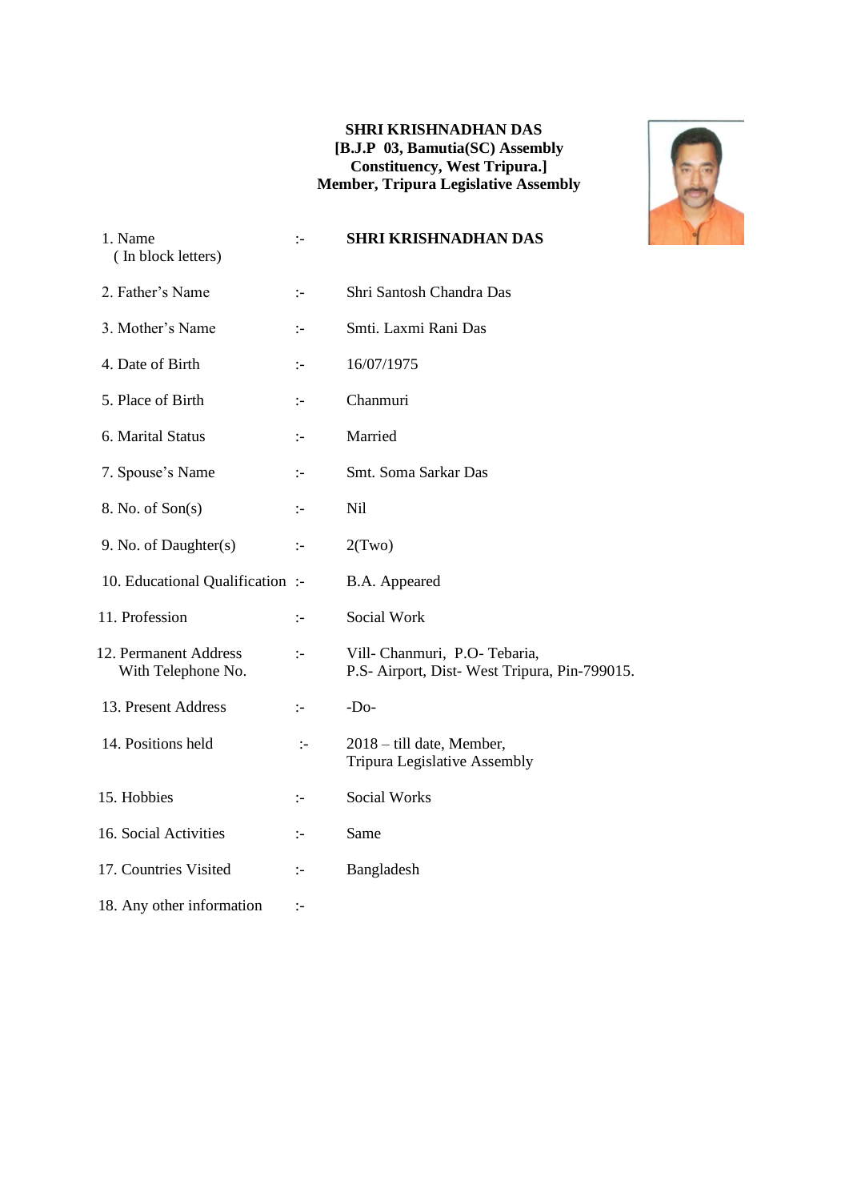**SHRI KRISHNADHAN DAS**
**[B.J.P 03, Bamutia(SC) Assembly Constituency, West Tripura.]**
**Member, Tripura Legislative Assembly**

| | | |
|---|---|---|
| 1. Name (In block letters) | :- | **SHRI KRISHNADHAN DAS** |
| 2. Father's Name | :- | Shri Santosh Chandra Das |
| 3. Mother's Name | :- | Smti. Laxmi Rani Das |
| 4. Date of Birth | :- | 16/07/1975 |
| 5. Place of Birth | :- | Chanmuri |
| 6. Marital Status | :- | Married |
| 7. Spouse's Name | :- | Smt. Soma Sarkar Das |
| 8. No. of Son(s) | :- | Nil |
| 9. No. of Daughter(s) | :- | 2(Two) |
| 10. Educational Qualification | :- | B.A. Appeared |
| 11. Profession | :- | Social Work |
| 12. Permanent Address With Telephone No. | :- | Vill- Chanmuri, P.O- Tebaria, P.S- Airport, Dist- West Tripura, Pin-799015. |
| 13. Present Address | :- | -Do- |
| 14. Positions held | :- | 2018 – till date, Member, Tripura Legislative Assembly |
| 15. Hobbies | :- | Social Works |
| 16. Social Activities | :- | Same |
| 17. Countries Visited | :- | Bangladesh |
| 18. Any other information | :- | |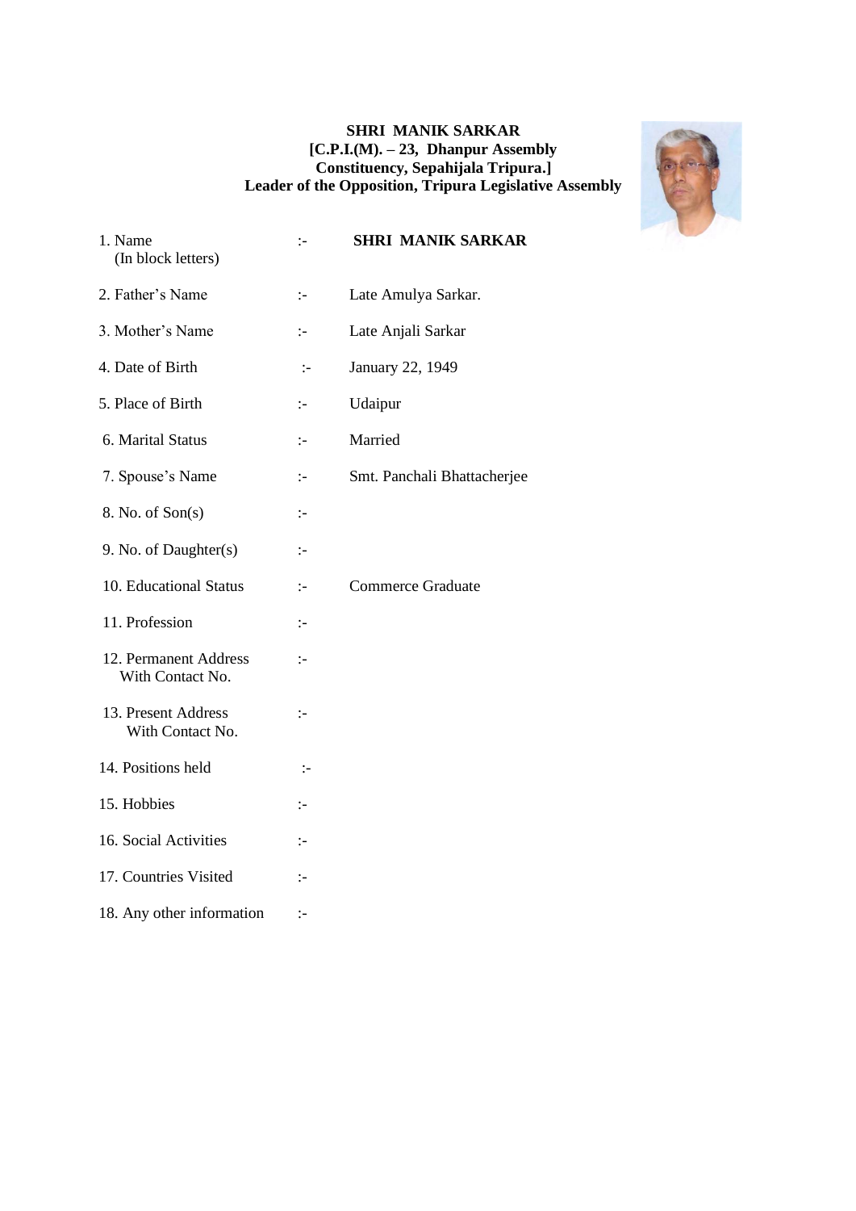**SHRI MANIK SARKAR**
**[C.P.I.(M). – 23, Dhanpur Assembly Constituency, Sepahijala Tripura.]**
**Leader of the Opposition, Tripura Legislative Assembly**

| | | |
|---|---|---|
| 1. Name (In block letters) | :- | **SHRI MANIK SARKAR** |
| 2. Father's Name | :- | Late Amulya Sarkar. |
| 3. Mother's Name | :- | Late Anjali Sarkar |
| 4. Date of Birth | :- | January 22, 1949 |
| 5. Place of Birth | :- | Udaipur |
| 6. Marital Status | :- | Married |
| 7. Spouse's Name | :- | Smt. Panchali Bhattacherjee |
| 8. No. of Son(s) | :- | |
| 9. No. of Daughter(s) | :- | |
| 10. Educational Status | :- | Commerce Graduate |
| 11. Profession | :- | |
| 12. Permanent Address With Contact No. | :- | |
| 13. Present Address With Contact No. | :- | |
| 14. Positions held | :- | |
| 15. Hobbies | :- | |
| 16. Social Activities | :- | |
| 17. Countries Visited | :- | |
| 18. Any other information | :- | |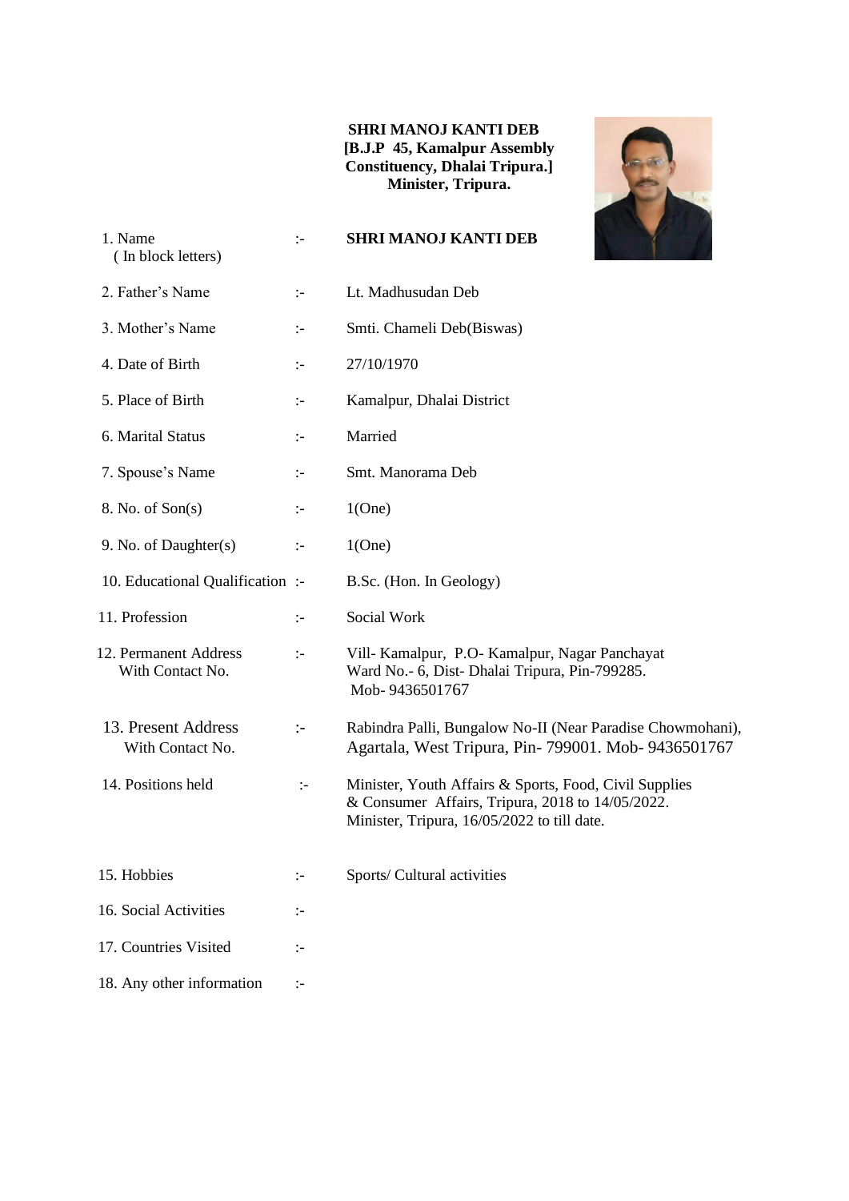**SHRI MANOJ KANTI DEB**
**[B.J.P 45, Kamalpur Assembly Constituency, Dhalai Tripura.]**
**Minister, Tripura.**

| | | |
|---|---|---|
| 1. Name (In block letters) | :- | **SHRI MANOJ KANTI DEB** |
| 2. Father's Name | :- | Lt. Madhusudan Deb |
| 3. Mother's Name | :- | Smti. Chameli Deb(Biswas) |
| 4. Date of Birth | :- | 27/10/1970 |
| 5. Place of Birth | :- | Kamalpur, Dhalai District |
| 6. Marital Status | :- | Married |
| 7. Spouse's Name | :- | Smt. Manorama Deb |
| 8. No. of Son(s) | :- | 1(One) |
| 9. No. of Daughter(s) | :- | 1(One) |
| 10. Educational Qualification | :- | B.Sc. (Hon. In Geology) |
| 11. Profession | :- | Social Work |
| 12. Permanent Address With Contact No. | :- | Vill- Kamalpur, P.O- Kamalpur, Nagar Panchayat Ward No.- 6, Dist- Dhalai Tripura, Pin-799285. Mob- 9436501767 |
| 13. Present Address With Contact No. | :- | Rabindra Palli, Bungalow No-II (Near Paradise Chowmohani), Agartala, West Tripura, Pin- 799001. Mob- 9436501767 |
| 14. Positions held | :- | Minister, Youth Affairs & Sports, Food, Civil Supplies & Consumer Affairs, Tripura, 2018 to 14/05/2022. Minister, Tripura, 16/05/2022 to till date. |
| 15. Hobbies | :- | Sports/ Cultural activities |
| 16. Social Activities | :- | |
| 17. Countries Visited | :- | |
| 18. Any other information | :- | |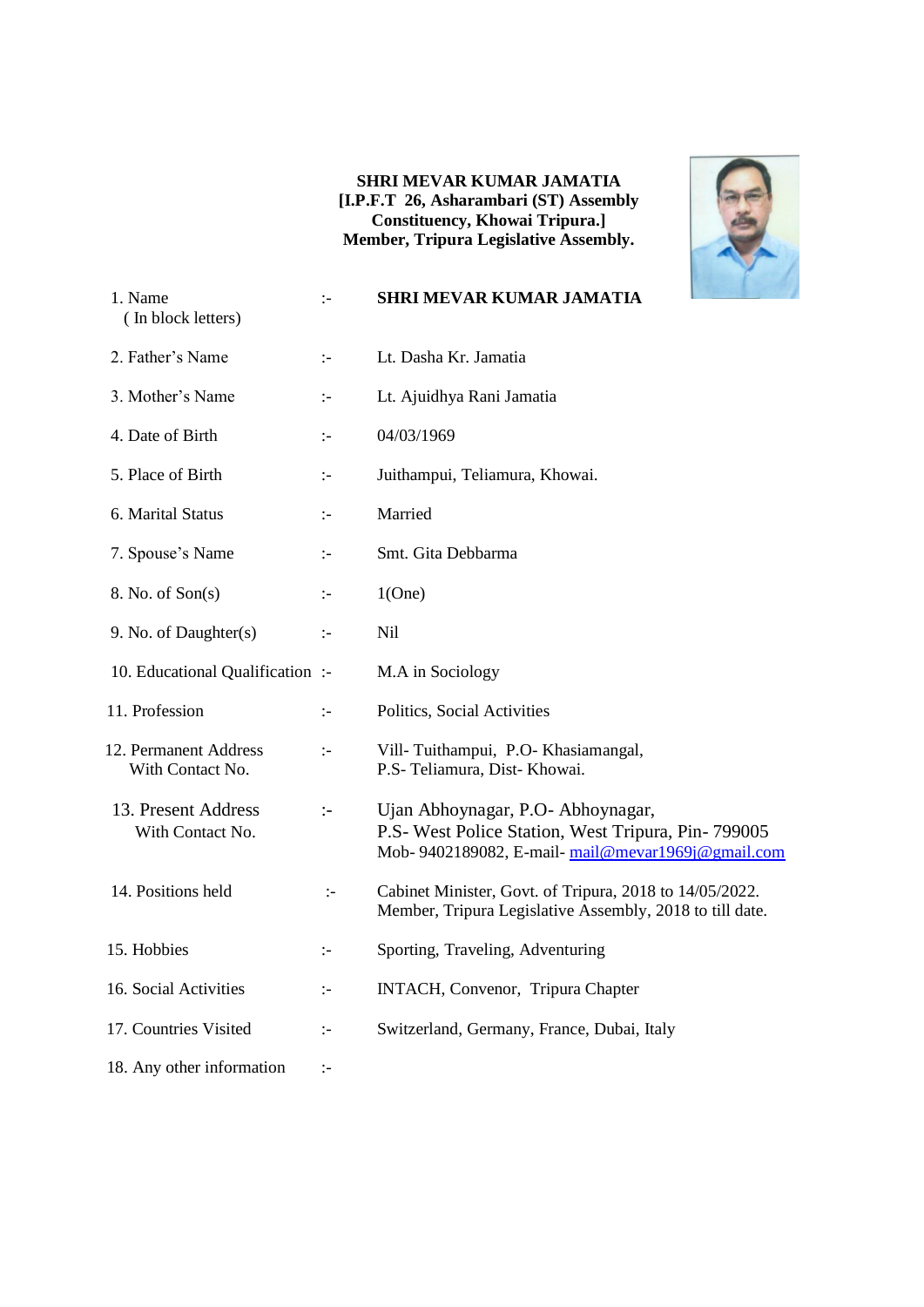**SHRI MEVAR KUMAR JAMATIA**
**[I.P.F.T 26, Asharambari (ST) Assembly Constituency, Khowai Tripura.]**
**Member, Tripura Legislative Assembly.**

| | | |
|---|---|---|
| 1. Name ( In block letters) | :- | **SHRI MEVAR KUMAR JAMATIA** |
| 2. Father's Name | :- | Lt. Dasha Kr. Jamatia |
| 3. Mother's Name | :- | Lt. Ajuidhya Rani Jamatia |
| 4. Date of Birth | :- | 04/03/1969 |
| 5. Place of Birth | :- | Juithampui, Teliamura, Khowai. |
| 6. Marital Status | :- | Married |
| 7. Spouse's Name | :- | Smt. Gita Debbarma |
| 8. No. of Son(s) | :- | 1(One) |
| 9. No. of Daughter(s) | :- | Nil |
| 10. Educational Qualification | :- | M.A in Sociology |
| 11. Profession | :- | Politics, Social Activities |
| 12. Permanent Address With Contact No. | :- | Vill- Tuithampui, P.O- Khasiamangal, P.S- Teliamura, Dist- Khowai. |
| 13. Present Address With Contact No. | :- | Ujan Abhoynagar, P.O- Abhoynagar, P.S- West Police Station, West Tripura, Pin- 799005 Mob- 9402189082, E-mail- mail@mevar1969j@gmail.com |
| 14. Positions held | :- | Cabinet Minister, Govt. of Tripura, 2018 to 14/05/2022. Member, Tripura Legislative Assembly, 2018 to till date. |
| 15. Hobbies | :- | Sporting, Traveling, Adventuring |
| 16. Social Activities | :- | INTACH, Convenor, Tripura Chapter |
| 17. Countries Visited | :- | Switzerland, Germany, France, Dubai, Italy |
| 18. Any other information | :- | |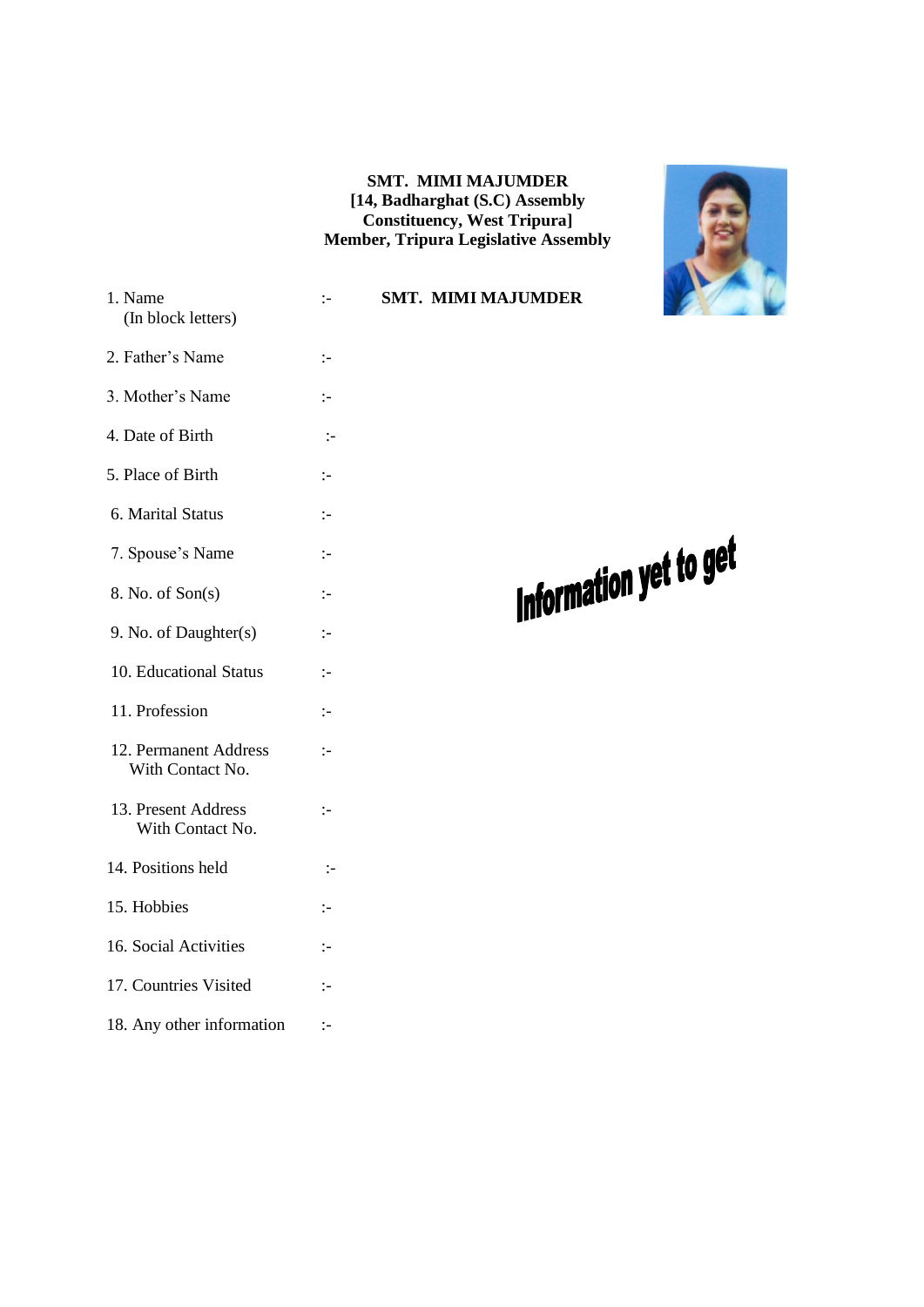**SMT. MIMI MAJUMDER**
**[14, Badharghat (S.C) Assembly Constituency, West Tripura]**
**Member, Tripura Legislative Assembly**

1. Name (In block letters) :- **SMT. MIMI MAJUMDER**
2. Father's Name :-
3. Mother's Name :-
4. Date of Birth :-
5. Place of Birth :-
6. Marital Status :-
7. Spouse's Name :-
8. No. of Son(s) :-
9. No. of Daughter(s) :-
10. Educational Status :-
11. Profession :-
12. Permanent Address With Contact No. :-
13. Present Address With Contact No. :-
14. Positions held :-
15. Hobbies :-
16. Social Activities :-
17. Countries Visited :-
18. Any other information :-

Information yet to get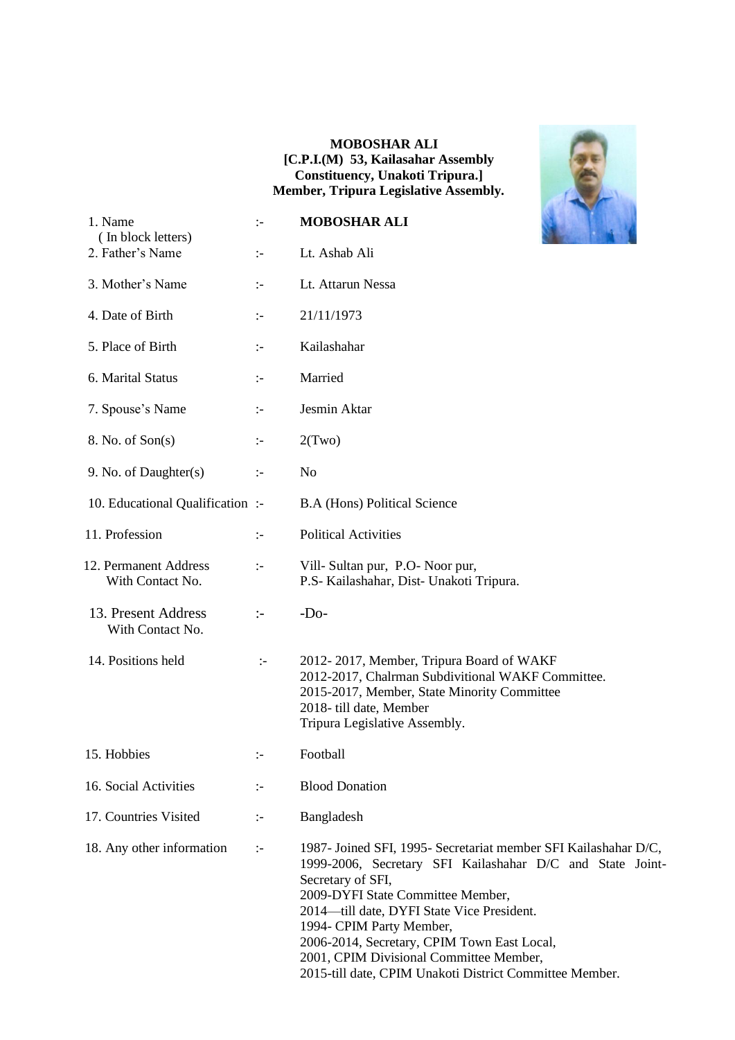**MOBOSHAR ALI**
**[C.P.I.(M) 53, Kailasahar Assembly Constituency, Unakoti Tripura.]**
**Member, Tripura Legislative Assembly.**

| | | |
|---|---|---|
| 1. Name ( In block letters) | :- | **MOBOSHAR ALI** |
| 2. Father's Name | :- | Lt. Ashab Ali |
| 3. Mother's Name | :- | Lt. Attarun Nessa |
| 4. Date of Birth | :- | 21/11/1973 |
| 5. Place of Birth | :- | Kailashahar |
| 6. Marital Status | :- | Married |
| 7. Spouse's Name | :- | Jesmin Aktar |
| 8. No. of Son(s) | :- | 2(Two) |
| 9. No. of Daughter(s) | :- | No |
| 10. Educational Qualification | :- | B.A (Hons) Political Science |
| 11. Profession | :- | Political Activities |
| 12. Permanent Address With Contact No. | :- | Vill- Sultan pur, P.O- Noor pur, P.S- Kailashahar, Dist- Unakoti Tripura. |
| 13. Present Address With Contact No. | :- | -Do- |
| 14. Positions held | :- | 2012- 2017, Member, Tripura Board of WAKF<br>2012-2017, Chalrman Subdivitional WAKF Committee.<br>2015-2017, Member, State Minority Committee<br>2018- till date, Member Tripura Legislative Assembly. |
| 15. Hobbies | :- | Football |
| 16. Social Activities | :- | Blood Donation |
| 17. Countries Visited | :- | Bangladesh |
| 18. Any other information | :- | 1987- Joined SFI, 1995- Secretariat member SFI Kailashahar D/C,<br>1999-2006, Secretary SFI Kailashahar D/C and State Joint-Secretary of SFI,<br>2009-DYFI State Committee Member,<br>2014—till date, DYFI State Vice President.<br>1994- CPIM Party Member,<br>2006-2014, Secretary, CPIM Town East Local,<br>2001, CPIM Divisional Committee Member,<br>2015-till date, CPIM Unakoti District Committee Member. |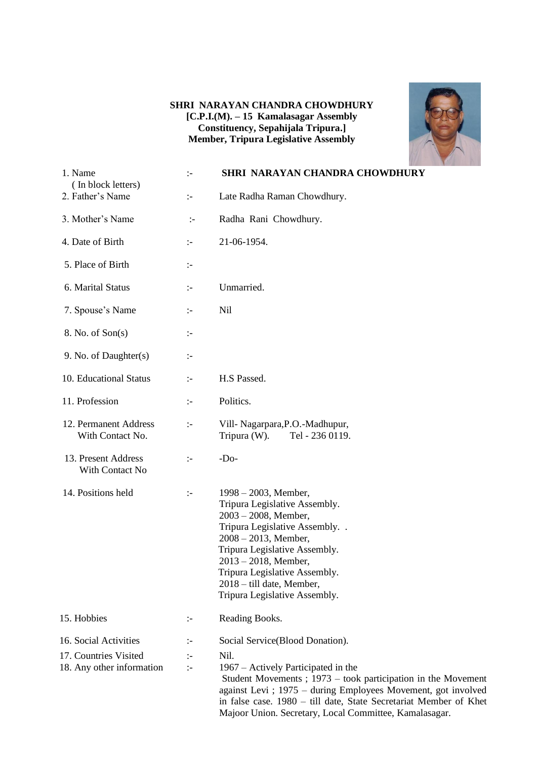**SHRI NARAYAN CHANDRA CHOWDHURY**
**[C.P.I.(M). – 15 Kamalasagar Assembly Constituency, Sepahijala Tripura.]**
**Member, Tripura Legislative Assembly**

| | | |
|---|---|---|
| 1. Name ( In block letters) | :- | **SHRI NARAYAN CHANDRA CHOWDHURY** |
| 2. Father's Name | :- | Late Radha Raman Chowdhury. |
| 3. Mother's Name | :- | Radha Rani Chowdhury. |
| 4. Date of Birth | :- | 21-06-1954. |
| 5. Place of Birth | :- | |
| 6. Marital Status | :- | Unmarried. |
| 7. Spouse's Name | :- | Nil |
| 8. No. of Son(s) | :- | |
| 9. No. of Daughter(s) | :- | |
| 10. Educational Status | :- | H.S Passed. |
| 11. Profession | :- | Politics. |
| 12. Permanent Address With Contact No. | :- | Vill- Nagarpara,P.O.-Madhupur, Tripura (W). Tel - 236 0119. |
| 13. Present Address With Contact No | :- | -Do- |
| 14. Positions held | :- | 1998 – 2003, Member, Tripura Legislative Assembly. 2003 – 2008, Member, Tripura Legislative Assembly. . 2008 – 2013, Member, Tripura Legislative Assembly. 2013 – 2018, Member, Tripura Legislative Assembly. 2018 – till date, Member, Tripura Legislative Assembly. |
| 15. Hobbies | :- | Reading Books. |
| 16. Social Activities | :- | Social Service(Blood Donation). |
| 17. Countries Visited | :- | Nil. |
| 18. Any other information | :- | 1967 – Actively Participated in the Student Movements ; 1973 – took participation in the Movement against Levi ; 1975 – during Employees Movement, got involved in false case. 1980 – till date, State Secretariat Member of Khet Majoor Union. Secretary, Local Committee, Kamalasagar. |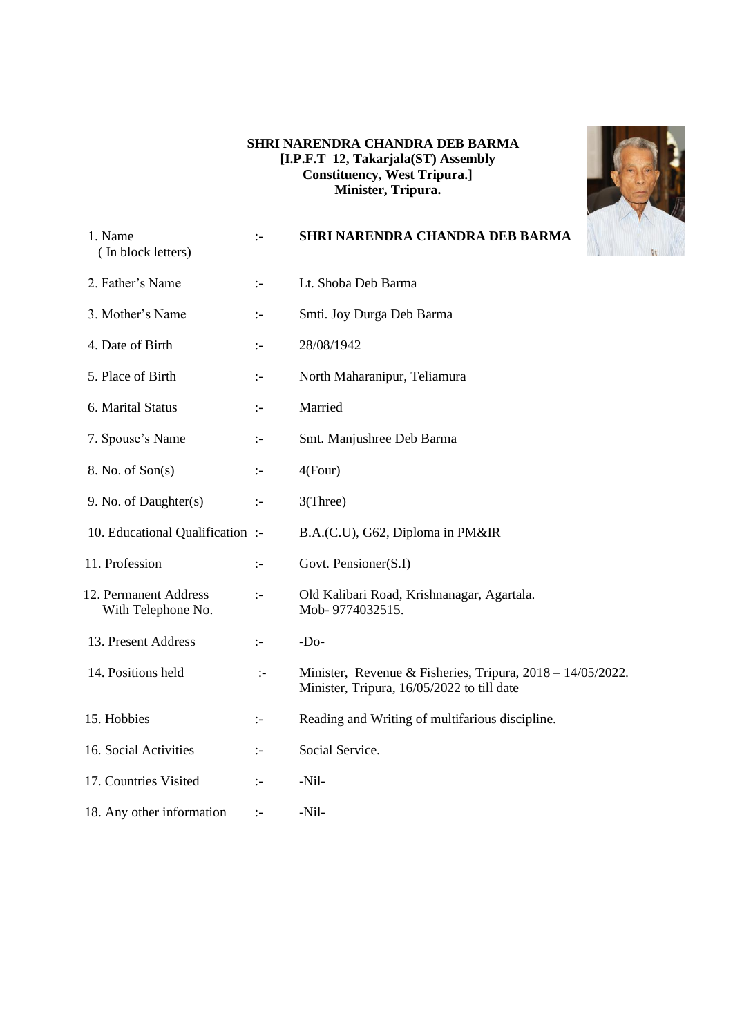**SHRI NARENDRA CHANDRA DEB BARMA**
**[I.P.F.T 12, Takarjala(ST) Assembly Constituency, West Tripura.]**
**Minister, Tripura.**

| | | |
|---|---|---|
| 1. Name (In block letters) | :- | **SHRI NARENDRA CHANDRA DEB BARMA** |
| 2. Father's Name | :- | Lt. Shoba Deb Barma |
| 3. Mother's Name | :- | Smti. Joy Durga Deb Barma |
| 4. Date of Birth | :- | 28/08/1942 |
| 5. Place of Birth | :- | North Maharanipur, Teliamura |
| 6. Marital Status | :- | Married |
| 7. Spouse's Name | :- | Smt. Manjushree Deb Barma |
| 8. No. of Son(s) | :- | 4(Four) |
| 9. No. of Daughter(s) | :- | 3(Three) |
| 10. Educational Qualification | :- | B.A.(C.U), G62, Diploma in PM&IR |
| 11. Profession | :- | Govt. Pensioner(S.I) |
| 12. Permanent Address With Telephone No. | :- | Old Kalibari Road, Krishnanagar, Agartala. Mob- 9774032515. |
| 13. Present Address | :- | -Do- |
| 14. Positions held | :- | Minister, Revenue & Fisheries, Tripura, 2018 – 14/05/2022. Minister, Tripura, 16/05/2022 to till date |
| 15. Hobbies | :- | Reading and Writing of multifarious discipline. |
| 16. Social Activities | :- | Social Service. |
| 17. Countries Visited | :- | -Nil- |
| 18. Any other information | :- | -Nil- |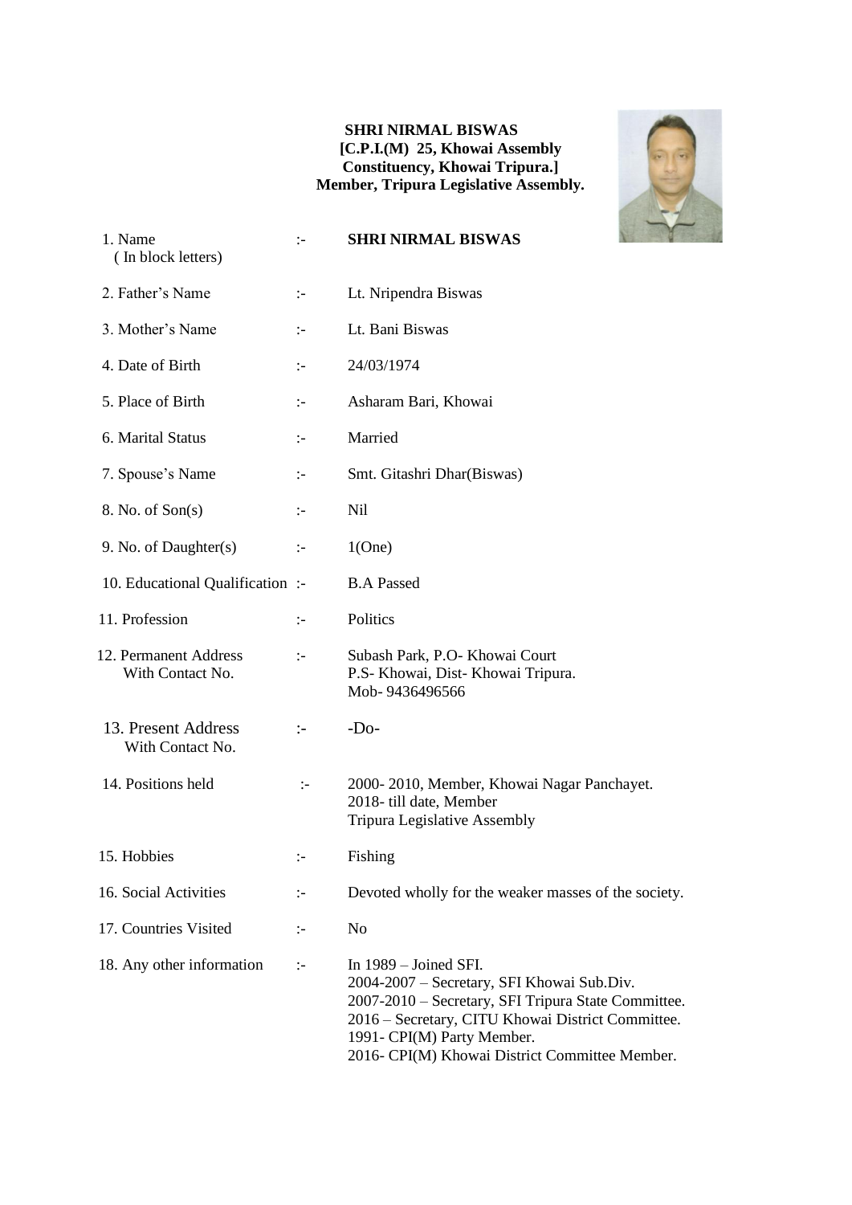**SHRI NIRMAL BISWAS**
**[C.P.I.(M) 25, Khowai Assembly Constituency, Khowai Tripura.]**
**Member, Tripura Legislative Assembly.**

| | | |
|---|---|---|
| 1. Name ( In block letters) | :- | **SHRI NIRMAL BISWAS** |
| 2. Father's Name | :- | Lt. Nripendra Biswas |
| 3. Mother's Name | :- | Lt. Bani Biswas |
| 4. Date of Birth | :- | 24/03/1974 |
| 5. Place of Birth | :- | Asharam Bari, Khowai |
| 6. Marital Status | :- | Married |
| 7. Spouse's Name | :- | Smt. Gitashri Dhar(Biswas) |
| 8. No. of Son(s) | :- | Nil |
| 9. No. of Daughter(s) | :- | 1(One) |
| 10. Educational Qualification | :- | B.A Passed |
| 11. Profession | :- | Politics |
| 12. Permanent Address With Contact No. | :- | Subash Park, P.O- Khowai Court<br>P.S- Khowai, Dist- Khowai Tripura.<br>Mob- 9436496566 |
| 13. Present Address With Contact No. | :- | -Do- |
| 14. Positions held | :- | 2000- 2010, Member, Khowai Nagar Panchayet.<br>2018- till date, Member<br>Tripura Legislative Assembly |
| 15. Hobbies | :- | Fishing |
| 16. Social Activities | :- | Devoted wholly for the weaker masses of the society. |
| 17. Countries Visited | :- | No |
| 18. Any other information | :- | In 1989 – Joined SFI.<br>2004-2007 – Secretary, SFI Khowai Sub.Div.<br>2007-2010 – Secretary, SFI Tripura State Committee.<br>2016 – Secretary, CITU Khowai District Committee.<br>1991- CPI(M) Party Member.<br>2016- CPI(M) Khowai District Committee Member. |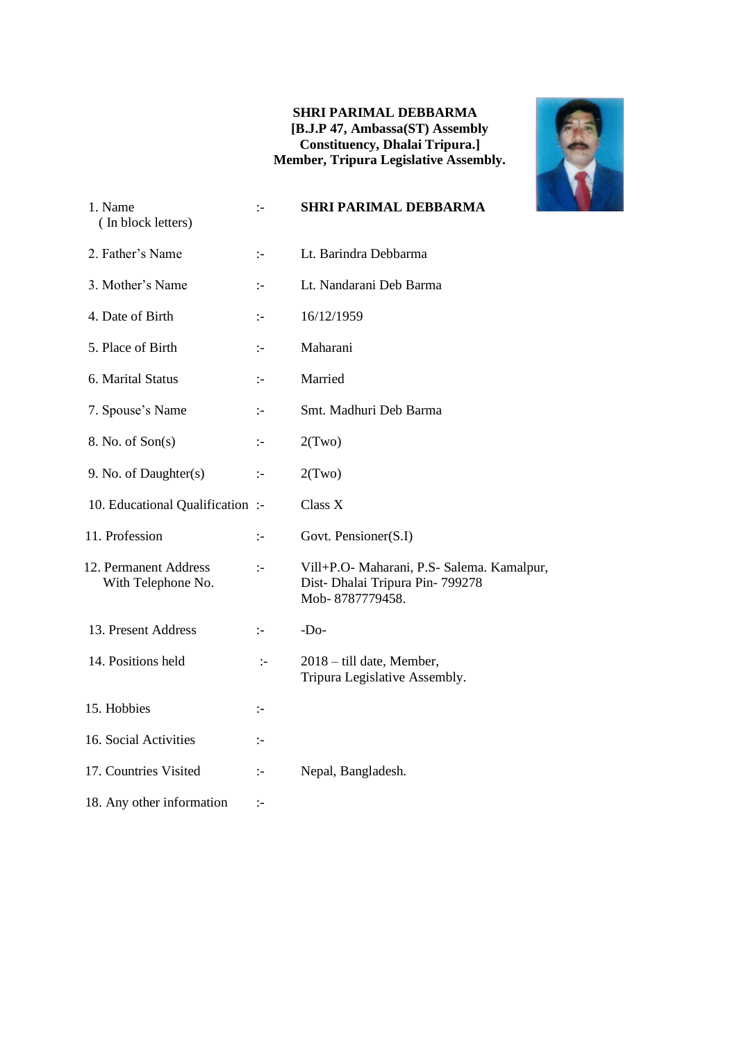**SHRI PARIMAL DEBBARMA**
**[B.J.P 47, Ambassa(ST) Assembly Constituency, Dhalai Tripura.]**
**Member, Tripura Legislative Assembly.**

| | | |
|---|---|---|
| 1. Name (In block letters) | :- | **SHRI PARIMAL DEBBARMA** |
| 2. Father's Name | :- | Lt. Barindra Debbarma |
| 3. Mother's Name | :- | Lt. Nandarani Deb Barma |
| 4. Date of Birth | :- | 16/12/1959 |
| 5. Place of Birth | :- | Maharani |
| 6. Marital Status | :- | Married |
| 7. Spouse's Name | :- | Smt. Madhuri Deb Barma |
| 8. No. of Son(s) | :- | 2(Two) |
| 9. No. of Daughter(s) | :- | 2(Two) |
| 10. Educational Qualification | :- | Class X |
| 11. Profession | :- | Govt. Pensioner(S.I) |
| 12. Permanent Address With Telephone No. | :- | Vill+P.O- Maharani, P.S- Salema. Kamalpur, Dist- Dhalai Tripura Pin- 799278 Mob- 8787779458. |
| 13. Present Address | :- | -Do- |
| 14. Positions held | :- | 2018 – till date, Member, Tripura Legislative Assembly. |
| 15. Hobbies | :- | |
| 16. Social Activities | :- | |
| 17. Countries Visited | :- | Nepal, Bangladesh. |
| 18. Any other information | :- | |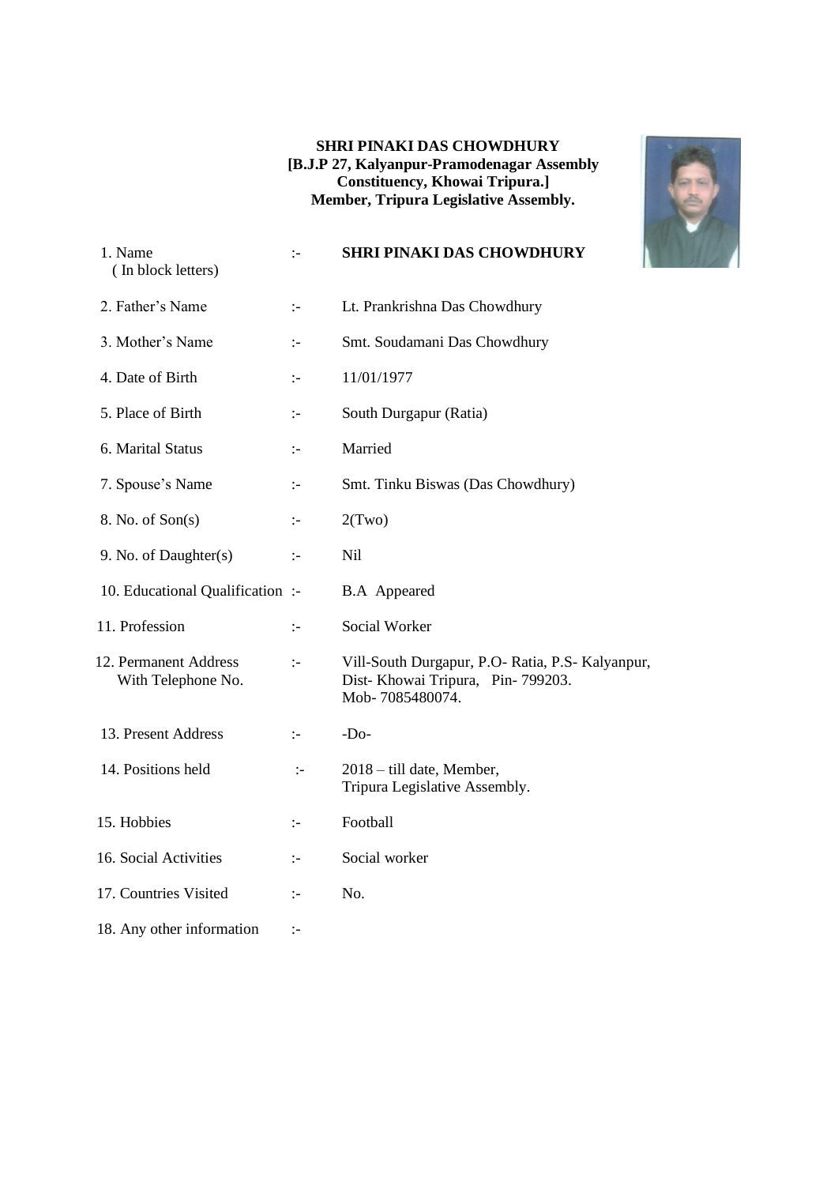**SHRI PINAKI DAS CHOWDHURY**
**[B.J.P 27, Kalyanpur-Pramodenagar Assembly Constituency, Khowai Tripura.]**
**Member, Tripura Legislative Assembly.**

| | | |
|---|---|---|
| 1. Name (In block letters) | :- | **SHRI PINAKI DAS CHOWDHURY** |
| 2. Father's Name | :- | Lt. Prankrishna Das Chowdhury |
| 3. Mother's Name | :- | Smt. Soudamani Das Chowdhury |
| 4. Date of Birth | :- | 11/01/1977 |
| 5. Place of Birth | :- | South Durgapur (Ratia) |
| 6. Marital Status | :- | Married |
| 7. Spouse's Name | :- | Smt. Tinku Biswas (Das Chowdhury) |
| 8. No. of Son(s) | :- | 2(Two) |
| 9. No. of Daughter(s) | :- | Nil |
| 10. Educational Qualification | :- | B.A Appeared |
| 11. Profession | :- | Social Worker |
| 12. Permanent Address With Telephone No. | :- | Vill-South Durgapur, P.O- Ratia, P.S- Kalyanpur, Dist- Khowai Tripura, Pin- 799203. Mob- 7085480074. |
| 13. Present Address | :- | -Do- |
| 14. Positions held | :- | 2018 – till date, Member, Tripura Legislative Assembly. |
| 15. Hobbies | :- | Football |
| 16. Social Activities | :- | Social worker |
| 17. Countries Visited | :- | No. |
| 18. Any other information | :- | |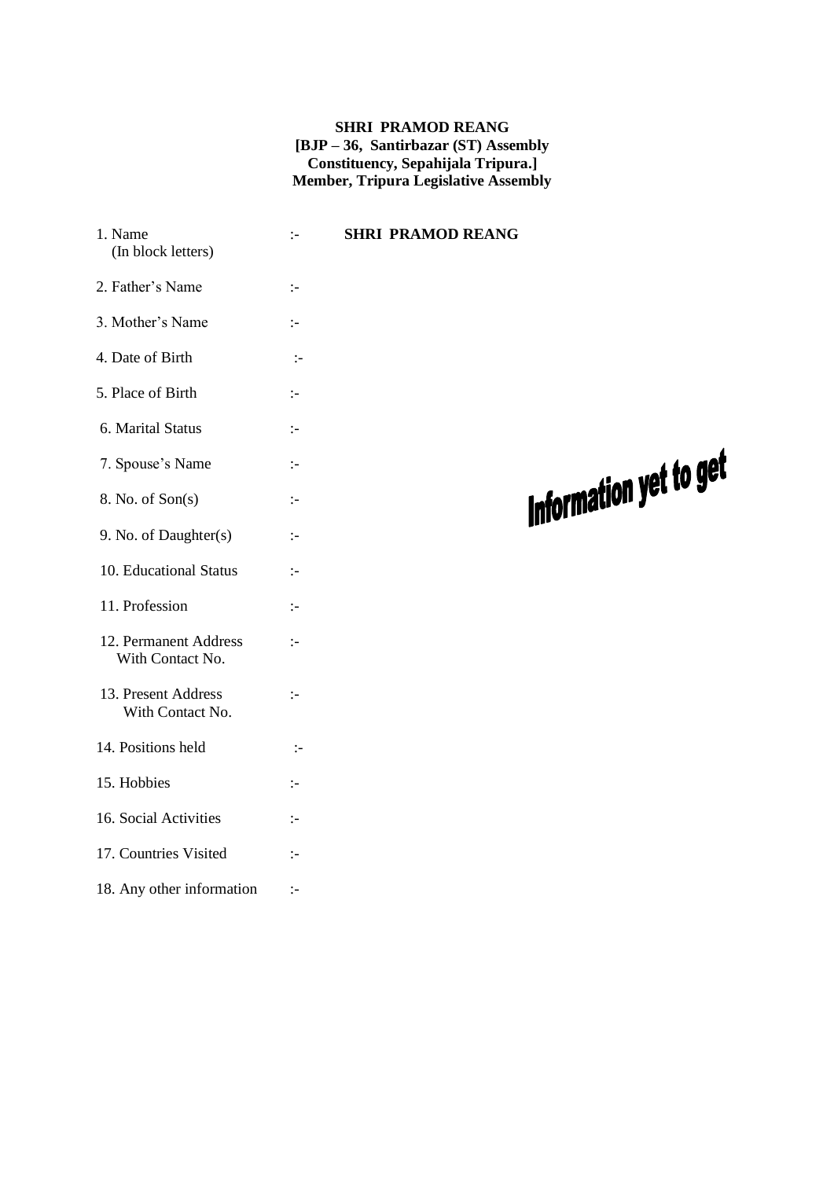**SHRI PRAMOD REANG**
**[BJP – 36, Santirbazar (ST) Assembly Constituency, Sepahijala Tripura.]**
**Member, Tripura Legislative Assembly**

| | | |
|---|---|---|
| 1. Name (In block letters) | :- | **SHRI PRAMOD REANG** |
| 2. Father's Name | :- | |
| 3. Mother's Name | :- | |
| 4. Date of Birth | :- | |
| 5. Place of Birth | :- | |
| 6. Marital Status | :- | |
| 7. Spouse's Name | :- | |
| 8. No. of Son(s) | :- | |
| 9. No. of Daughter(s) | :- | |
| 10. Educational Status | :- | |
| 11. Profession | :- | |
| 12. Permanent Address With Contact No. | :- | |
| 13. Present Address With Contact No. | :- | |
| 14. Positions held | :- | |
| 15. Hobbies | :- | |
| 16. Social Activities | :- | |
| 17. Countries Visited | :- | |
| 18. Any other information | :- | |

**Information yet to get**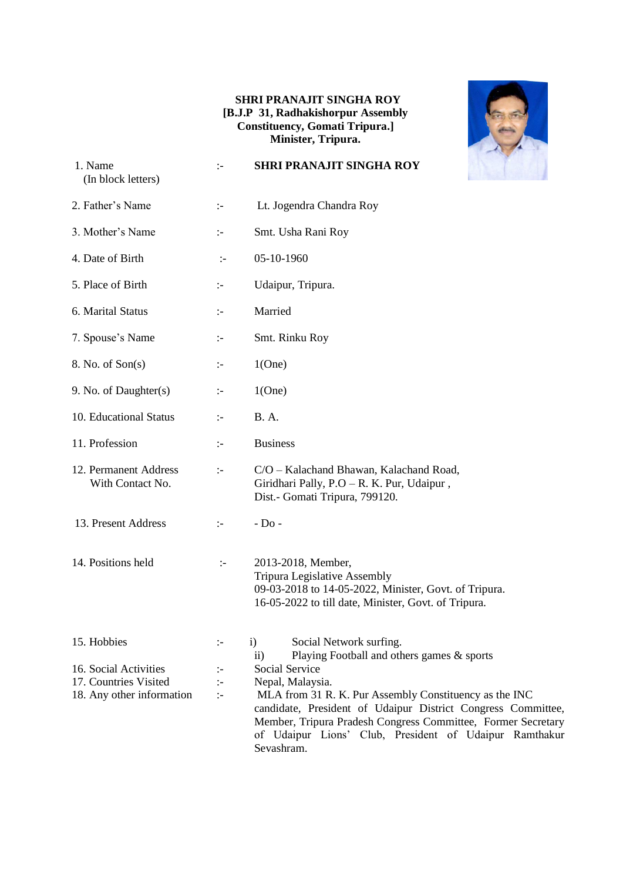**SHRI PRANAJIT SINGHA ROY**
**[B.J.P 31, Radhakishorpur Assembly Constituency, Gomati Tripura.]**
**Minister, Tripura.**

| | | |
|---|---|---|
| 1. Name (In block letters) | :- | **SHRI PRANAJIT SINGHA ROY** |
| 2. Father's Name | :- | Lt. Jogendra Chandra Roy |
| 3. Mother's Name | :- | Smt. Usha Rani Roy |
| 4. Date of Birth | :- | 05-10-1960 |
| 5. Place of Birth | :- | Udaipur, Tripura. |
| 6. Marital Status | :- | Married |
| 7. Spouse's Name | :- | Smt. Rinku Roy |
| 8. No. of Son(s) | :- | 1(One) |
| 9. No. of Daughter(s) | :- | 1(One) |
| 10. Educational Status | :- | B. A. |
| 11. Profession | :- | Business |
| 12. Permanent Address With Contact No. | :- | C/O – Kalachand Bhawan, Kalachand Road, Giridhari Pally, P.O – R. K. Pur, Udaipur , Dist.- Gomati Tripura, 799120. |
| 13. Present Address | :- | - Do - |
| 14. Positions held | :- | 2013-2018, Member, Tripura Legislative Assembly<br>09-03-2018 to 14-05-2022, Minister, Govt. of Tripura.<br>16-05-2022 to till date, Minister, Govt. of Tripura. |
| 15. Hobbies | :- | i) Social Network surfing.<br>ii) Playing Football and others games & sports |
| 16. Social Activities | :- | Social Service |
| 17. Countries Visited | :- | Nepal, Malaysia. |
| 18. Any other information | :- | MLA from 31 R. K. Pur Assembly Constituency as the INC candidate, President of Udaipur District Congress Committee, Member, Tripura Pradesh Congress Committee, Former Secretary of Udaipur Lions' Club, President of Udaipur Ramthakur Sevashram. |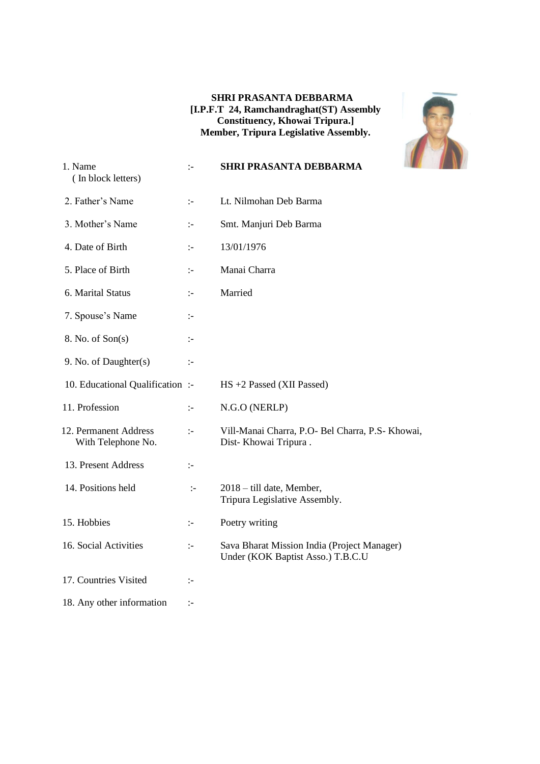**SHRI PRASANTA DEBBARMA**
**[I.P.F.T 24, Ramchandraghat(ST) Assembly Constituency, Khowai Tripura.]**
**Member, Tripura Legislative Assembly.**

| | | |
|---|---|---|
| 1. Name ( In block letters) | :- | **SHRI PRASANTA DEBBARMA** |
| 2. Father's Name | :- | Lt. Nilmohan Deb Barma |
| 3. Mother's Name | :- | Smt. Manjuri Deb Barma |
| 4. Date of Birth | :- | 13/01/1976 |
| 5. Place of Birth | :- | Manai Charra |
| 6. Marital Status | :- | Married |
| 7. Spouse's Name | :- | |
| 8. No. of Son(s) | :- | |
| 9. No. of Daughter(s) | :- | |
| 10. Educational Qualification | :- | HS +2 Passed (XII Passed) |
| 11. Profession | :- | N.G.O (NERLP) |
| 12. Permanent Address With Telephone No. | :- | Vill-Manai Charra, P.O- Bel Charra, P.S- Khowai, Dist- Khowai Tripura . |
| 13. Present Address | :- | |
| 14. Positions held | :- | 2018 – till date, Member, Tripura Legislative Assembly. |
| 15. Hobbies | :- | Poetry writing |
| 16. Social Activities | :- | Sava Bharat Mission India (Project Manager) Under (KOK Baptist Asso.) T.B.C.U |
| 17. Countries Visited | :- | |
| 18. Any other information | :- | |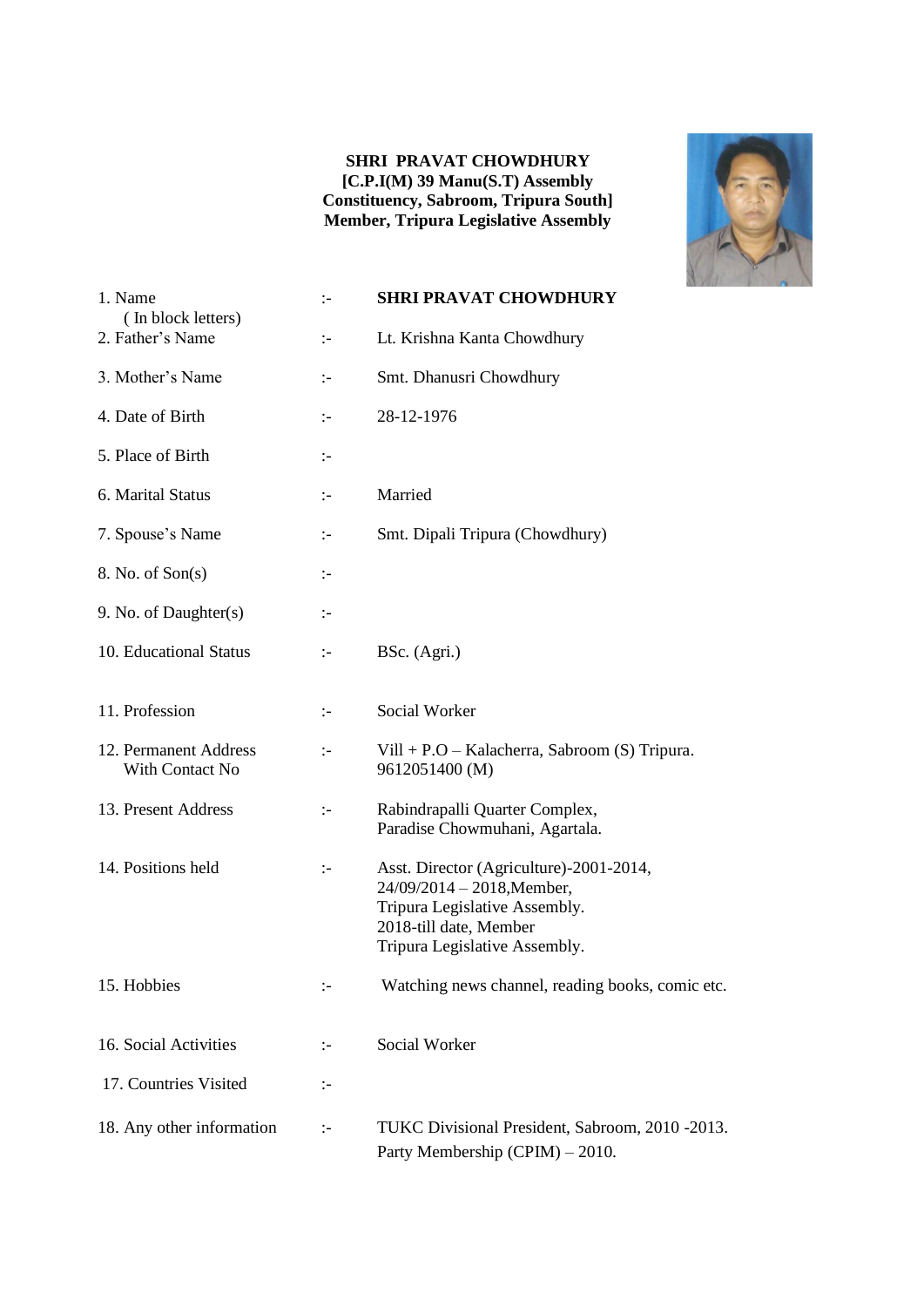**SHRI PRAVAT CHOWDHURY**
**[C.P.I(M) 39 Manu(S.T) Assembly Constituency, Sabroom, Tripura South]**
**Member, Tripura Legislative Assembly**

| | | |
|---|---|---|
| 1. Name ( In block letters) | :- | **SHRI PRAVAT CHOWDHURY** |
| 2. Father's Name | :- | Lt. Krishna Kanta Chowdhury |
| 3. Mother's Name | :- | Smt. Dhanusri Chowdhury |
| 4. Date of Birth | :- | 28-12-1976 |
| 5. Place of Birth | :- | |
| 6. Marital Status | :- | Married |
| 7. Spouse's Name | :- | Smt. Dipali Tripura (Chowdhury) |
| 8. No. of Son(s) | :- | |
| 9. No. of Daughter(s) | :- | |
| 10. Educational Status | :- | BSc. (Agri.) |
| 11. Profession | :- | Social Worker |
| 12. Permanent Address With Contact No | :- | Vill + P.O – Kalacherra, Sabroom (S) Tripura. 9612051400 (M) |
| 13. Present Address | :- | Rabindrapalli Quarter Complex, Paradise Chowmuhani, Agartala. |
| 14. Positions held | :- | Asst. Director (Agriculture)-2001-2014, 24/09/2014 – 2018,Member, Tripura Legislative Assembly. 2018-till date, Member Tripura Legislative Assembly. |
| 15. Hobbies | :- | Watching news channel, reading books, comic etc. |
| 16. Social Activities | :- | Social Worker |
| 17. Countries Visited | :- | |
| 18. Any other information | :- | TUKC Divisional President, Sabroom, 2010 -2013. Party Membership (CPIM) – 2010. |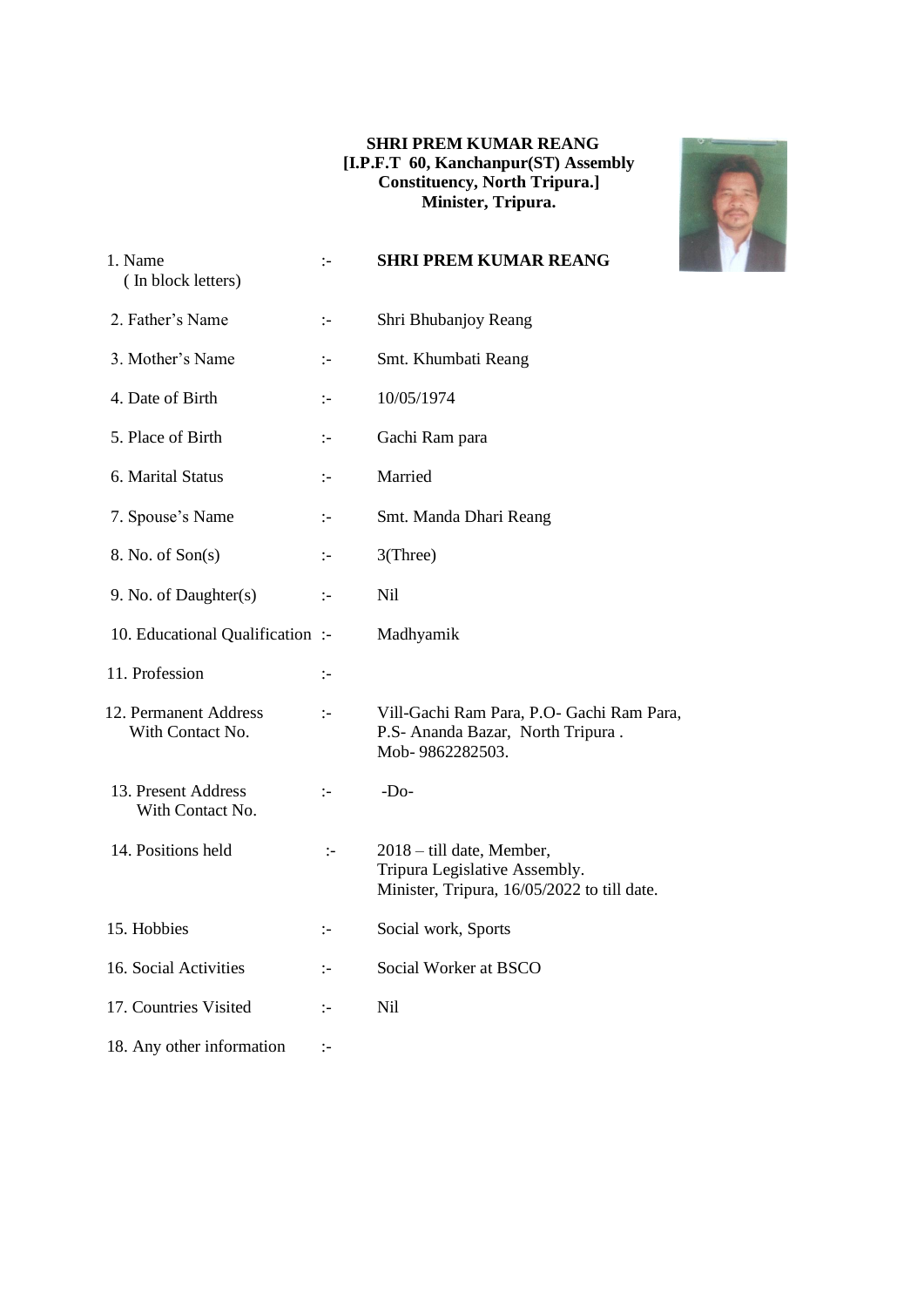**SHRI PREM KUMAR REANG**
**[I.P.F.T 60, Kanchanpur(ST) Assembly Constituency, North Tripura.]**
**Minister, Tripura.**

| | | |
|---|---|---|
| 1. Name ( In block letters) | :- | **SHRI PREM KUMAR REANG** |
| 2. Father's Name | :- | Shri Bhubanjoy Reang |
| 3. Mother's Name | :- | Smt. Khumbati Reang |
| 4. Date of Birth | :- | 10/05/1974 |
| 5. Place of Birth | :- | Gachi Ram para |
| 6. Marital Status | :- | Married |
| 7. Spouse's Name | :- | Smt. Manda Dhari Reang |
| 8. No. of Son(s) | :- | 3(Three) |
| 9. No. of Daughter(s) | :- | Nil |
| 10. Educational Qualification | :- | Madhyamik |
| 11. Profession | :- | |
| 12. Permanent Address With Contact No. | :- | Vill-Gachi Ram Para, P.O- Gachi Ram Para, P.S- Ananda Bazar, North Tripura . Mob- 9862282503. |
| 13. Present Address With Contact No. | :- | -Do- |
| 14. Positions held | :- | 2018 – till date, Member, Tripura Legislative Assembly. Minister, Tripura, 16/05/2022 to till date. |
| 15. Hobbies | :- | Social work, Sports |
| 16. Social Activities | :- | Social Worker at BSCO |
| 17. Countries Visited | :- | Nil |
| 18. Any other information | :- | |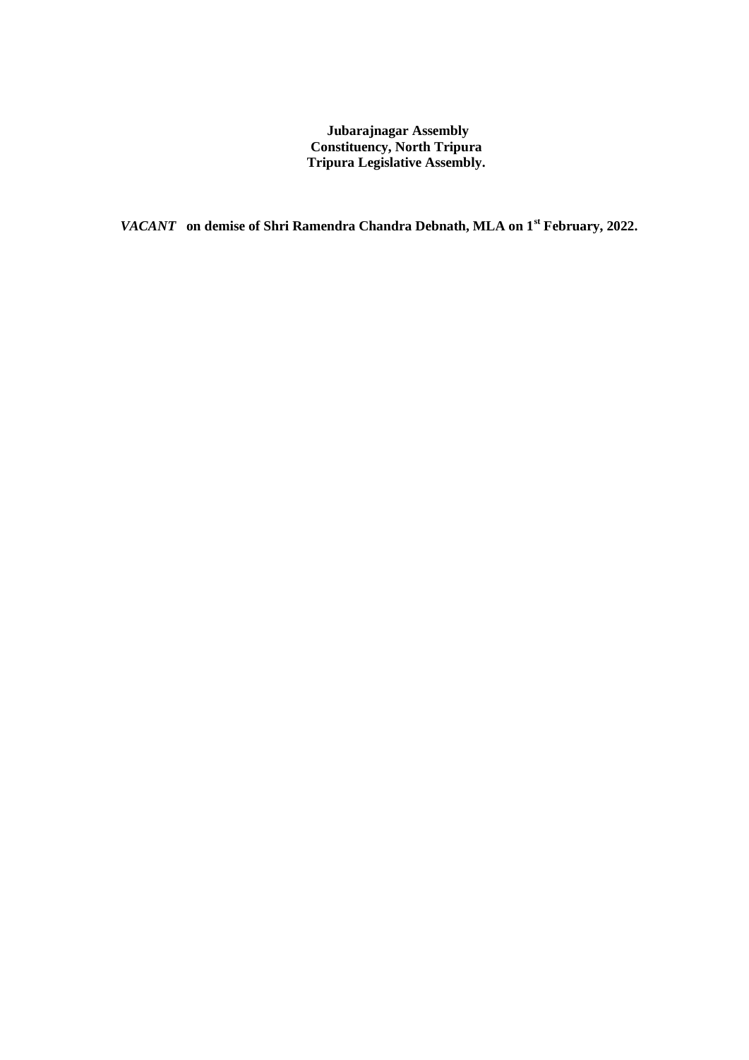**Jubarajnagar Assembly Constituency, North Tripura Tripura Legislative Assembly.**

***VACANT*** **on demise of Shri Ramendra Chandra Debnath, MLA on 1st February, 2022.**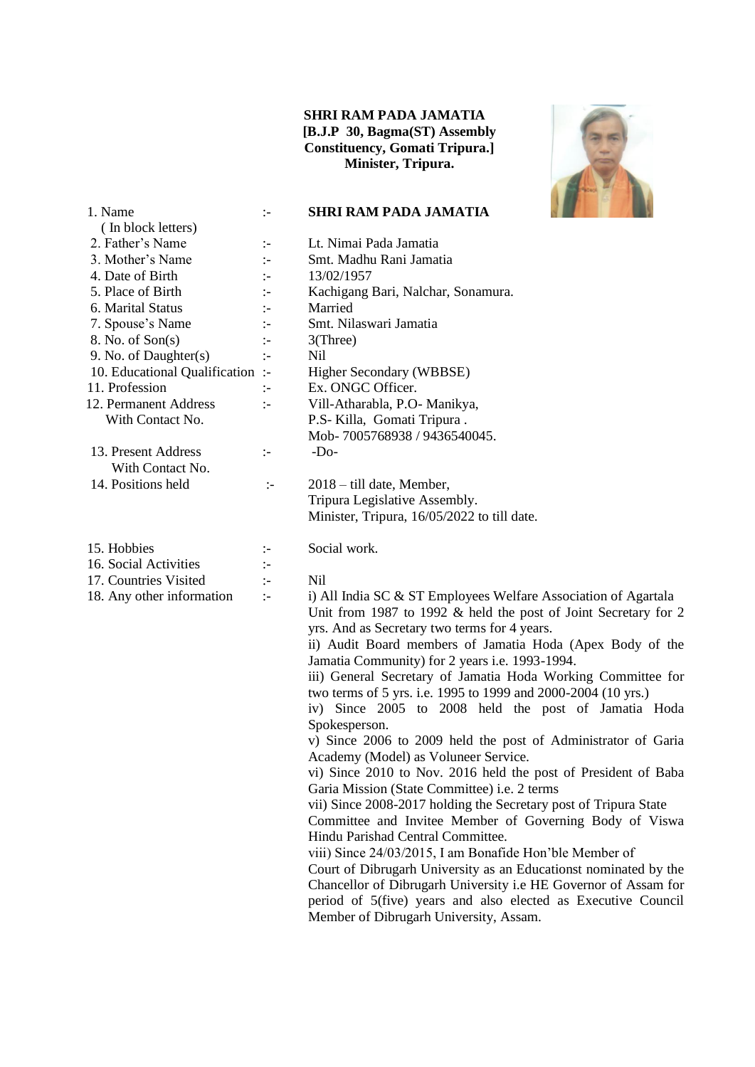**SHRI RAM PADA JAMATIA**
**[B.J.P 30, Bagma(ST) Assembly Constituency, Gomati Tripura.]**
**Minister, Tripura.**

| | | |
|---|---|---|
| 1. Name (In block letters) | :- | **SHRI RAM PADA JAMATIA** |
| 2. Father's Name | :- | Lt. Nimai Pada Jamatia |
| 3. Mother's Name | :- | Smt. Madhu Rani Jamatia |
| 4. Date of Birth | :- | 13/02/1957 |
| 5. Place of Birth | :- | Kachigang Bari, Nalchar, Sonamura. |
| 6. Marital Status | :- | Married |
| 7. Spouse's Name | :- | Smt. Nilaswari Jamatia |
| 8. No. of Son(s) | :- | 3(Three) |
| 9. No. of Daughter(s) | :- | Nil |
| 10. Educational Qualification | :- | Higher Secondary (WBBSE) |
| 11. Profession | :- | Ex. ONGC Officer. |
| 12. Permanent Address With Contact No. | :- | Vill-Atharabla, P.O- Manikya, P.S- Killa, Gomati Tripura . Mob- 7005768938 / 9436540045. |
| 13. Present Address With Contact No. | :- | -Do- |
| 14. Positions held | :- | 2018 – till date, Member, Tripura Legislative Assembly. Minister, Tripura, 16/05/2022 to till date. |
| 15. Hobbies | :- | Social work. |
| 16. Social Activities | :- | |
| 17. Countries Visited | :- | Nil |
| 18. Any other information | :- | i) All India SC & ST Employees Welfare Association of Agartala Unit from 1987 to 1992 & held the post of Joint Secretary for 2 yrs. And as Secretary two terms for 4 years.<br>ii) Audit Board members of Jamatia Hoda (Apex Body of the Jamatia Community) for 2 years i.e. 1993-1994.<br>iii) General Secretary of Jamatia Hoda Working Committee for two terms of 5 yrs. i.e. 1995 to 1999 and 2000-2004 (10 yrs.)<br>iv) Since 2005 to 2008 held the post of Jamatia Hoda Spokesperson.<br>v) Since 2006 to 2009 held the post of Administrator of Garia Academy (Model) as Voluneer Service.<br>vi) Since 2010 to Nov. 2016 held the post of President of Baba Garia Mission (State Committee) i.e. 2 terms<br>vii) Since 2008-2017 holding the Secretary post of Tripura State Committee and Invitee Member of Governing Body of Viswa Hindu Parishad Central Committee.<br>viii) Since 24/03/2015, I am Bonafide Hon'ble Member of Court of Dibrugarh University as an Educationst nominated by the Chancellor of Dibrugarh University i.e HE Governor of Assam for period of 5(five) years and also elected as Executive Council Member of Dibrugarh University, Assam. |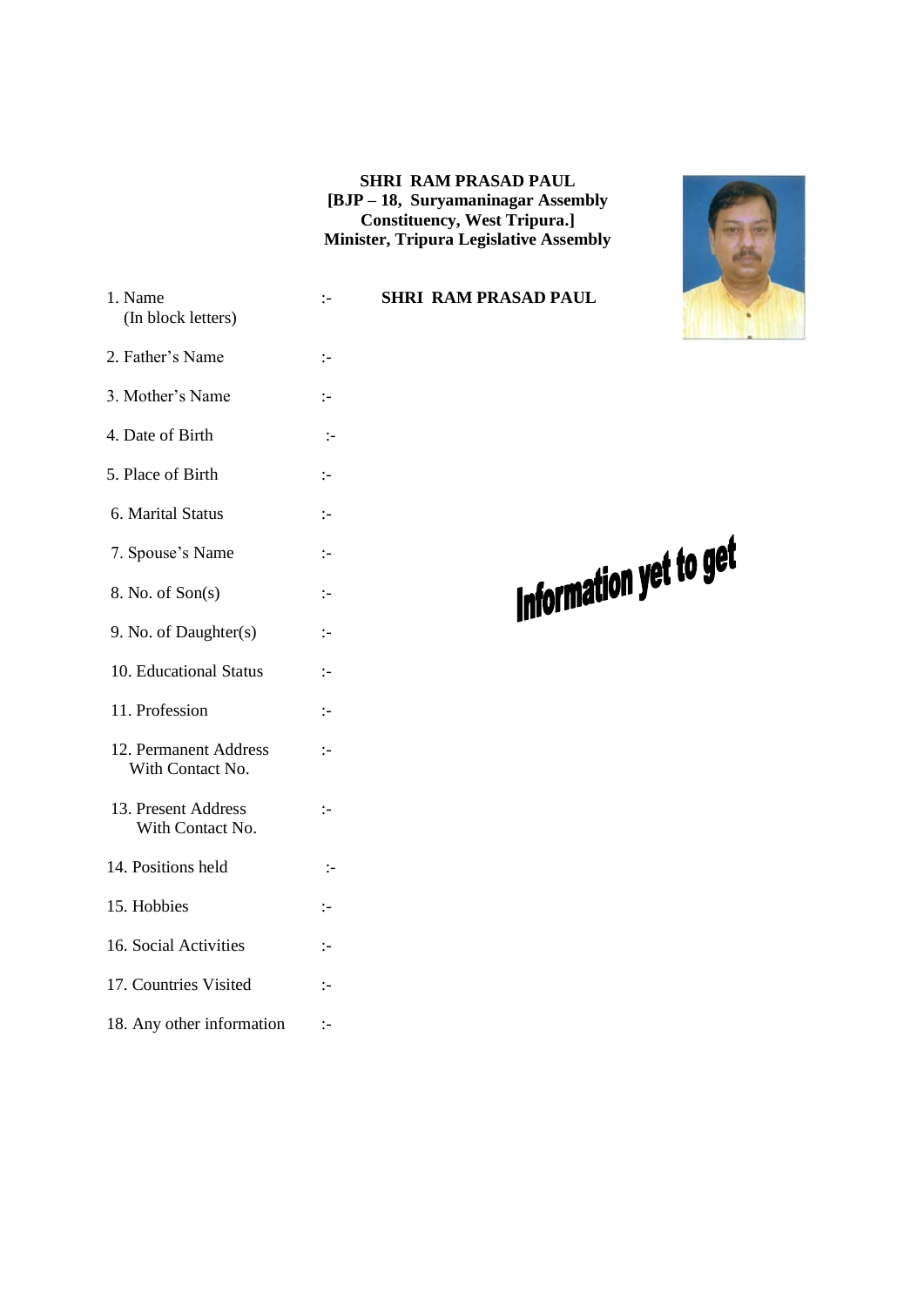**SHRI RAM PRASAD PAUL**
**[BJP – 18, Suryamaninagar Assembly Constituency, West Tripura.]**
**Minister, Tripura Legislative Assembly**

| | | |
|---|---|---|
| 1. Name (In block letters) | :- | **SHRI RAM PRASAD PAUL** |
| 2. Father's Name | :- | |
| 3. Mother's Name | :- | |
| 4. Date of Birth | :- | |
| 5. Place of Birth | :- | |
| 6. Marital Status | :- | |
| 7. Spouse's Name | :- | |
| 8. No. of Son(s) | :- | |
| 9. No. of Daughter(s) | :- | |
| 10. Educational Status | :- | |
| 11. Profession | :- | |
| 12. Permanent Address With Contact No. | :- | |
| 13. Present Address With Contact No. | :- | |
| 14. Positions held | :- | |
| 15. Hobbies | :- | |
| 16. Social Activities | :- | |
| 17. Countries Visited | :- | |
| 18. Any other information | :- | |

Information yet to get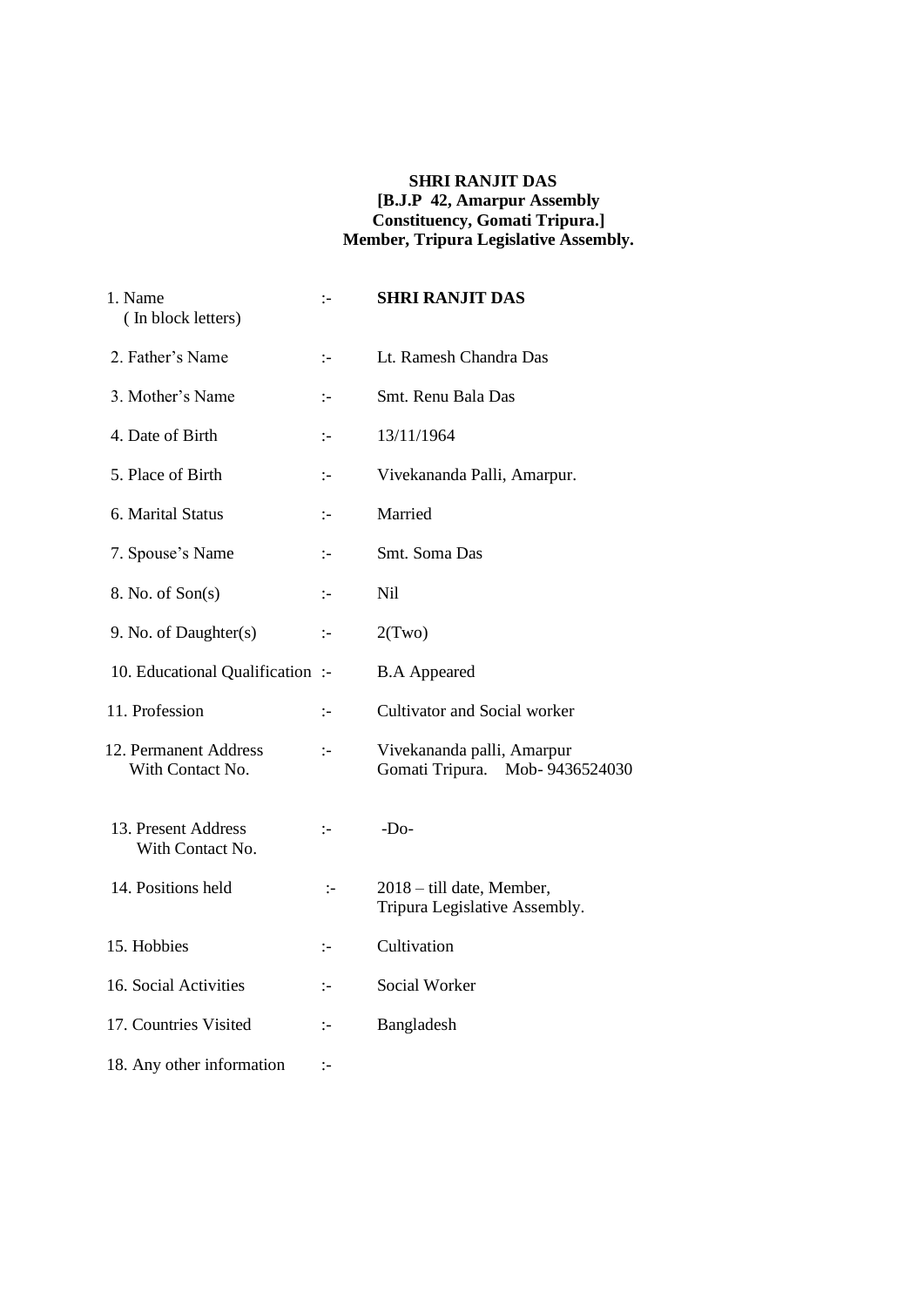**SHRI RANJIT DAS**
**[B.J.P 42, Amarpur Assembly Constituency, Gomati Tripura.]**
**Member, Tripura Legislative Assembly.**

| | | |
|---|---|---|
| 1. Name ( In block letters) | :- | **SHRI RANJIT DAS** |
| 2. Father's Name | :- | Lt. Ramesh Chandra Das |
| 3. Mother's Name | :- | Smt. Renu Bala Das |
| 4. Date of Birth | :- | 13/11/1964 |
| 5. Place of Birth | :- | Vivekananda Palli, Amarpur. |
| 6. Marital Status | :- | Married |
| 7. Spouse's Name | :- | Smt. Soma Das |
| 8. No. of Son(s) | :- | Nil |
| 9. No. of Daughter(s) | :- | 2(Two) |
| 10. Educational Qualification | :- | B.A Appeared |
| 11. Profession | :- | Cultivator and Social worker |
| 12. Permanent Address With Contact No. | :- | Vivekananda palli, Amarpur Gomati Tripura. Mob- 9436524030 |
| 13. Present Address With Contact No. | :- | -Do- |
| 14. Positions held | :- | 2018 – till date, Member, Tripura Legislative Assembly. |
| 15. Hobbies | :- | Cultivation |
| 16. Social Activities | :- | Social Worker |
| 17. Countries Visited | :- | Bangladesh |
| 18. Any other information | :- | |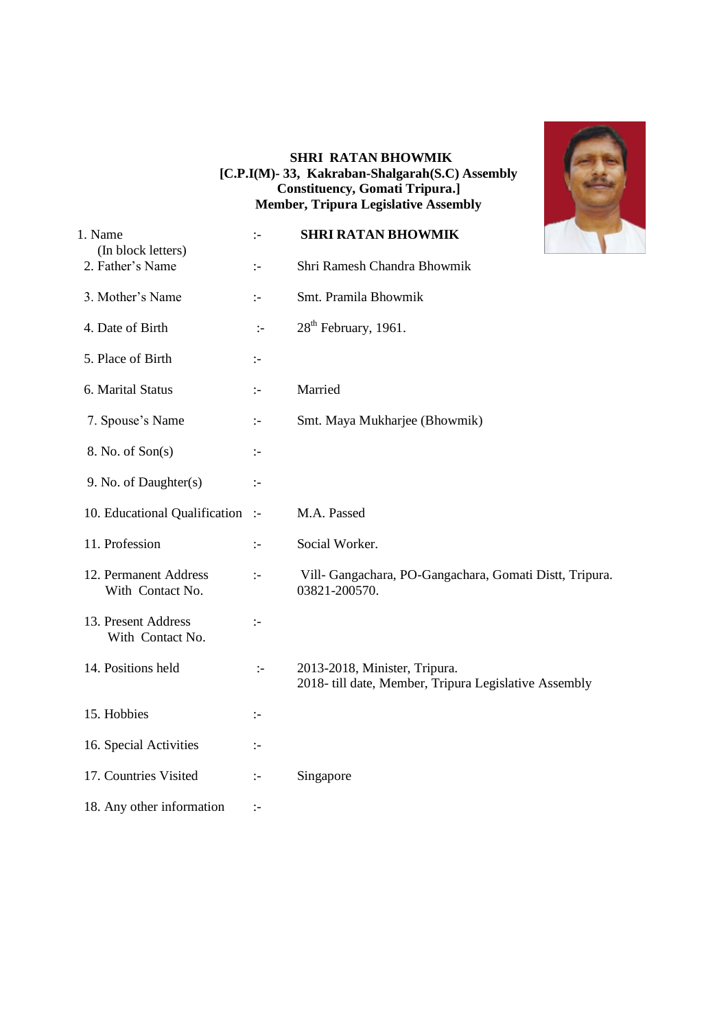**SHRI RATAN BHOWMIK**
**[C.P.I(M)- 33, Kakraban-Shalgarah(S.C) Assembly Constituency, Gomati Tripura.]**
**Member, Tripura Legislative Assembly**

| | | |
|---|---|---|
| 1. Name (In block letters) | :- | **SHRI RATAN BHOWMIK** |
| 2. Father's Name | :- | Shri Ramesh Chandra Bhowmik |
| 3. Mother's Name | :- | Smt. Pramila Bhowmik |
| 4. Date of Birth | :- | 28th February, 1961. |
| 5. Place of Birth | :- | |
| 6. Marital Status | :- | Married |
| 7. Spouse's Name | :- | Smt. Maya Mukharjee (Bhowmik) |
| 8. No. of Son(s) | :- | |
| 9. No. of Daughter(s) | :- | |
| 10. Educational Qualification | :- | M.A. Passed |
| 11. Profession | :- | Social Worker. |
| 12. Permanent Address With Contact No. | :- | Vill- Gangachara, PO-Gangachara, Gomati Distt, Tripura. 03821-200570. |
| 13. Present Address With Contact No. | :- | |
| 14. Positions held | :- | 2013-2018, Minister, Tripura.<br>2018- till date, Member, Tripura Legislative Assembly |
| 15. Hobbies | :- | |
| 16. Special Activities | :- | |
| 17. Countries Visited | :- | Singapore |
| 18. Any other information | :- | |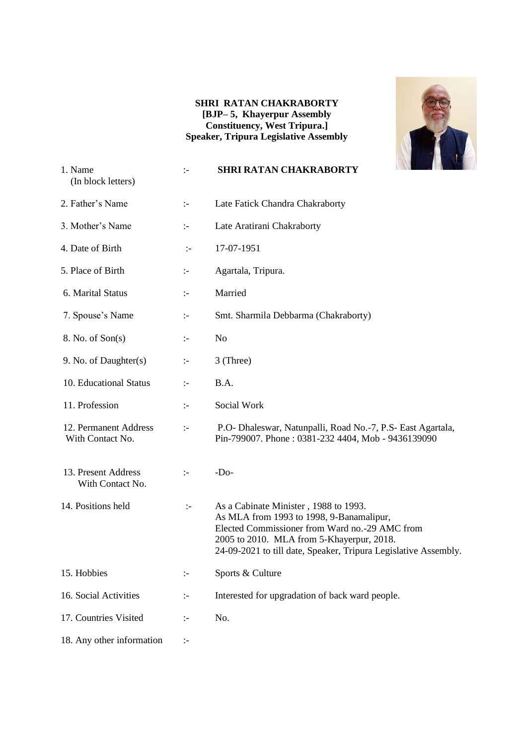**SHRI RATAN CHAKRABORTY**
**[BJP– 5, Khayerpur Assembly Constituency, West Tripura.]**
**Speaker, Tripura Legislative Assembly**

| | | |
|---|---|---|
| 1. Name (In block letters) | :- | **SHRI RATAN CHAKRABORTY** |
| 2. Father's Name | :- | Late Fatick Chandra Chakraborty |
| 3. Mother's Name | :- | Late Aratirani Chakraborty |
| 4. Date of Birth | :- | 17-07-1951 |
| 5. Place of Birth | :- | Agartala, Tripura. |
| 6. Marital Status | :- | Married |
| 7. Spouse's Name | :- | Smt. Sharmila Debbarma (Chakraborty) |
| 8. No. of Son(s) | :- | No |
| 9. No. of Daughter(s) | :- | 3 (Three) |
| 10. Educational Status | :- | B.A. |
| 11. Profession | :- | Social Work |
| 12. Permanent Address With Contact No. | :- | P.O- Dhaleswar, Natunpalli, Road No.-7, P.S- East Agartala, Pin-799007. Phone : 0381-232 4404, Mob - 9436139090 |
| 13. Present Address With Contact No. | :- | -Do- |
| 14. Positions held | :- | As a Cabinate Minister , 1988 to 1993. As MLA from 1993 to 1998, 9-Banamalipur, Elected Commissioner from Ward no.-29 AMC from 2005 to 2010. MLA from 5-Khayerpur, 2018. 24-09-2021 to till date, Speaker, Tripura Legislative Assembly. |
| 15. Hobbies | :- | Sports & Culture |
| 16. Social Activities | :- | Interested for upgradation of back ward people. |
| 17. Countries Visited | :- | No. |
| 18. Any other information | :- | |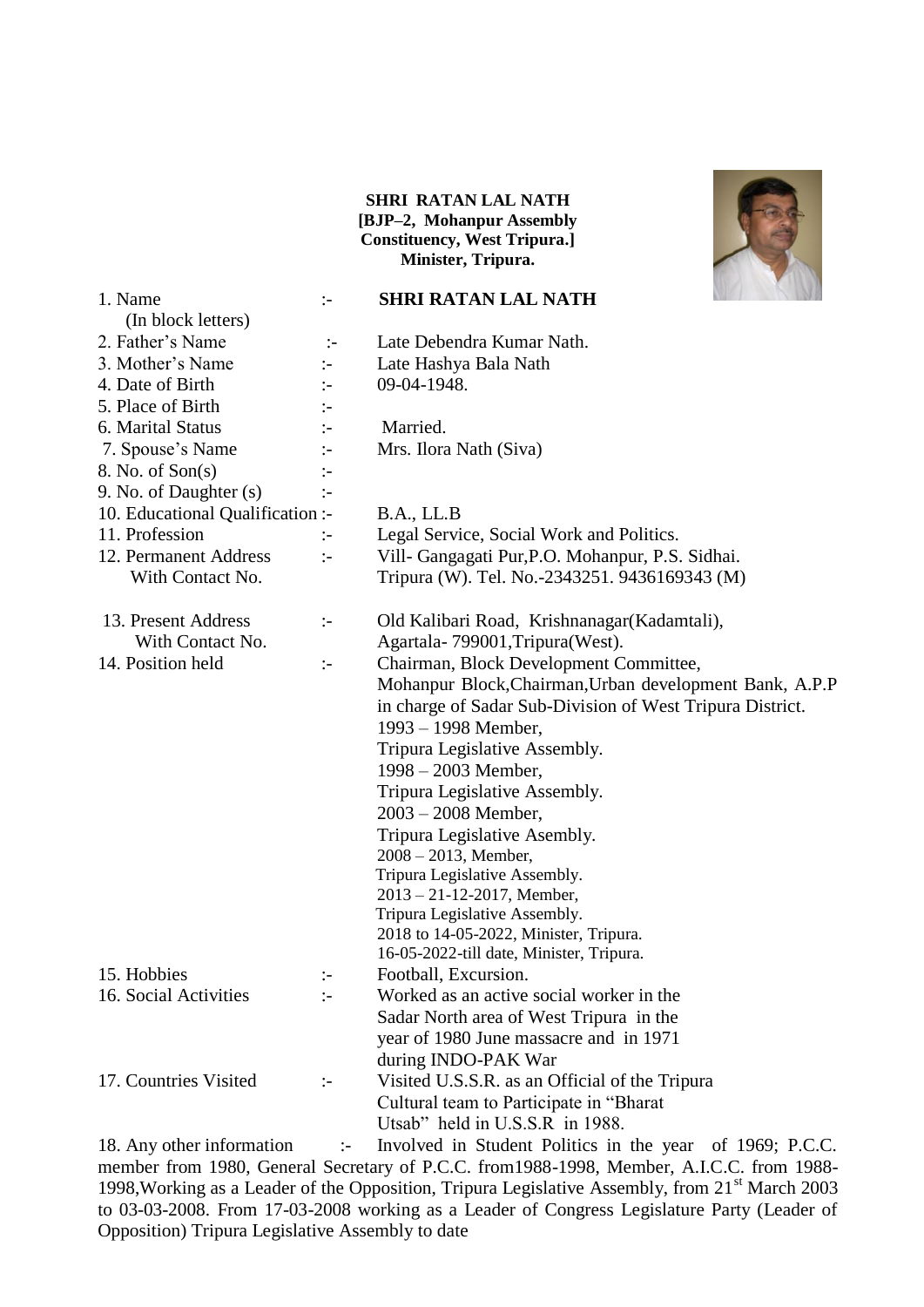**SHRI RATAN LAL NATH**
**[BJP–2, Mohanpur Assembly Constituency, West Tripura.]**
**Minister, Tripura.**

| | | |
|---|---|---|
| 1. Name (In block letters) | :- | **SHRI RATAN LAL NATH** |
| 2. Father's Name | :- | Late Debendra Kumar Nath. |
| 3. Mother's Name | :- | Late Hashya Bala Nath |
| 4. Date of Birth | :- | 09-04-1948. |
| 5. Place of Birth | :- | |
| 6. Marital Status | :- | Married. |
| 7. Spouse's Name | :- | Mrs. Ilora Nath (Siva) |
| 8. No. of Son(s) | :- | |
| 9. No. of Daughter (s) | :- | |
| 10. Educational Qualification | :- | B.A., LL.B |
| 11. Profession | :- | Legal Service, Social Work and Politics. |
| 12. Permanent Address With Contact No. | :- | Vill- Gangagati Pur,P.O. Mohanpur, P.S. Sidhai. Tripura (W). Tel. No.-2343251. 9436169343 (M) |
| 13. Present Address With Contact No. | :- | Old Kalibari Road, Krishnanagar(Kadamtali), Agartala- 799001,Tripura(West). |
| 14. Position held | :- | Chairman, Block Development Committee, Mohanpur Block,Chairman,Urban development Bank, A.P.P in charge of Sadar Sub-Division of West Tripura District. 1993 – 1998 Member, Tripura Legislative Assembly. 1998 – 2003 Member, Tripura Legislative Assembly. 2003 – 2008 Member, Tripura Legislative Asembly. 2008 – 2013, Member, Tripura Legislative Assembly. 2013 – 21-12-2017, Member, Tripura Legislative Assembly. 2018 to 14-05-2022, Minister, Tripura. 16-05-2022-till date, Minister, Tripura. |
| 15. Hobbies | :- | Football, Excursion. |
| 16. Social Activities | :- | Worked as an active social worker in the Sadar North area of West Tripura in the year of 1980 June massacre and in 1971 during INDO-PAK War |
| 17. Countries Visited | :- | Visited U.S.S.R. as an Official of the Tripura Cultural team to Participate in "Bharat Utsab" held in U.S.S.R in 1988. |

18. Any other information :- Involved in Student Politics in the year of 1969; P.C.C. member from 1980, General Secretary of P.C.C. from1988-1998, Member, A.I.C.C. from 1988-1998,Working as a Leader of the Opposition, Tripura Legislative Assembly, from 21st March 2003 to 03-03-2008. From 17-03-2008 working as a Leader of Congress Legislature Party (Leader of Opposition) Tripura Legislative Assembly to date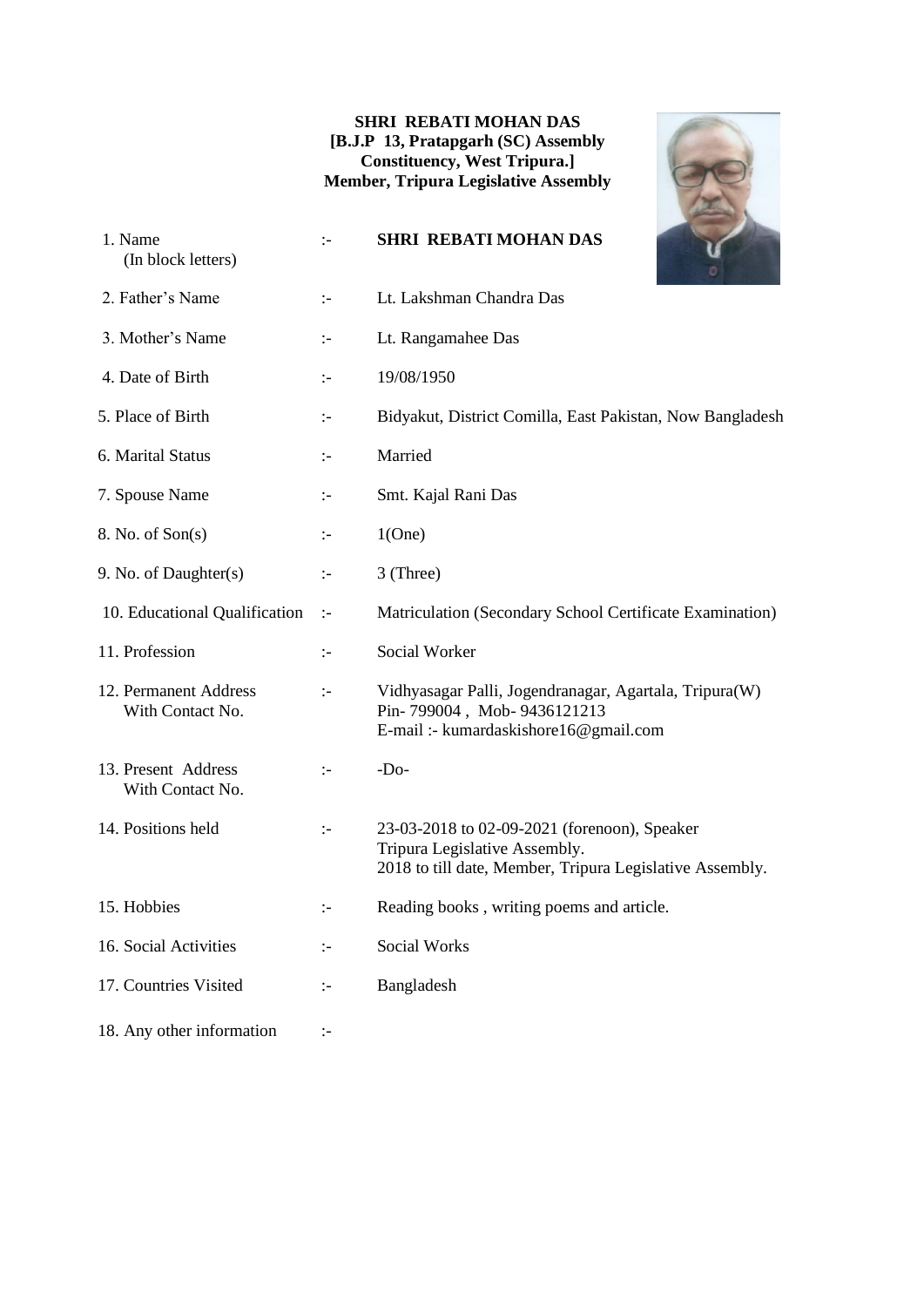**SHRI REBATI MOHAN DAS**
**[B.J.P 13, Pratapgarh (SC) Assembly Constituency, West Tripura.]**
**Member, Tripura Legislative Assembly**

| | | |
|---|---|---|
| 1. Name (In block letters) | :- | **SHRI REBATI MOHAN DAS** |
| 2. Father's Name | :- | Lt. Lakshman Chandra Das |
| 3. Mother's Name | :- | Lt. Rangamahee Das |
| 4. Date of Birth | :- | 19/08/1950 |
| 5. Place of Birth | :- | Bidyakut, District Comilla, East Pakistan, Now Bangladesh |
| 6. Marital Status | :- | Married |
| 7. Spouse Name | :- | Smt. Kajal Rani Das |
| 8. No. of Son(s) | :- | 1(One) |
| 9. No. of Daughter(s) | :- | 3 (Three) |
| 10. Educational Qualification | :- | Matriculation (Secondary School Certificate Examination) |
| 11. Profession | :- | Social Worker |
| 12. Permanent Address With Contact No. | :- | Vidhyasagar Palli, Jogendranagar, Agartala, Tripura(W) Pin- 799004 , Mob- 9436121213 E-mail :- kumardaskishore16@gmail.com |
| 13. Present Address With Contact No. | :- | -Do- |
| 14. Positions held | :- | 23-03-2018 to 02-09-2021 (forenoon), Speaker Tripura Legislative Assembly. 2018 to till date, Member, Tripura Legislative Assembly. |
| 15. Hobbies | :- | Reading books , writing poems and article. |
| 16. Social Activities | :- | Social Works |
| 17. Countries Visited | :- | Bangladesh |
| 18. Any other information | :- | |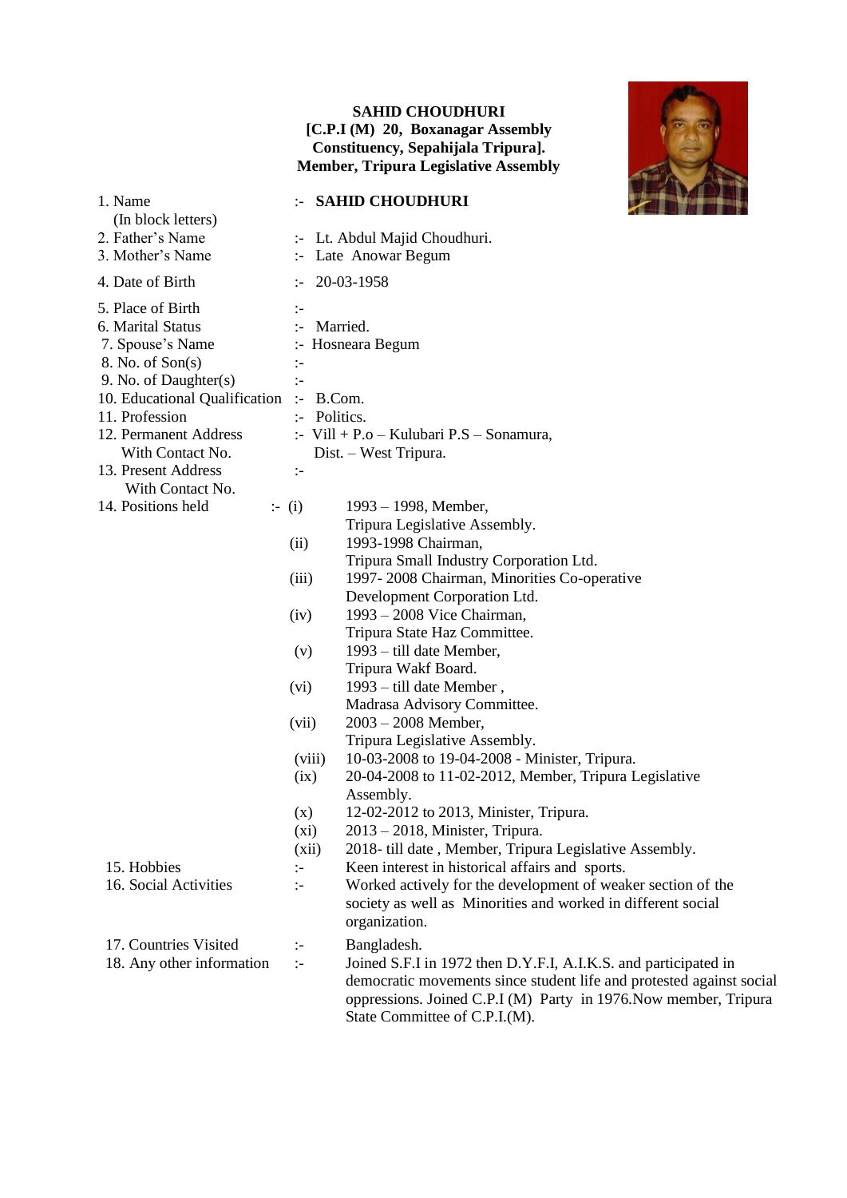**SAHID CHOUDHURI**
**[C.P.I (M) 20, Boxanagar Assembly Constituency, Sepahijala Tripura].**
**Member, Tripura Legislative Assembly**

| | | |
|---|---|---|
| 1. Name (In block letters) | :- | **SAHID CHOUDHURI** |
| 2. Father's Name | :- | Lt. Abdul Majid Choudhuri. |
| 3. Mother's Name | :- | Late Anowar Begum |
| 4. Date of Birth | :- | 20-03-1958 |
| 5. Place of Birth | :- | |
| 6. Marital Status | :- | Married. |
| 7. Spouse's Name | :- | Hosneara Begum |
| 8. No. of Son(s) | :- | |
| 9. No. of Daughter(s) | :- | |
| 10. Educational Qualification | :- | B.Com. |
| 11. Profession | :- | Politics. |
| 12. Permanent Address With Contact No. | :- | Vill + P.o – Kulubari P.S – Sonamura, Dist. – West Tripura. |
| 13. Present Address With Contact No. | :- | |

14. Positions held :-

- (i) 1993 – 1998, Member, Tripura Legislative Assembly.
- (ii) 1993-1998 Chairman, Tripura Small Industry Corporation Ltd.
- (iii) 1997- 2008 Chairman, Minorities Co-operative Development Corporation Ltd.
- (iv) 1993 – 2008 Vice Chairman, Tripura State Haz Committee.
- (v) 1993 – till date Member, Tripura Wakf Board.
- (vi) 1993 – till date Member , Madrasa Advisory Committee.
- (vii) 2003 – 2008 Member, Tripura Legislative Assembly.
- (viii) 10-03-2008 to 19-04-2008 - Minister, Tripura.
- (ix) 20-04-2008 to 11-02-2012, Member, Tripura Legislative Assembly.
- (x) 12-02-2012 to 2013, Minister, Tripura.
- (xi) 2013 – 2018, Minister, Tripura.
- (xii) 2018- till date , Member, Tripura Legislative Assembly.

15. Hobbies :- Keen interest in historical affairs and sports.

16. Social Activities :- Worked actively for the development of weaker section of the society as well as Minorities and worked in different social organization.

17. Countries Visited :- Bangladesh.

18. Any other information :- Joined S.F.I in 1972 then D.Y.F.I, A.I.K.S. and participated in democratic movements since student life and protested against social oppressions. Joined C.P.I (M) Party in 1976.Now member, Tripura State Committee of C.P.I.(M).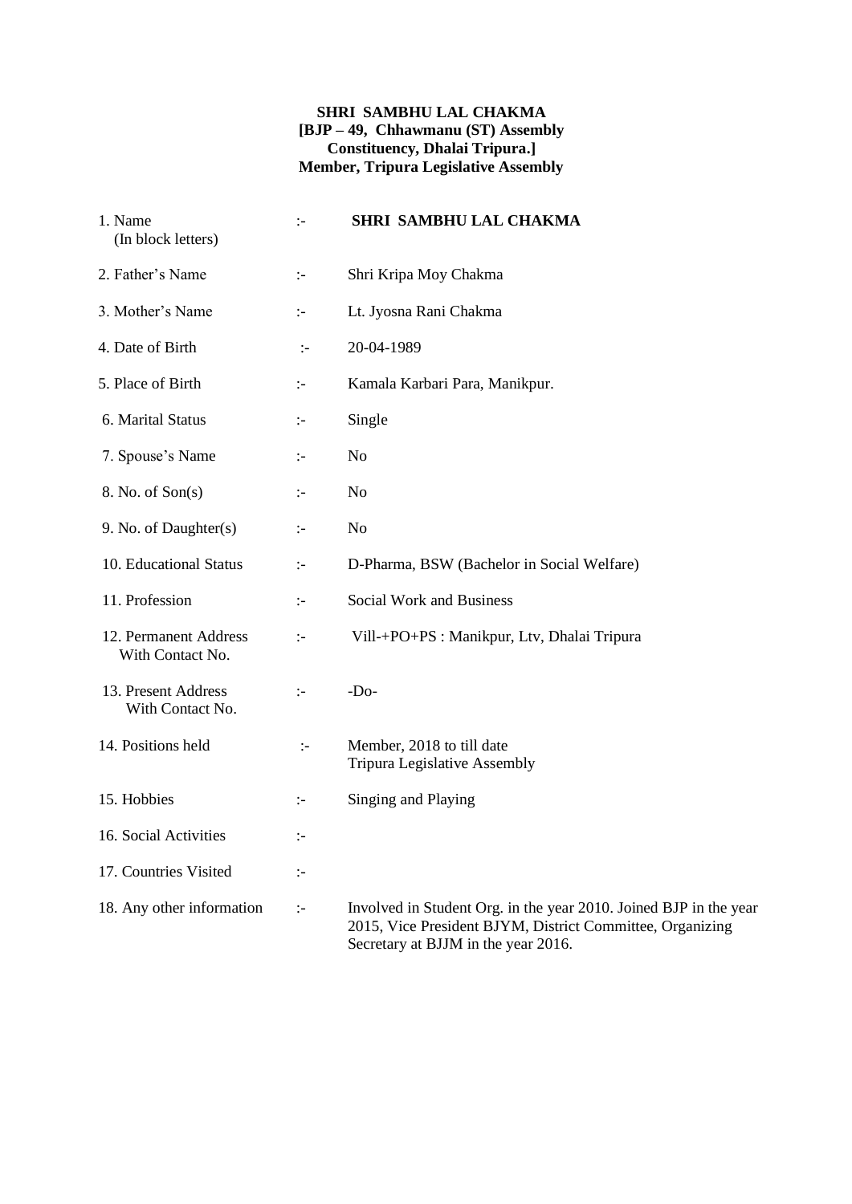**SHRI SAMBHU LAL CHAKMA**
**[BJP – 49, Chhawmanu (ST) Assembly Constituency, Dhalai Tripura.]**
**Member, Tripura Legislative Assembly**

| | | |
|---|---|---|
| 1. Name (In block letters) | :- | **SHRI SAMBHU LAL CHAKMA** |
| 2. Father's Name | :- | Shri Kripa Moy Chakma |
| 3. Mother's Name | :- | Lt. Jyosna Rani Chakma |
| 4. Date of Birth | :- | 20-04-1989 |
| 5. Place of Birth | :- | Kamala Karbari Para, Manikpur. |
| 6. Marital Status | :- | Single |
| 7. Spouse's Name | :- | No |
| 8. No. of Son(s) | :- | No |
| 9. No. of Daughter(s) | :- | No |
| 10. Educational Status | :- | D-Pharma, BSW (Bachelor in Social Welfare) |
| 11. Profession | :- | Social Work and Business |
| 12. Permanent Address With Contact No. | :- | Vill-+PO+PS : Manikpur, Ltv, Dhalai Tripura |
| 13. Present Address With Contact No. | :- | -Do- |
| 14. Positions held | :- | Member, 2018 to till date Tripura Legislative Assembly |
| 15. Hobbies | :- | Singing and Playing |
| 16. Social Activities | :- | |
| 17. Countries Visited | :- | |
| 18. Any other information | :- | Involved in Student Org. in the year 2010. Joined BJP in the year 2015, Vice President BJYM, District Committee, Organizing Secretary at BJJM in the year 2016. |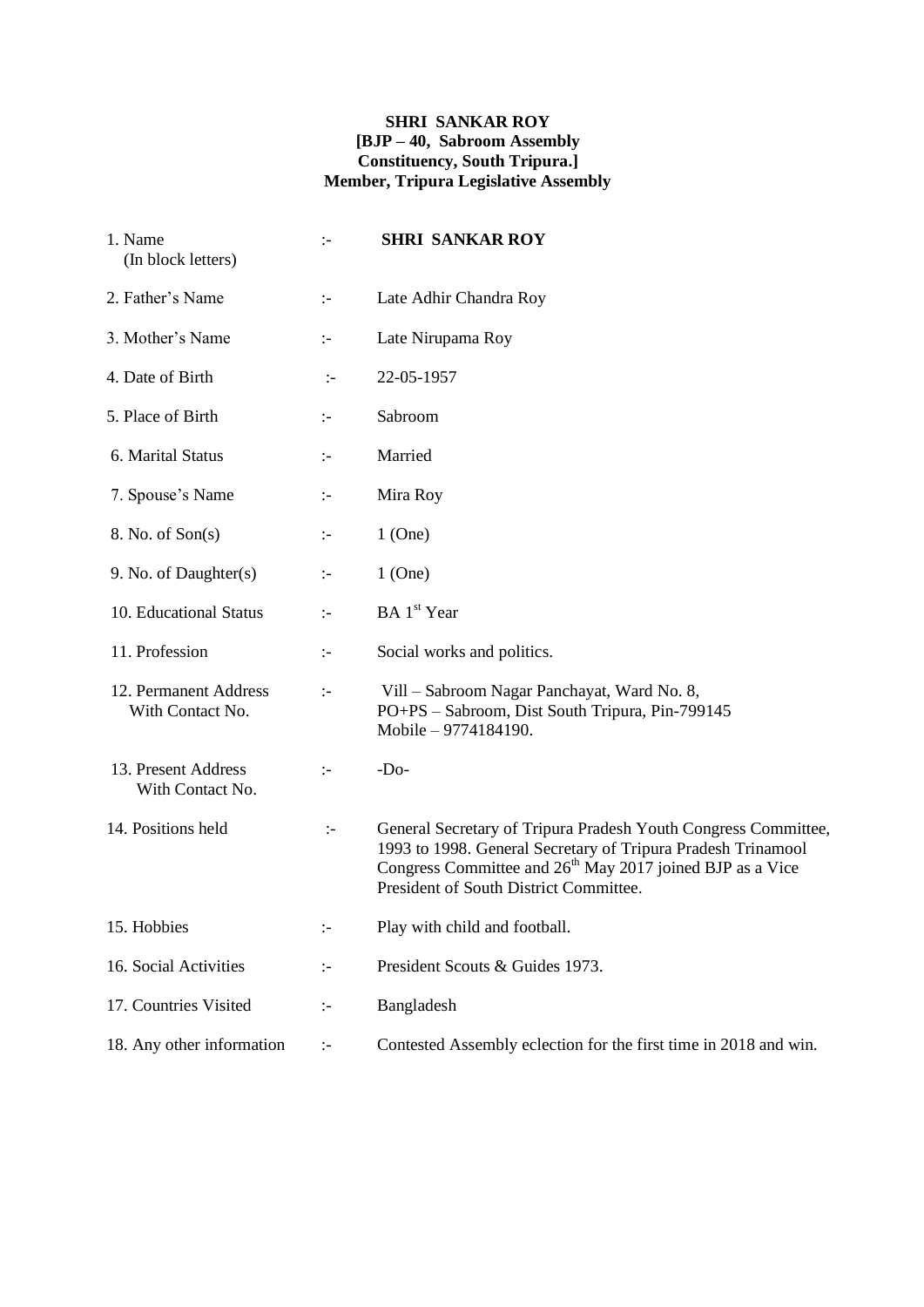**SHRI SANKAR ROY**
**[BJP – 40, Sabroom Assembly Constituency, South Tripura.]**
**Member, Tripura Legislative Assembly**

| | | |
|---|---|---|
| 1. Name (In block letters) | :- | **SHRI SANKAR ROY** |
| 2. Father's Name | :- | Late Adhir Chandra Roy |
| 3. Mother's Name | :- | Late Nirupama Roy |
| 4. Date of Birth | :- | 22-05-1957 |
| 5. Place of Birth | :- | Sabroom |
| 6. Marital Status | :- | Married |
| 7. Spouse's Name | :- | Mira Roy |
| 8. No. of Son(s) | :- | 1 (One) |
| 9. No. of Daughter(s) | :- | 1 (One) |
| 10. Educational Status | :- | BA 1st Year |
| 11. Profession | :- | Social works and politics. |
| 12. Permanent Address With Contact No. | :- | Vill – Sabroom Nagar Panchayat, Ward No. 8, PO+PS – Sabroom, Dist South Tripura, Pin-799145 Mobile – 9774184190. |
| 13. Present Address With Contact No. | :- | -Do- |
| 14. Positions held | :- | General Secretary of Tripura Pradesh Youth Congress Committee, 1993 to 1998. General Secretary of Tripura Pradesh Trinamool Congress Committee and 26th May 2017 joined BJP as a Vice President of South District Committee. |
| 15. Hobbies | :- | Play with child and football. |
| 16. Social Activities | :- | President Scouts & Guides 1973. |
| 17. Countries Visited | :- | Bangladesh |
| 18. Any other information | :- | Contested Assembly eclection for the first time in 2018 and win. |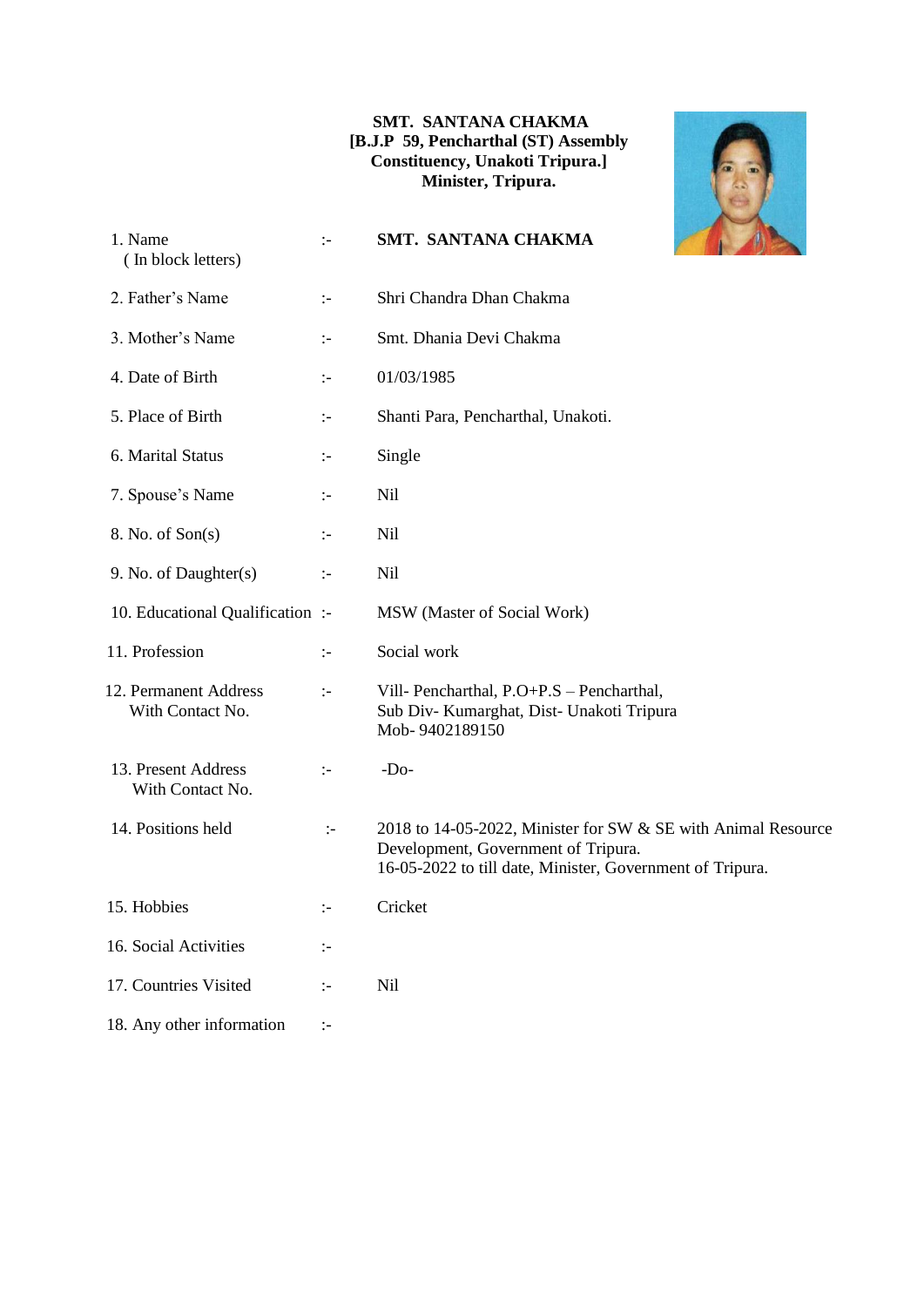**SMT. SANTANA CHAKMA**
**[B.J.P 59, Pencharthal (ST) Assembly Constituency, Unakoti Tripura.]**
**Minister, Tripura.**

| | | |
|---|---|---|
| 1. Name ( In block letters) | :- | **SMT. SANTANA CHAKMA** |
| 2. Father's Name | :- | Shri Chandra Dhan Chakma |
| 3. Mother's Name | :- | Smt. Dhania Devi Chakma |
| 4. Date of Birth | :- | 01/03/1985 |
| 5. Place of Birth | :- | Shanti Para, Pencharthal, Unakoti. |
| 6. Marital Status | :- | Single |
| 7. Spouse's Name | :- | Nil |
| 8. No. of Son(s) | :- | Nil |
| 9. No. of Daughter(s) | :- | Nil |
| 10. Educational Qualification | :- | MSW (Master of Social Work) |
| 11. Profession | :- | Social work |
| 12. Permanent Address With Contact No. | :- | Vill- Pencharthal, P.O+P.S – Pencharthal, Sub Div- Kumarghat, Dist- Unakoti Tripura Mob- 9402189150 |
| 13. Present Address With Contact No. | :- | -Do- |
| 14. Positions held | :- | 2018 to 14-05-2022, Minister for SW & SE with Animal Resource Development, Government of Tripura. 16-05-2022 to till date, Minister, Government of Tripura. |
| 15. Hobbies | :- | Cricket |
| 16. Social Activities | :- | |
| 17. Countries Visited | :- | Nil |
| 18. Any other information | :- | |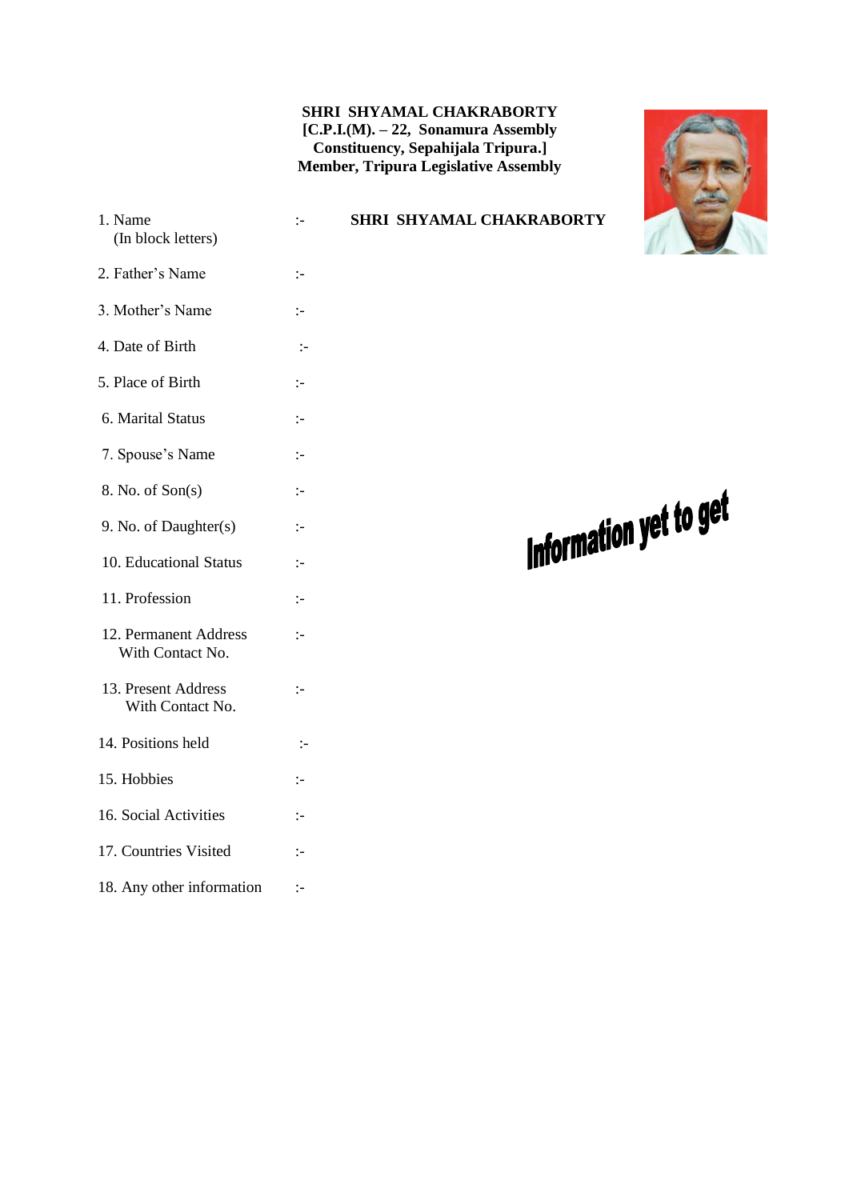**SHRI SHYAMAL CHAKRABORTY**
**[C.P.I.(M). – 22, Sonamura Assembly Constituency, Sepahijala Tripura.]**
**Member, Tripura Legislative Assembly**

| | | |
|---|---|---|
| 1. Name (In block letters) | :- | **SHRI SHYAMAL CHAKRABORTY** |
| 2. Father's Name | :- | |
| 3. Mother's Name | :- | |
| 4. Date of Birth | :- | |
| 5. Place of Birth | :- | |
| 6. Marital Status | :- | |
| 7. Spouse's Name | :- | |
| 8. No. of Son(s) | :- | |
| 9. No. of Daughter(s) | :- | Information yet to get |
| 10. Educational Status | :- | |
| 11. Profession | :- | |
| 12. Permanent Address With Contact No. | :- | |
| 13. Present Address With Contact No. | :- | |
| 14. Positions held | :- | |
| 15. Hobbies | :- | |
| 16. Social Activities | :- | |
| 17. Countries Visited | :- | |
| 18. Any other information | :- | |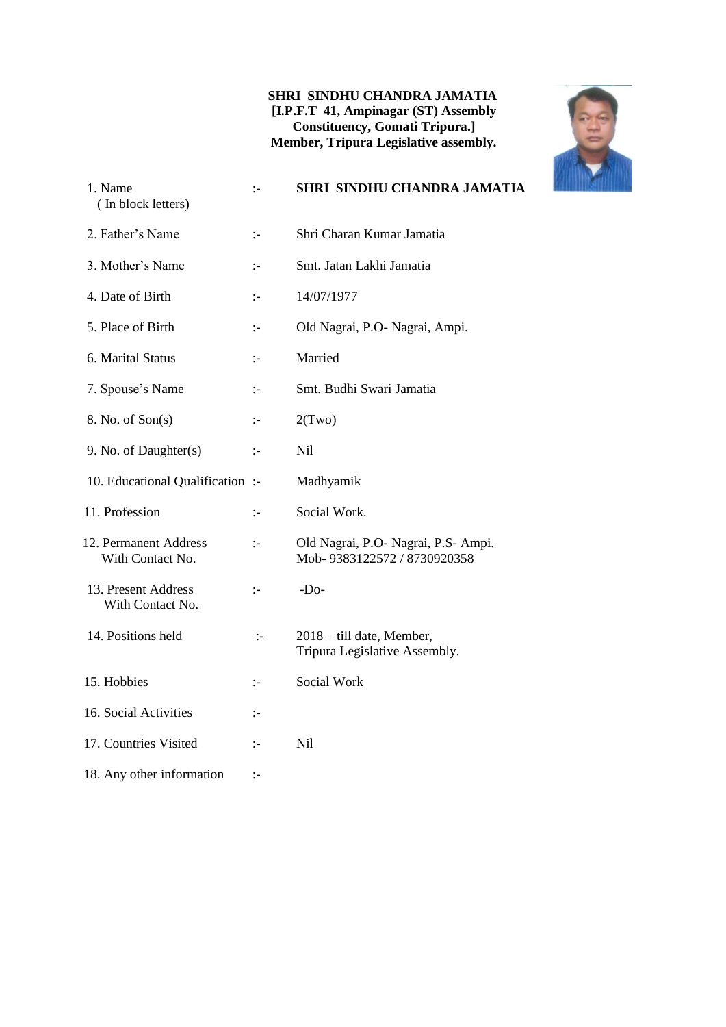**SHRI SINDHU CHANDRA JAMATIA**
**[I.P.F.T 41, Ampinagar (ST) Assembly Constituency, Gomati Tripura.]**
**Member, Tripura Legislative assembly.**

| | | |
|---|---|---|
| 1. Name ( In block letters) | :- | **SHRI SINDHU CHANDRA JAMATIA** |
| 2. Father's Name | :- | Shri Charan Kumar Jamatia |
| 3. Mother's Name | :- | Smt. Jatan Lakhi Jamatia |
| 4. Date of Birth | :- | 14/07/1977 |
| 5. Place of Birth | :- | Old Nagrai, P.O- Nagrai, Ampi. |
| 6. Marital Status | :- | Married |
| 7. Spouse's Name | :- | Smt. Budhi Swari Jamatia |
| 8. No. of Son(s) | :- | 2(Two) |
| 9. No. of Daughter(s) | :- | Nil |
| 10. Educational Qualification | :- | Madhyamik |
| 11. Profession | :- | Social Work. |
| 12. Permanent Address With Contact No. | :- | Old Nagrai, P.O- Nagrai, P.S- Ampi. Mob- 9383122572 / 8730920358 |
| 13. Present Address With Contact No. | :- | -Do- |
| 14. Positions held | :- | 2018 – till date, Member, Tripura Legislative Assembly. |
| 15. Hobbies | :- | Social Work |
| 16. Social Activities | :- | |
| 17. Countries Visited | :- | Nil |
| 18. Any other information | :- | |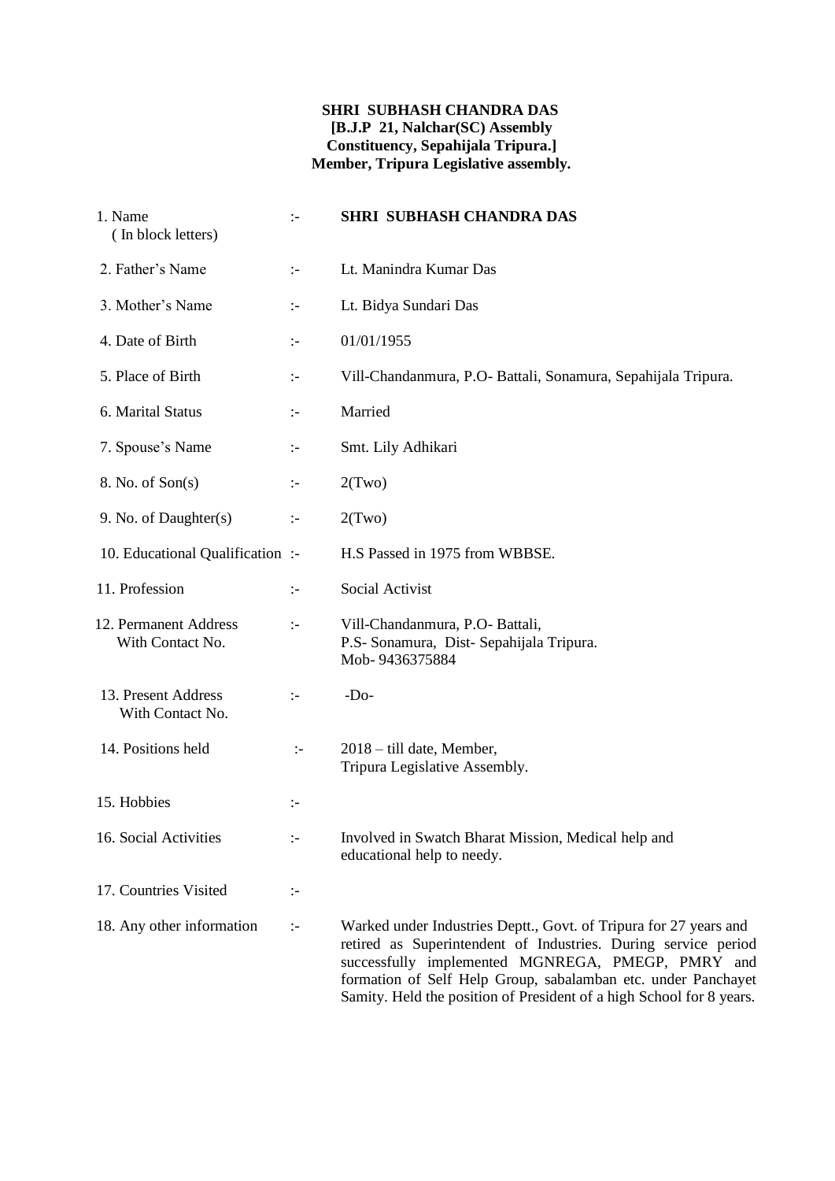**SHRI SUBHASH CHANDRA DAS**
**[B.J.P 21, Nalchar(SC) Assembly Constituency, Sepahijala Tripura.]**
**Member, Tripura Legislative assembly.**

| | | |
|---|---|---|
| 1. Name (In block letters) | :- | **SHRI SUBHASH CHANDRA DAS** |
| 2. Father's Name | :- | Lt. Manindra Kumar Das |
| 3. Mother's Name | :- | Lt. Bidya Sundari Das |
| 4. Date of Birth | :- | 01/01/1955 |
| 5. Place of Birth | :- | Vill-Chandanmura, P.O- Battali, Sonamura, Sepahijala Tripura. |
| 6. Marital Status | :- | Married |
| 7. Spouse's Name | :- | Smt. Lily Adhikari |
| 8. No. of Son(s) | :- | 2(Two) |
| 9. No. of Daughter(s) | :- | 2(Two) |
| 10. Educational Qualification | :- | H.S Passed in 1975 from WBBSE. |
| 11. Profession | :- | Social Activist |
| 12. Permanent Address With Contact No. | :- | Vill-Chandanmura, P.O- Battali, P.S- Sonamura, Dist- Sepahijala Tripura. Mob- 9436375884 |
| 13. Present Address With Contact No. | :- | -Do- |
| 14. Positions held | :- | 2018 – till date, Member, Tripura Legislative Assembly. |
| 15. Hobbies | :- | |
| 16. Social Activities | :- | Involved in Swatch Bharat Mission, Medical help and educational help to needy. |
| 17. Countries Visited | :- | |
| 18. Any other information | :- | Warked under Industries Deptt., Govt. of Tripura for 27 years and retired as Superintendent of Industries. During service period successfully implemented MGNREGA, PMEGP, PMRY and formation of Self Help Group, sabalamban etc. under Panchayet Samity. Held the position of President of a high School for 8 years. |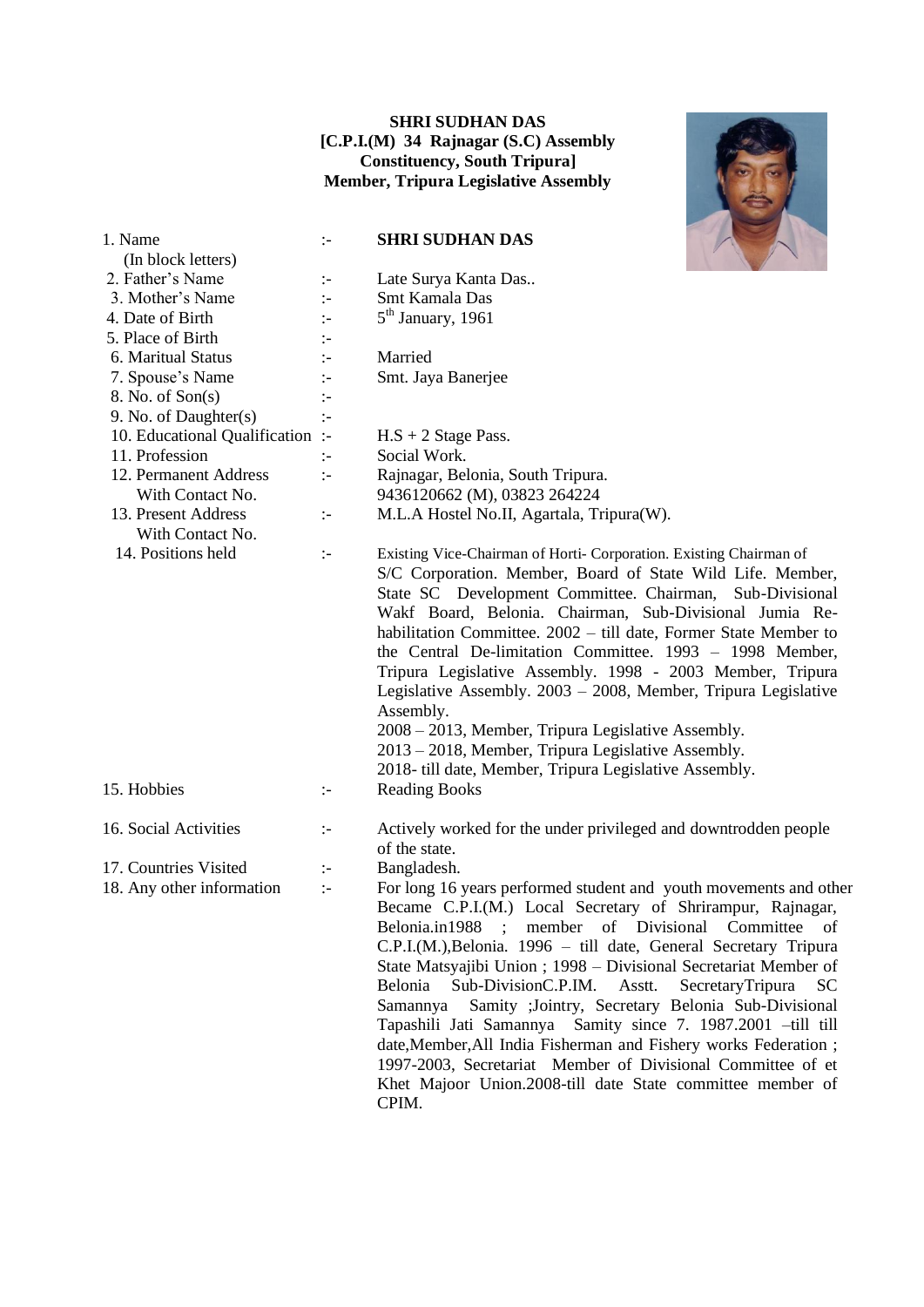**SHRI SUDHAN DAS**
**[C.P.I.(M) 34 Rajnagar (S.C) Assembly Constituency, South Tripura]**
**Member, Tripura Legislative Assembly**

| | | |
|---|---|---|
| 1. Name (In block letters) | :- | **SHRI SUDHAN DAS** |
| 2. Father's Name | :- | Late Surya Kanta Das.. |
| 3. Mother's Name | :- | Smt Kamala Das |
| 4. Date of Birth | :- | 5th January, 1961 |
| 5. Place of Birth | :- | |
| 6. Marital Status | :- | Married |
| 7. Spouse's Name | :- | Smt. Jaya Banerjee |
| 8. No. of Son(s) | :- | |
| 9. No. of Daughter(s) | :- | |
| 10. Educational Qualification | :- | H.S + 2 Stage Pass. |
| 11. Profession | :- | Social Work. |
| 12. Permanent Address With Contact No. | :- | Rajnagar, Belonia, South Tripura. 9436120662 (M), 03823 264224 |
| 13. Present Address With Contact No. | :- | M.L.A Hostel No.II, Agartala, Tripura(W). |
| 14. Positions held | :- | Existing Vice-Chairman of Horti- Corporation. Existing Chairman of S/C Corporation. Member, Board of State Wild Life. Member, State SC Development Committee. Chairman, Sub-Divisional Wakf Board, Belonia. Chairman, Sub-Divisional Jumia Re-habilitation Committee. 2002 – till date, Former State Member to the Central De-limitation Committee. 1993 – 1998 Member, Tripura Legislative Assembly. 1998 - 2003 Member, Tripura Legislative Assembly. 2003 – 2008, Member, Tripura Legislative Assembly.<br>2008 – 2013, Member, Tripura Legislative Assembly.<br>2013 – 2018, Member, Tripura Legislative Assembly.<br>2018- till date, Member, Tripura Legislative Assembly. |
| 15. Hobbies | :- | Reading Books |
| 16. Social Activities | :- | Actively worked for the under privileged and downtrodden people of the state. |
| 17. Countries Visited | :- | Bangladesh. |
| 18. Any other information | :- | For long 16 years performed student and youth movements and other Became C.P.I.(M.) Local Secretary of Shrirampur, Rajnagar, Belonia.in1988 ; member of Divisional Committee of C.P.I.(M.),Belonia. 1996 – till date, General Secretary Tripura State Matsyajibi Union ; 1998 – Divisional Secretariat Member of Belonia Sub-DivisionC.P.IM. Asstt. SecretaryTripura SC Samannya Samity ;Jointry, Secretary Belonia Sub-Divisional Tapashili Jati Samannya Samity since 7. 1987.2001 –till till date,Member,All India Fisherman and Fishery works Federation ; 1997-2003, Secretariat Member of Divisional Committee of et Khet Majoor Union.2008-till date State committee member of CPIM. |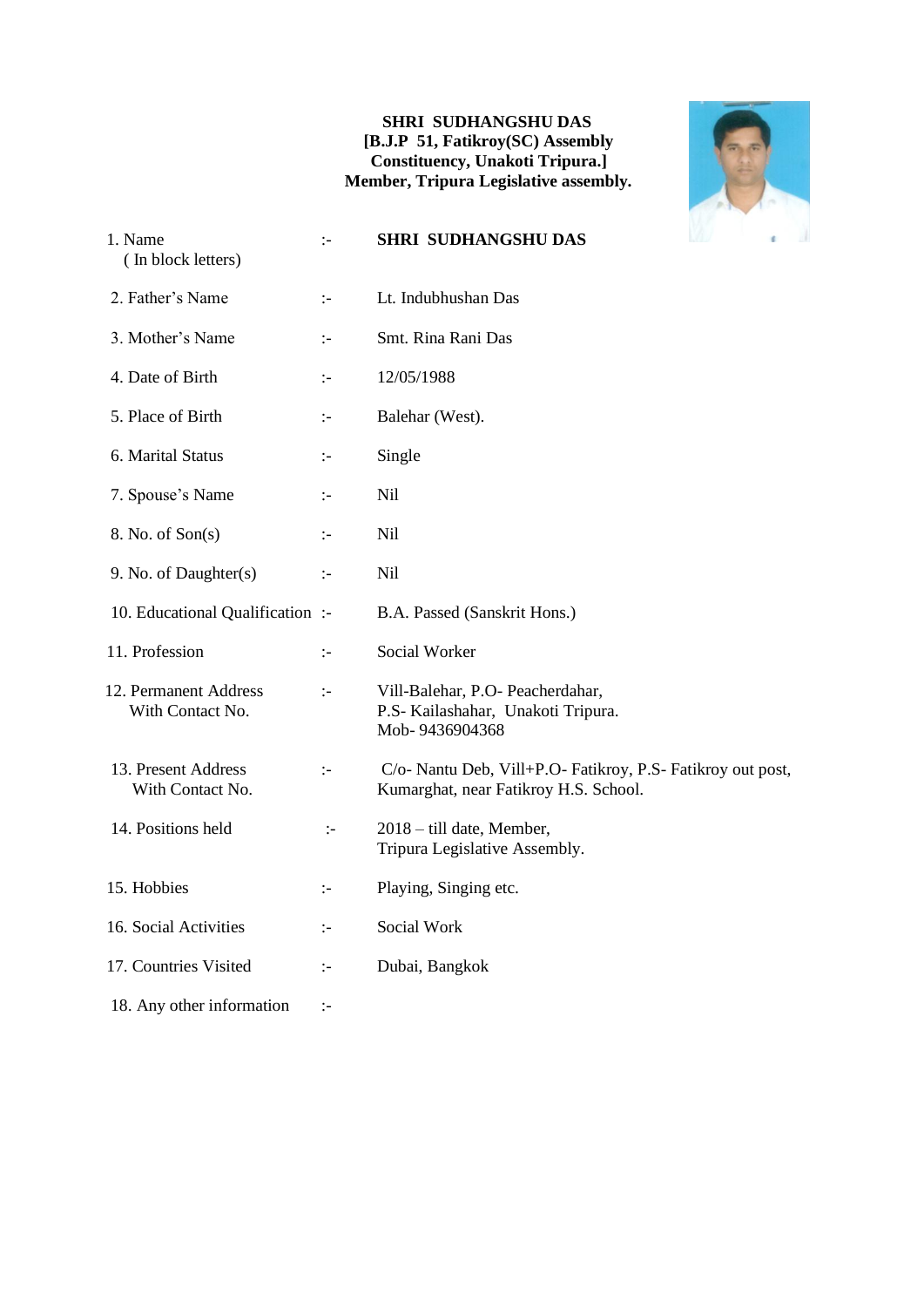**SHRI SUDHANGSHU DAS**
**[B.J.P 51, Fatikroy(SC) Assembly Constituency, Unakoti Tripura.]**
**Member, Tripura Legislative assembly.**

| | | |
|---|---|---|
| 1. Name ( In block letters) | :- | **SHRI SUDHANGSHU DAS** |
| 2. Father's Name | :- | Lt. Indubhushan Das |
| 3. Mother's Name | :- | Smt. Rina Rani Das |
| 4. Date of Birth | :- | 12/05/1988 |
| 5. Place of Birth | :- | Balehar (West). |
| 6. Marital Status | :- | Single |
| 7. Spouse's Name | :- | Nil |
| 8. No. of Son(s) | :- | Nil |
| 9. No. of Daughter(s) | :- | Nil |
| 10. Educational Qualification | :- | B.A. Passed (Sanskrit Hons.) |
| 11. Profession | :- | Social Worker |
| 12. Permanent Address With Contact No. | :- | Vill-Balehar, P.O- Peacherdahar, P.S- Kailashahar, Unakoti Tripura. Mob- 9436904368 |
| 13. Present Address With Contact No. | :- | C/o- Nantu Deb, Vill+P.O- Fatikroy, P.S- Fatikroy out post, Kumarghat, near Fatikroy H.S. School. |
| 14. Positions held | :- | 2018 – till date, Member, Tripura Legislative Assembly. |
| 15. Hobbies | :- | Playing, Singing etc. |
| 16. Social Activities | :- | Social Work |
| 17. Countries Visited | :- | Dubai, Bangkok |
| 18. Any other information | :- | |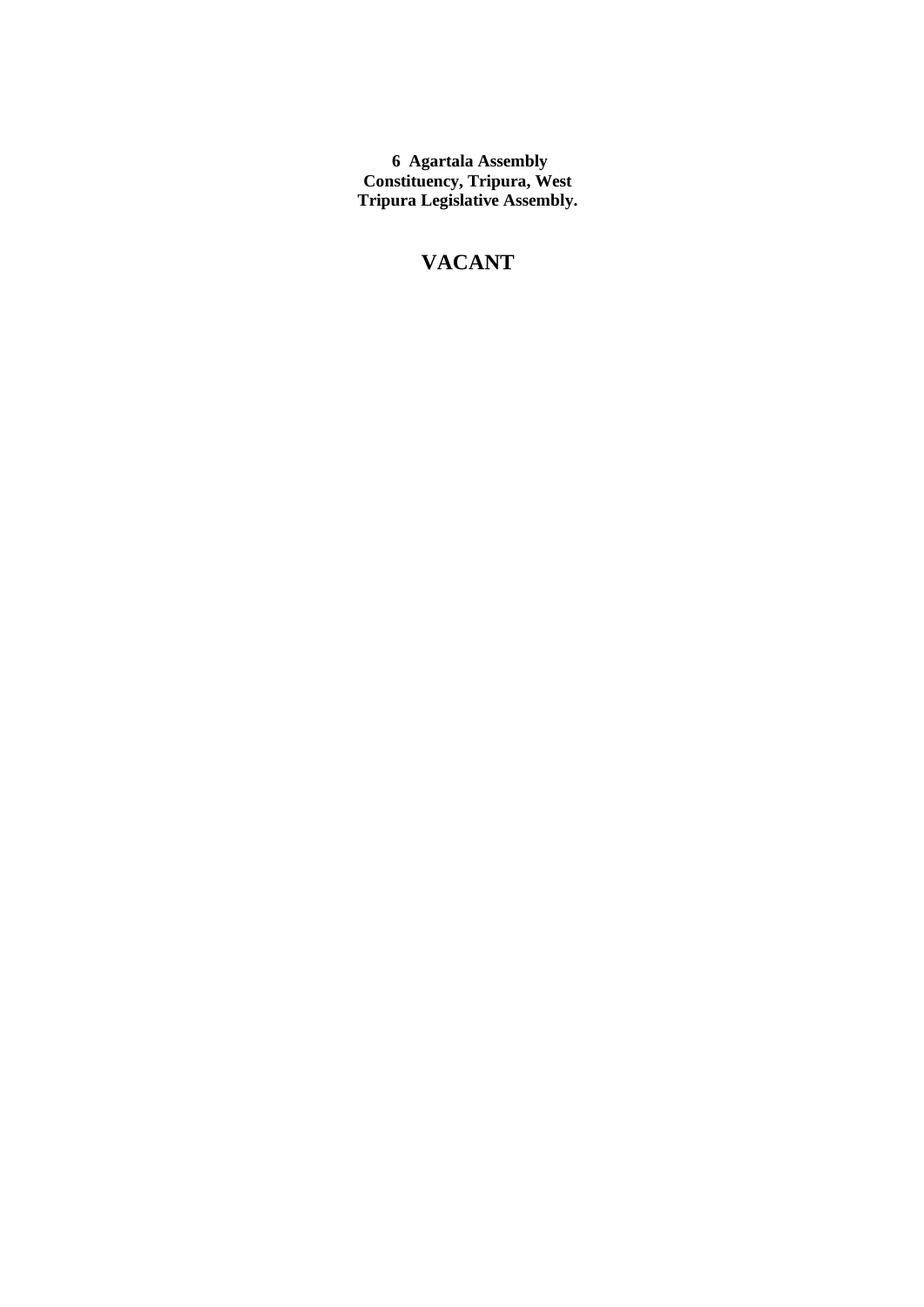**6 Agartala Assembly Constituency, Tripura, West Tripura Legislative Assembly.**

## VACANT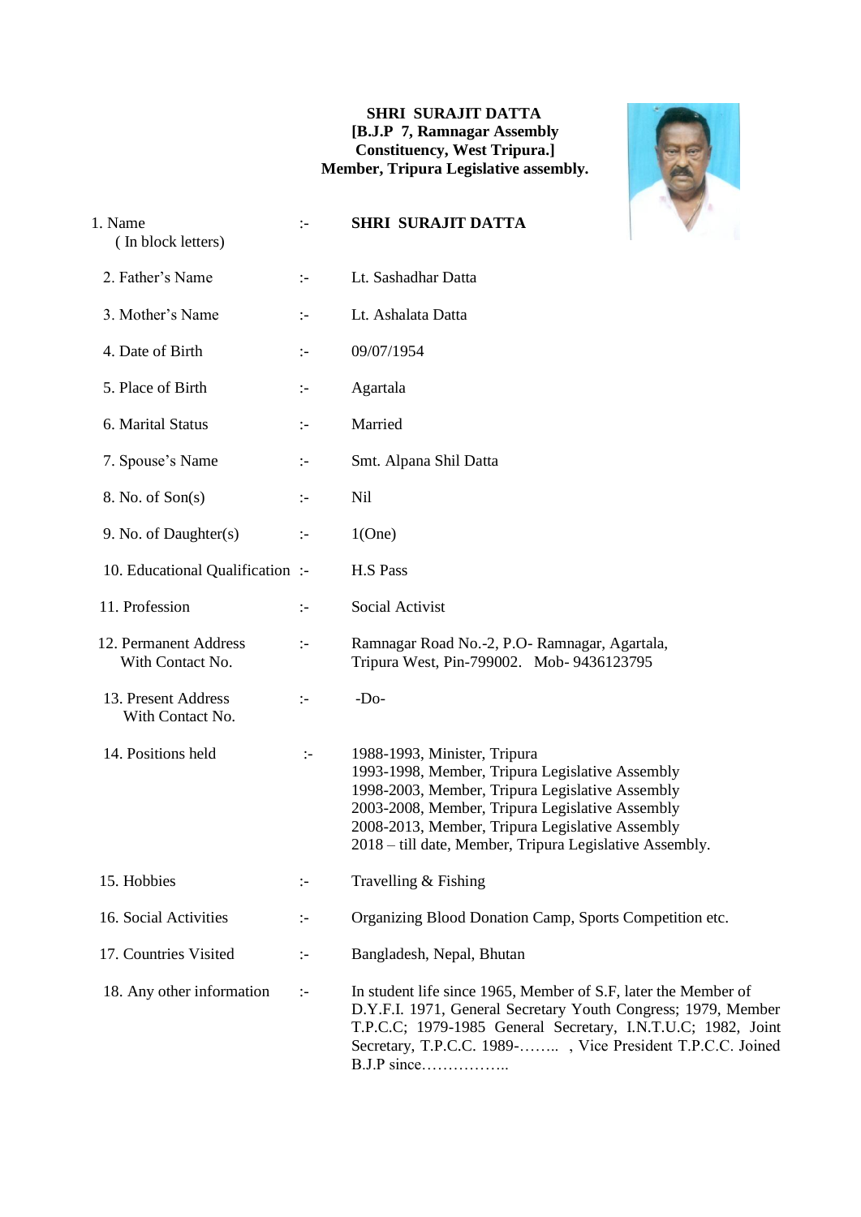**SHRI SURAJIT DATTA**
**[B.J.P 7, Ramnagar Assembly Constituency, West Tripura.]**
**Member, Tripura Legislative assembly.**

| | | |
|---|---|---|
| 1. Name ( In block letters) | :- | **SHRI SURAJIT DATTA** |
| 2. Father's Name | :- | Lt. Sashadhar Datta |
| 3. Mother's Name | :- | Lt. Ashalata Datta |
| 4. Date of Birth | :- | 09/07/1954 |
| 5. Place of Birth | :- | Agartala |
| 6. Marital Status | :- | Married |
| 7. Spouse's Name | :- | Smt. Alpana Shil Datta |
| 8. No. of Son(s) | :- | Nil |
| 9. No. of Daughter(s) | :- | 1(One) |
| 10. Educational Qualification | :- | H.S Pass |
| 11. Profession | :- | Social Activist |
| 12. Permanent Address With Contact No. | :- | Ramnagar Road No.-2, P.O- Ramnagar, Agartala, Tripura West, Pin-799002. Mob- 9436123795 |
| 13. Present Address With Contact No. | :- | -Do- |
| 14. Positions held | :- | 1988-1993, Minister, Tripura<br>1993-1998, Member, Tripura Legislative Assembly<br>1998-2003, Member, Tripura Legislative Assembly<br>2003-2008, Member, Tripura Legislative Assembly<br>2008-2013, Member, Tripura Legislative Assembly<br>2018 – till date, Member, Tripura Legislative Assembly. |
| 15. Hobbies | :- | Travelling & Fishing |
| 16. Social Activities | :- | Organizing Blood Donation Camp, Sports Competition etc. |
| 17. Countries Visited | :- | Bangladesh, Nepal, Bhutan |
| 18. Any other information | :- | In student life since 1965, Member of S.F, later the Member of D.Y.F.I. 1971, General Secretary Youth Congress; 1979, Member T.P.C.C; 1979-1985 General Secretary, I.N.T.U.C; 1982, Joint Secretary, T.P.C.C. 1989-…….. , Vice President T.P.C.C. Joined B.J.P since…………….. |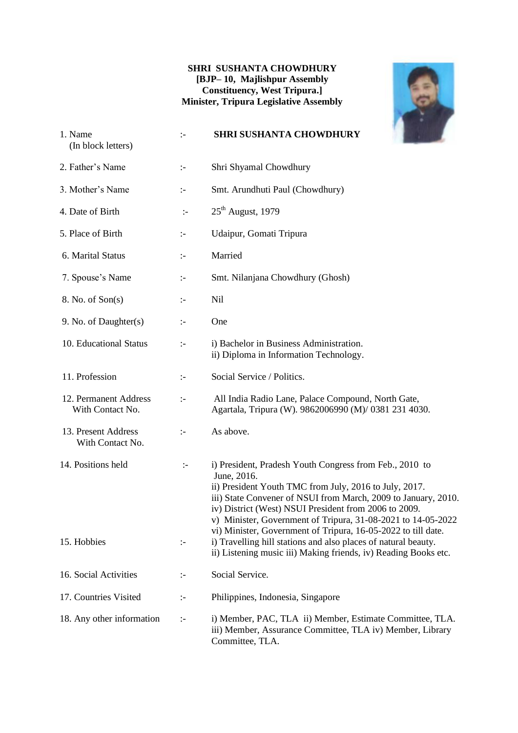**SHRI SUSHANTA CHOWDHURY**
**[BJP– 10, Majlishpur Assembly Constituency, West Tripura.]**
**Minister, Tripura Legislative Assembly**

| | | |
|---|---|---|
| 1. Name (In block letters) | :- | **SHRI SUSHANTA CHOWDHURY** |
| 2. Father's Name | :- | Shri Shyamal Chowdhury |
| 3. Mother's Name | :- | Smt. Arundhuti Paul (Chowdhury) |
| 4. Date of Birth | :- | 25th August, 1979 |
| 5. Place of Birth | :- | Udaipur, Gomati Tripura |
| 6. Marital Status | :- | Married |
| 7. Spouse's Name | :- | Smt. Nilanjana Chowdhury (Ghosh) |
| 8. No. of Son(s) | :- | Nil |
| 9. No. of Daughter(s) | :- | One |
| 10. Educational Status | :- | i) Bachelor in Business Administration.<br>ii) Diploma in Information Technology. |
| 11. Profession | :- | Social Service / Politics. |
| 12. Permanent Address With Contact No. | :- | All India Radio Lane, Palace Compound, North Gate, Agartala, Tripura (W). 9862006990 (M)/ 0381 231 4030. |
| 13. Present Address With Contact No. | :- | As above. |
| 14. Positions held | :- | i) President, Pradesh Youth Congress from Feb., 2010 to June, 2016.<br>ii) President Youth TMC from July, 2016 to July, 2017.<br>iii) State Convener of NSUI from March, 2009 to January, 2010.<br>iv) District (West) NSUI President from 2006 to 2009.<br>v) Minister, Government of Tripura, 31-08-2021 to 14-05-2022<br>vi) Minister, Government of Tripura, 16-05-2022 to till date. |
| 15. Hobbies | :- | i) Travelling hill stations and also places of natural beauty.<br>ii) Listening music iii) Making friends, iv) Reading Books etc. |
| 16. Social Activities | :- | Social Service. |
| 17. Countries Visited | :- | Philippines, Indonesia, Singapore |
| 18. Any other information | :- | i) Member, PAC, TLA ii) Member, Estimate Committee, TLA. iii) Member, Assurance Committee, TLA iv) Member, Library Committee, TLA. |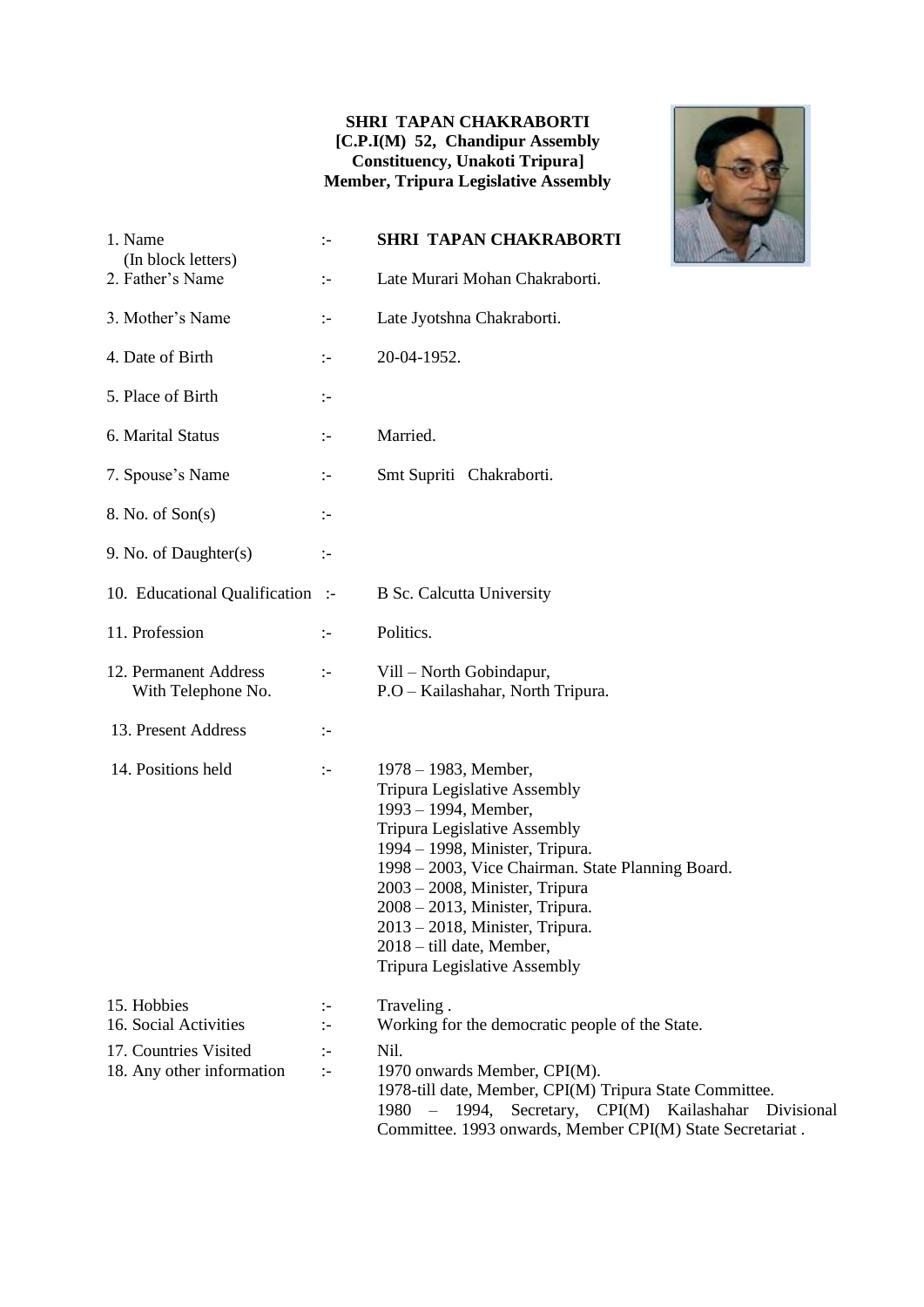**SHRI TAPAN CHAKRABORTI**
**[C.P.I(M) 52, Chandipur Assembly Constituency, Unakoti Tripura]**
**Member, Tripura Legislative Assembly**

| | | |
|---|---|---|
| 1. Name (In block letters) | :- | **SHRI TAPAN CHAKRABORTI** |
| 2. Father's Name | :- | Late Murari Mohan Chakraborti. |
| 3. Mother's Name | :- | Late Jyotshna Chakraborti. |
| 4. Date of Birth | :- | 20-04-1952. |
| 5. Place of Birth | :- | |
| 6. Marital Status | :- | Married. |
| 7. Spouse's Name | :- | Smt Supriti Chakraborti. |
| 8. No. of Son(s) | :- | |
| 9. No. of Daughter(s) | :- | |
| 10. Educational Qualification | :- | B Sc. Calcutta University |
| 11. Profession | :- | Politics. |
| 12. Permanent Address With Telephone No. | :- | Vill – North Gobindapur, P.O – Kailashahar, North Tripura. |
| 13. Present Address | :- | |
| 14. Positions held | :- | 1978 – 1983, Member, Tripura Legislative Assembly<br>1993 – 1994, Member, Tripura Legislative Assembly<br>1994 – 1998, Minister, Tripura.<br>1998 – 2003, Vice Chairman. State Planning Board.<br>2003 – 2008, Minister, Tripura<br>2008 – 2013, Minister, Tripura.<br>2013 – 2018, Minister, Tripura.<br>2018 – till date, Member, Tripura Legislative Assembly |
| 15. Hobbies | :- | Traveling . |
| 16. Social Activities | :- | Working for the democratic people of the State. |
| 17. Countries Visited | :- | Nil. |
| 18. Any other information | :- | 1970 onwards Member, CPI(M).<br>1978-till date, Member, CPI(M) Tripura State Committee.<br>1980 – 1994, Secretary, CPI(M) Kailashahar Divisional Committee. 1993 onwards, Member CPI(M) State Secretariat . |